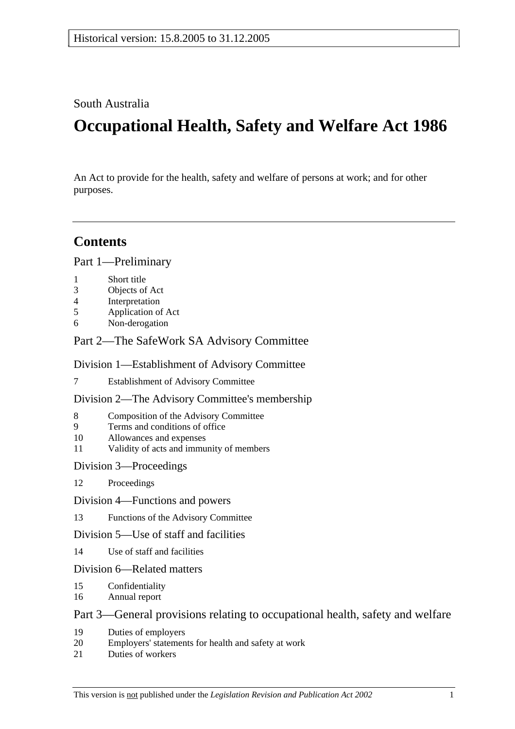Historical version: 15.8.2005 to 31.12.2005

South Australia

# Occupational Health, Safety and Welfare Act 1986

An Act to provide for the health, safety and welfare of persons at work; and for other purposes.

---

## Contents

### Part 1—Preliminary

1 Short title
3 Objects of Act
4 Interpretation
5 Application of Act
6 Non-derogation

### Part 2—The SafeWork SA Advisory Committee

#### Division 1—Establishment of Advisory Committee

7 Establishment of Advisory Committee

#### Division 2—The Advisory Committee's membership

8 Composition of the Advisory Committee
9 Terms and conditions of office
10 Allowances and expenses
11 Validity of acts and immunity of members

#### Division 3—Proceedings

12 Proceedings

#### Division 4—Functions and powers

13 Functions of the Advisory Committee

#### Division 5—Use of staff and facilities

14 Use of staff and facilities

#### Division 6—Related matters

15 Confidentiality
16 Annual report

### Part 3—General provisions relating to occupational health, safety and welfare

19 Duties of employers
20 Employers' statements for health and safety at work
21 Duties of workers

This version is not published under the *Legislation Revision and Publication Act 2002*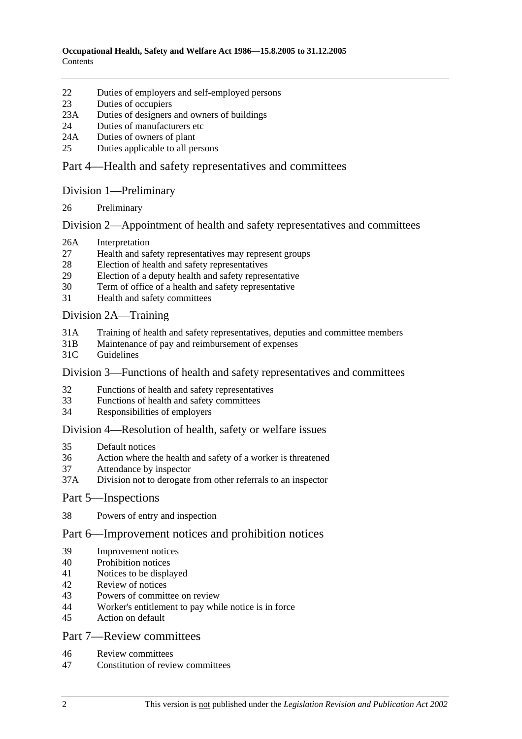22 Duties of employers and self-employed persons
23 Duties of occupiers
23A Duties of designers and owners of buildings
24 Duties of manufacturers etc
24A Duties of owners of plant
25 Duties applicable to all persons

## Part 4—Health and safety representatives and committees

### Division 1—Preliminary

26 Preliminary

### Division 2—Appointment of health and safety representatives and committees

26A Interpretation
27 Health and safety representatives may represent groups
28 Election of health and safety representatives
29 Election of a deputy health and safety representative
30 Term of office of a health and safety representative
31 Health and safety committees

### Division 2A—Training

31A Training of health and safety representatives, deputies and committee members
31B Maintenance of pay and reimbursement of expenses
31C Guidelines

### Division 3—Functions of health and safety representatives and committees

32 Functions of health and safety representatives
33 Functions of health and safety committees
34 Responsibilities of employers

### Division 4—Resolution of health, safety or welfare issues

35 Default notices
36 Action where the health and safety of a worker is threatened
37 Attendance by inspector
37A Division not to derogate from other referrals to an inspector

## Part 5—Inspections

38 Powers of entry and inspection

## Part 6—Improvement notices and prohibition notices

39 Improvement notices
40 Prohibition notices
41 Notices to be displayed
42 Review of notices
43 Powers of committee on review
44 Worker's entitlement to pay while notice is in force
45 Action on default

## Part 7—Review committees

46 Review committees
47 Constitution of review committees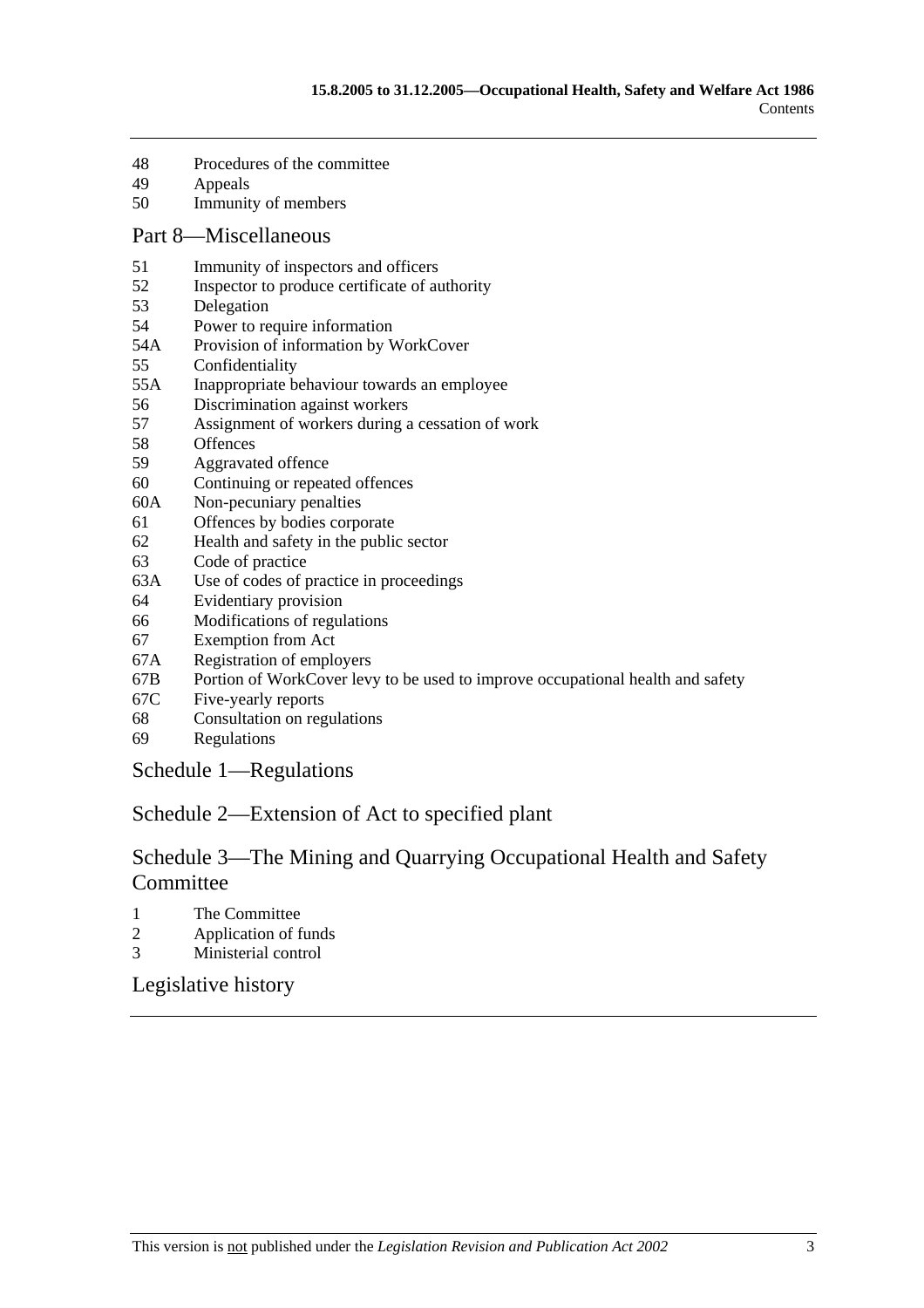48 Procedures of the committee
49 Appeals
50 Immunity of members

## Part 8—Miscellaneous

51 Immunity of inspectors and officers
52 Inspector to produce certificate of authority
53 Delegation
54 Power to require information
54A Provision of information by WorkCover
55 Confidentiality
55A Inappropriate behaviour towards an employee
56 Discrimination against workers
57 Assignment of workers during a cessation of work
58 Offences
59 Aggravated offence
60 Continuing or repeated offences
60A Non-pecuniary penalties
61 Offences by bodies corporate
62 Health and safety in the public sector
63 Code of practice
63A Use of codes of practice in proceedings
64 Evidentiary provision
66 Modifications of regulations
67 Exemption from Act
67A Registration of employers
67B Portion of WorkCover levy to be used to improve occupational health and safety
67C Five-yearly reports
68 Consultation on regulations
69 Regulations

## Schedule 1—Regulations

## Schedule 2—Extension of Act to specified plant

## Schedule 3—The Mining and Quarrying Occupational Health and Safety Committee

1 The Committee
2 Application of funds
3 Ministerial control

## Legislative history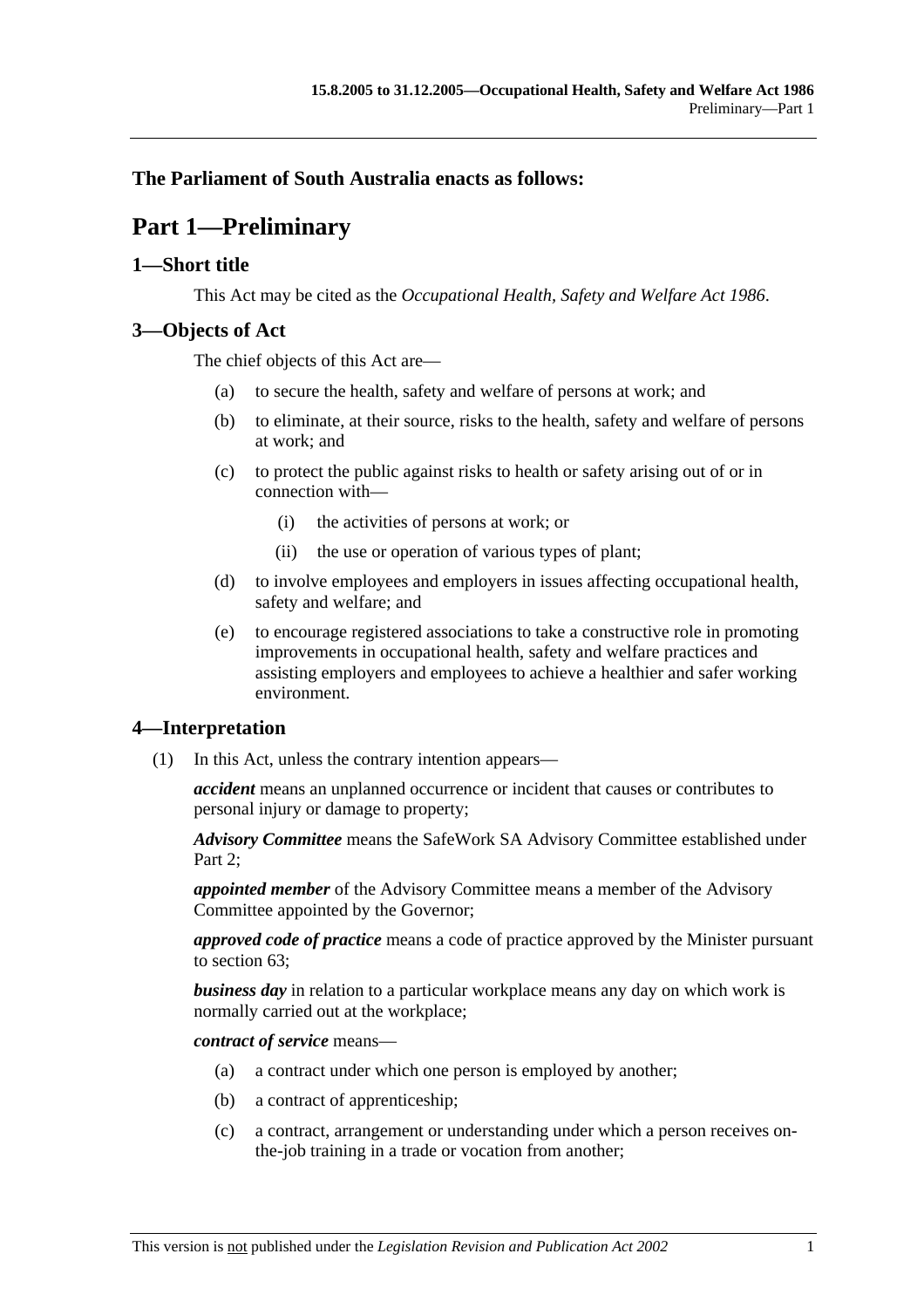**The Parliament of South Australia enacts as follows:**

# Part 1—Preliminary

## 1—Short title

This Act may be cited as the *Occupational Health, Safety and Welfare Act 1986*.

## 3—Objects of Act

The chief objects of this Act are—

(a) to secure the health, safety and welfare of persons at work; and

(b) to eliminate, at their source, risks to the health, safety and welfare of persons at work; and

(c) to protect the public against risks to health or safety arising out of or in connection with—

(i) the activities of persons at work; or

(ii) the use or operation of various types of plant;

(d) to involve employees and employers in issues affecting occupational health, safety and welfare; and

(e) to encourage registered associations to take a constructive role in promoting improvements in occupational health, safety and welfare practices and assisting employers and employees to achieve a healthier and safer working environment.

## 4—Interpretation

(1) In this Act, unless the contrary intention appears—

***accident*** means an unplanned occurrence or incident that causes or contributes to personal injury or damage to property;

***Advisory Committee*** means the SafeWork SA Advisory Committee established under Part 2;

***appointed member*** of the Advisory Committee means a member of the Advisory Committee appointed by the Governor;

***approved code of practice*** means a code of practice approved by the Minister pursuant to section 63;

***business day*** in relation to a particular workplace means any day on which work is normally carried out at the workplace;

***contract of service*** means—

(a) a contract under which one person is employed by another;

(b) a contract of apprenticeship;

(c) a contract, arrangement or understanding under which a person receives on-the-job training in a trade or vocation from another;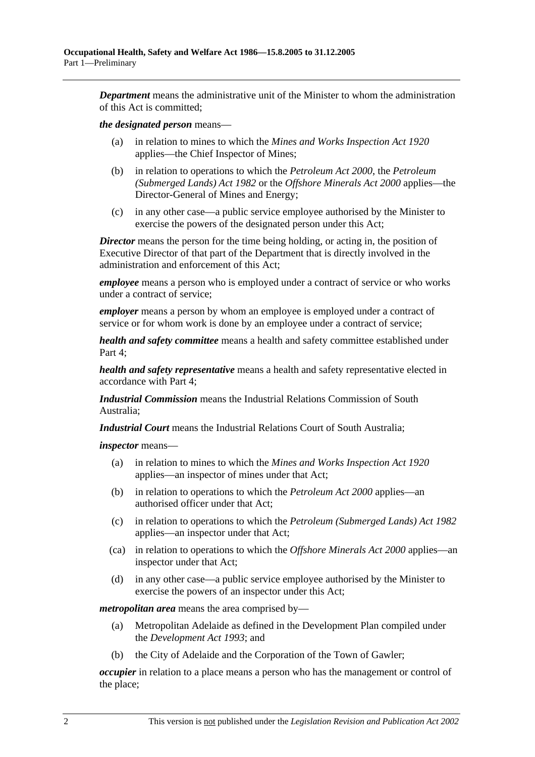***Department*** means the administrative unit of the Minister to whom the administration of this Act is committed;

***the designated person*** means—

- (a) in relation to mines to which the *Mines and Works Inspection Act 1920* applies—the Chief Inspector of Mines;
- (b) in relation to operations to which the *Petroleum Act 2000*, the *Petroleum (Submerged Lands) Act 1982* or the *Offshore Minerals Act 2000* applies—the Director-General of Mines and Energy;
- (c) in any other case—a public service employee authorised by the Minister to exercise the powers of the designated person under this Act;

***Director*** means the person for the time being holding, or acting in, the position of Executive Director of that part of the Department that is directly involved in the administration and enforcement of this Act;

***employee*** means a person who is employed under a contract of service or who works under a contract of service;

***employer*** means a person by whom an employee is employed under a contract of service or for whom work is done by an employee under a contract of service;

***health and safety committee*** means a health and safety committee established under Part 4;

***health and safety representative*** means a health and safety representative elected in accordance with Part 4;

***Industrial Commission*** means the Industrial Relations Commission of South Australia;

***Industrial Court*** means the Industrial Relations Court of South Australia;

***inspector*** means—

- (a) in relation to mines to which the *Mines and Works Inspection Act 1920* applies—an inspector of mines under that Act;
- (b) in relation to operations to which the *Petroleum Act 2000* applies—an authorised officer under that Act;
- (c) in relation to operations to which the *Petroleum (Submerged Lands) Act 1982* applies—an inspector under that Act;
- (ca) in relation to operations to which the *Offshore Minerals Act 2000* applies—an inspector under that Act;
- (d) in any other case—a public service employee authorised by the Minister to exercise the powers of an inspector under this Act;

***metropolitan area*** means the area comprised by—

- (a) Metropolitan Adelaide as defined in the Development Plan compiled under the *Development Act 1993*; and
- (b) the City of Adelaide and the Corporation of the Town of Gawler;

***occupier*** in relation to a place means a person who has the management or control of the place;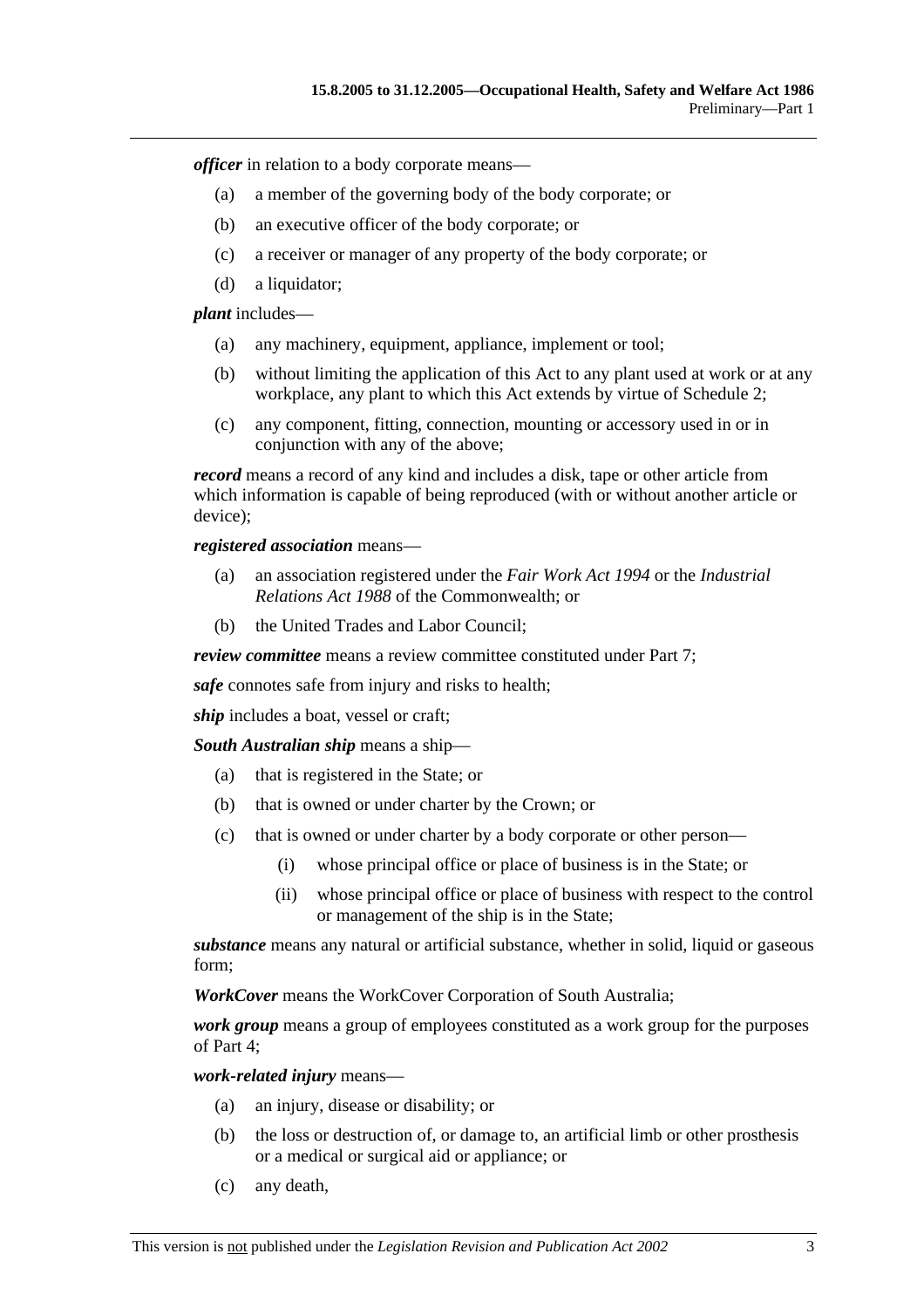***officer*** in relation to a body corporate means—

(a) a member of the governing body of the body corporate; or

(b) an executive officer of the body corporate; or

(c) a receiver or manager of any property of the body corporate; or

(d) a liquidator;

***plant*** includes—

(a) any machinery, equipment, appliance, implement or tool;

(b) without limiting the application of this Act to any plant used at work or at any workplace, any plant to which this Act extends by virtue of Schedule 2;

(c) any component, fitting, connection, mounting or accessory used in or in conjunction with any of the above;

***record*** means a record of any kind and includes a disk, tape or other article from which information is capable of being reproduced (with or without another article or device);

***registered association*** means—

(a) an association registered under the *Fair Work Act 1994* or the *Industrial Relations Act 1988* of the Commonwealth; or

(b) the United Trades and Labor Council;

***review committee*** means a review committee constituted under Part 7;

***safe*** connotes safe from injury and risks to health;

***ship*** includes a boat, vessel or craft;

***South Australian ship*** means a ship—

(a) that is registered in the State; or

(b) that is owned or under charter by the Crown; or

(c) that is owned or under charter by a body corporate or other person—

(i) whose principal office or place of business is in the State; or

(ii) whose principal office or place of business with respect to the control or management of the ship is in the State;

***substance*** means any natural or artificial substance, whether in solid, liquid or gaseous form;

***WorkCover*** means the WorkCover Corporation of South Australia;

***work group*** means a group of employees constituted as a work group for the purposes of Part 4;

***work-related injury*** means—

(a) an injury, disease or disability; or

(b) the loss or destruction of, or damage to, an artificial limb or other prosthesis or a medical or surgical aid or appliance; or

(c) any death,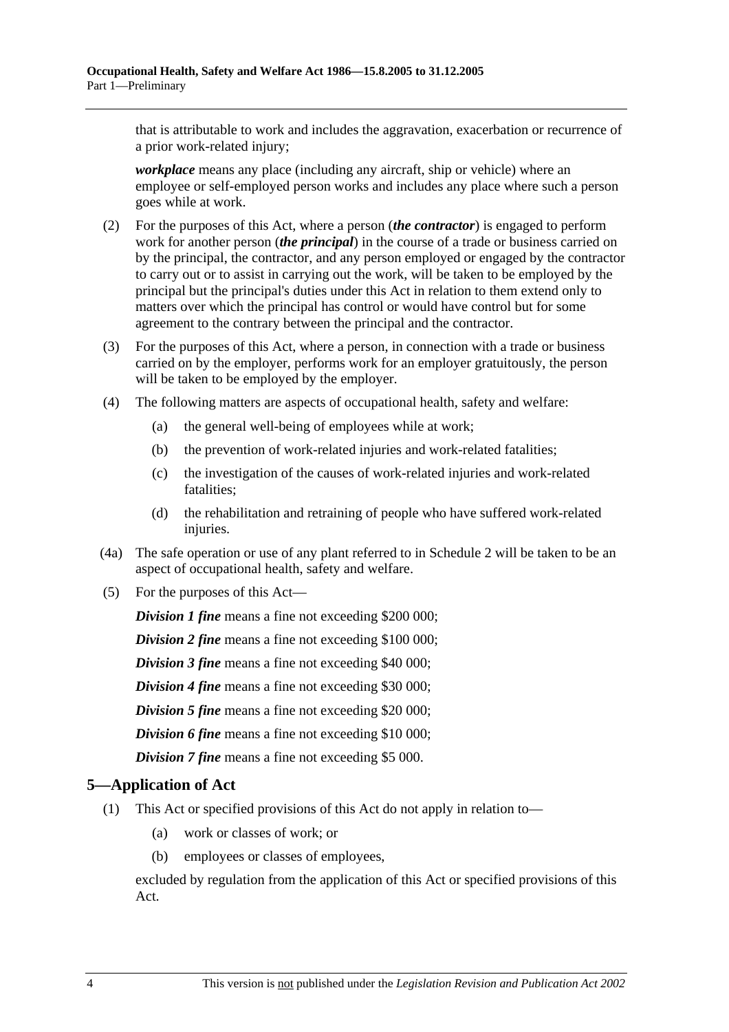that is attributable to work and includes the aggravation, exacerbation or recurrence of a prior work-related injury;

***workplace*** means any place (including any aircraft, ship or vehicle) where an employee or self-employed person works and includes any place where such a person goes while at work.

(2) For the purposes of this Act, where a person (***the contractor***) is engaged to perform work for another person (***the principal***) in the course of a trade or business carried on by the principal, the contractor, and any person employed or engaged by the contractor to carry out or to assist in carrying out the work, will be taken to be employed by the principal but the principal's duties under this Act in relation to them extend only to matters over which the principal has control or would have control but for some agreement to the contrary between the principal and the contractor.

(3) For the purposes of this Act, where a person, in connection with a trade or business carried on by the employer, performs work for an employer gratuitously, the person will be taken to be employed by the employer.

(4) The following matters are aspects of occupational health, safety and welfare:

- (a) the general well-being of employees while at work;
- (b) the prevention of work-related injuries and work-related fatalities;
- (c) the investigation of the causes of work-related injuries and work-related fatalities;
- (d) the rehabilitation and retraining of people who have suffered work-related injuries.

(4a) The safe operation or use of any plant referred to in Schedule 2 will be taken to be an aspect of occupational health, safety and welfare.

(5) For the purposes of this Act—

***Division 1 fine*** means a fine not exceeding $200 000;

***Division 2 fine*** means a fine not exceeding $100 000;

***Division 3 fine*** means a fine not exceeding $40 000;

***Division 4 fine*** means a fine not exceeding $30 000;

***Division 5 fine*** means a fine not exceeding $20 000;

***Division 6 fine*** means a fine not exceeding $10 000;

***Division 7 fine*** means a fine not exceeding $5 000.

## 5—Application of Act

(1) This Act or specified provisions of this Act do not apply in relation to—

- (a) work or classes of work; or
- (b) employees or classes of employees,

excluded by regulation from the application of this Act or specified provisions of this Act.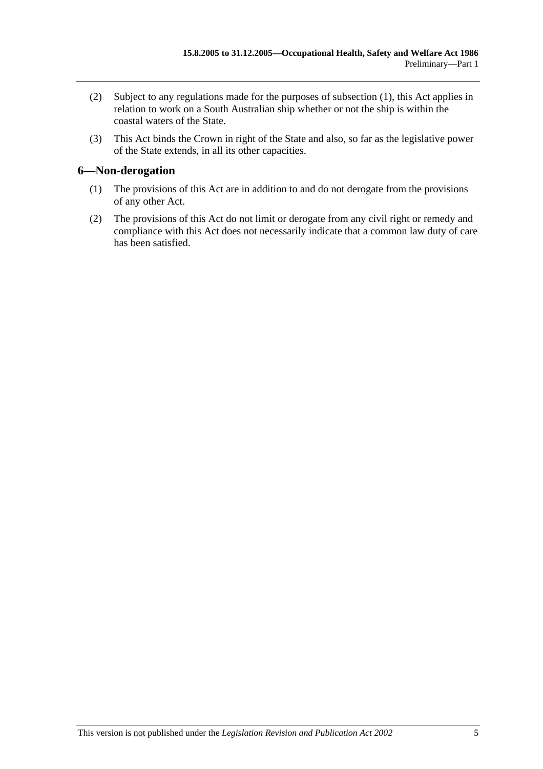(2) Subject to any regulations made for the purposes of subsection (1), this Act applies in relation to work on a South Australian ship whether or not the ship is within the coastal waters of the State.

(3) This Act binds the Crown in right of the State and also, so far as the legislative power of the State extends, in all its other capacities.

## 6—Non-derogation

(1) The provisions of this Act are in addition to and do not derogate from the provisions of any other Act.

(2) The provisions of this Act do not limit or derogate from any civil right or remedy and compliance with this Act does not necessarily indicate that a common law duty of care has been satisfied.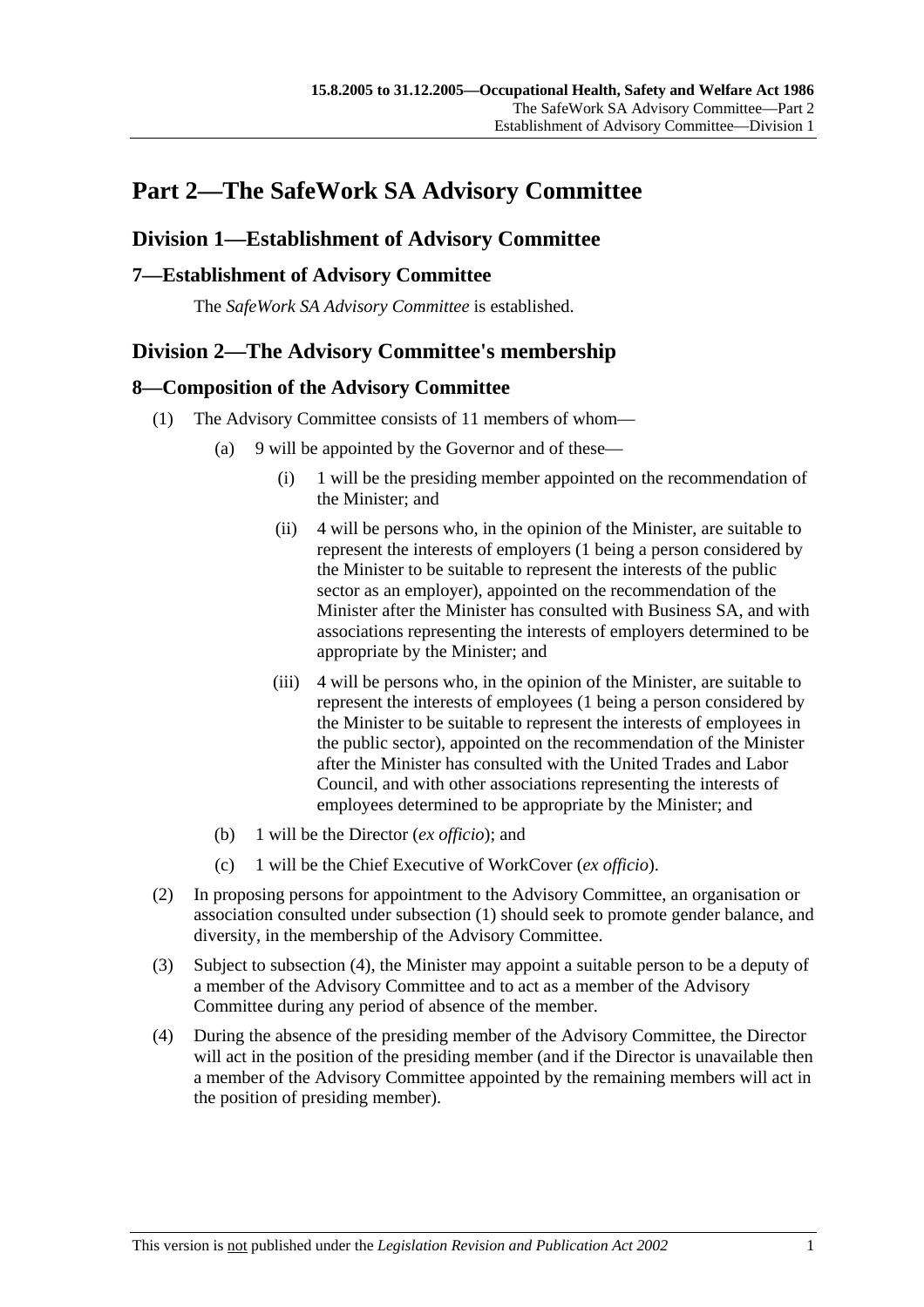# Part 2—The SafeWork SA Advisory Committee

## Division 1—Establishment of Advisory Committee

### 7—Establishment of Advisory Committee

The *SafeWork SA Advisory Committee* is established.

## Division 2—The Advisory Committee's membership

### 8—Composition of the Advisory Committee

(1) The Advisory Committee consists of 11 members of whom—

(a) 9 will be appointed by the Governor and of these—

(i) 1 will be the presiding member appointed on the recommendation of the Minister; and

(ii) 4 will be persons who, in the opinion of the Minister, are suitable to represent the interests of employers (1 being a person considered by the Minister to be suitable to represent the interests of the public sector as an employer), appointed on the recommendation of the Minister after the Minister has consulted with Business SA, and with associations representing the interests of employers determined to be appropriate by the Minister; and

(iii) 4 will be persons who, in the opinion of the Minister, are suitable to represent the interests of employees (1 being a person considered by the Minister to be suitable to represent the interests of employees in the public sector), appointed on the recommendation of the Minister after the Minister has consulted with the United Trades and Labor Council, and with other associations representing the interests of employees determined to be appropriate by the Minister; and

(b) 1 will be the Director (*ex officio*); and

(c) 1 will be the Chief Executive of WorkCover (*ex officio*).

(2) In proposing persons for appointment to the Advisory Committee, an organisation or association consulted under subsection (1) should seek to promote gender balance, and diversity, in the membership of the Advisory Committee.

(3) Subject to subsection (4), the Minister may appoint a suitable person to be a deputy of a member of the Advisory Committee and to act as a member of the Advisory Committee during any period of absence of the member.

(4) During the absence of the presiding member of the Advisory Committee, the Director will act in the position of the presiding member (and if the Director is unavailable then a member of the Advisory Committee appointed by the remaining members will act in the position of presiding member).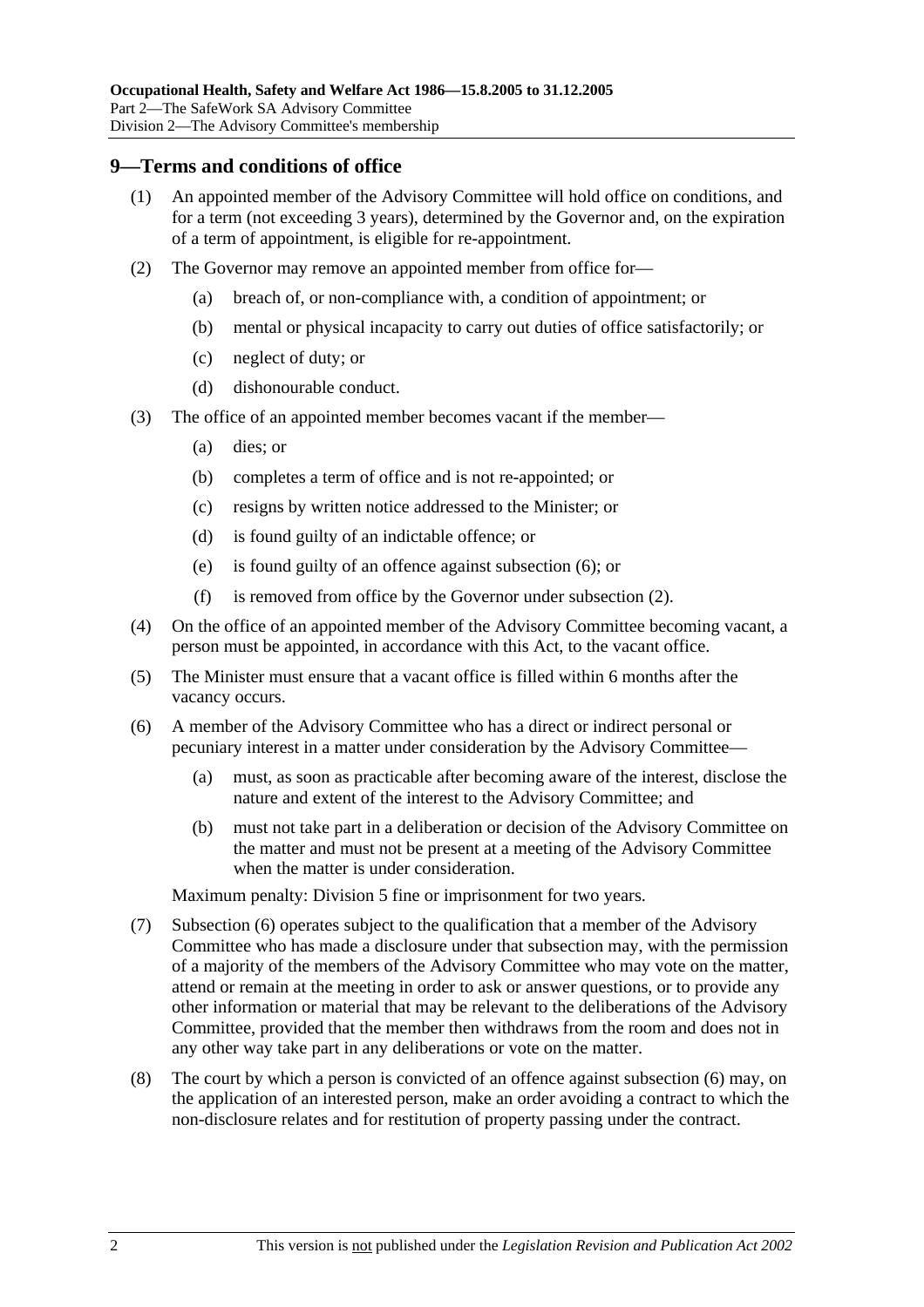## 9—Terms and conditions of office

(1) An appointed member of the Advisory Committee will hold office on conditions, and for a term (not exceeding 3 years), determined by the Governor and, on the expiration of a term of appointment, is eligible for re-appointment.

(2) The Governor may remove an appointed member from office for—

- (a) breach of, or non-compliance with, a condition of appointment; or
- (b) mental or physical incapacity to carry out duties of office satisfactorily; or
- (c) neglect of duty; or
- (d) dishonourable conduct.

(3) The office of an appointed member becomes vacant if the member—

- (a) dies; or
- (b) completes a term of office and is not re-appointed; or
- (c) resigns by written notice addressed to the Minister; or
- (d) is found guilty of an indictable offence; or
- (e) is found guilty of an offence against subsection (6); or
- (f) is removed from office by the Governor under subsection (2).

(4) On the office of an appointed member of the Advisory Committee becoming vacant, a person must be appointed, in accordance with this Act, to the vacant office.

(5) The Minister must ensure that a vacant office is filled within 6 months after the vacancy occurs.

(6) A member of the Advisory Committee who has a direct or indirect personal or pecuniary interest in a matter under consideration by the Advisory Committee—

- (a) must, as soon as practicable after becoming aware of the interest, disclose the nature and extent of the interest to the Advisory Committee; and
- (b) must not take part in a deliberation or decision of the Advisory Committee on the matter and must not be present at a meeting of the Advisory Committee when the matter is under consideration.

Maximum penalty: Division 5 fine or imprisonment for two years.

(7) Subsection (6) operates subject to the qualification that a member of the Advisory Committee who has made a disclosure under that subsection may, with the permission of a majority of the members of the Advisory Committee who may vote on the matter, attend or remain at the meeting in order to ask or answer questions, or to provide any other information or material that may be relevant to the deliberations of the Advisory Committee, provided that the member then withdraws from the room and does not in any other way take part in any deliberations or vote on the matter.

(8) The court by which a person is convicted of an offence against subsection (6) may, on the application of an interested person, make an order avoiding a contract to which the non-disclosure relates and for restitution of property passing under the contract.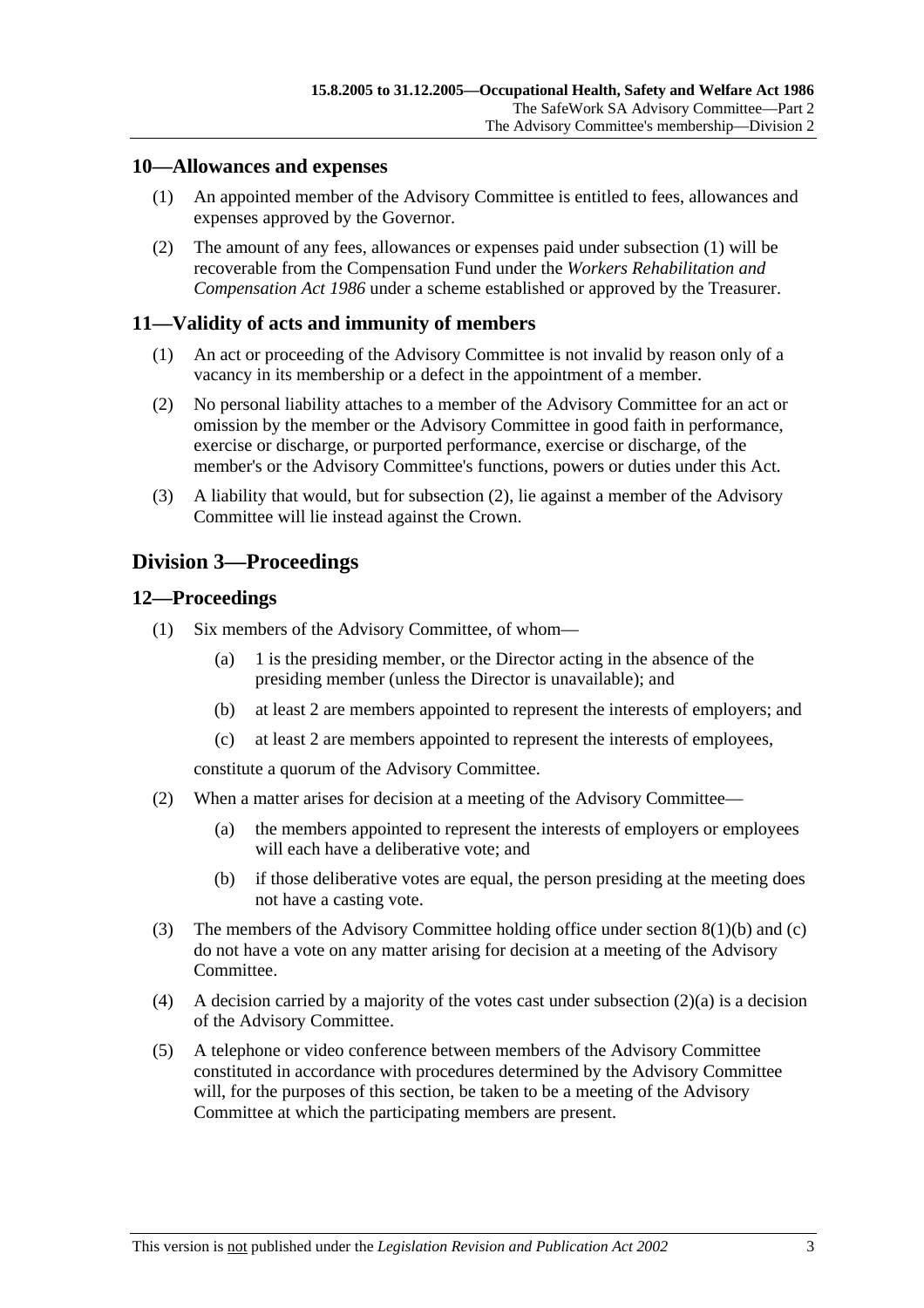## 10—Allowances and expenses

(1) An appointed member of the Advisory Committee is entitled to fees, allowances and expenses approved by the Governor.

(2) The amount of any fees, allowances or expenses paid under subsection (1) will be recoverable from the Compensation Fund under the *Workers Rehabilitation and Compensation Act 1986* under a scheme established or approved by the Treasurer.

## 11—Validity of acts and immunity of members

(1) An act or proceeding of the Advisory Committee is not invalid by reason only of a vacancy in its membership or a defect in the appointment of a member.

(2) No personal liability attaches to a member of the Advisory Committee for an act or omission by the member or the Advisory Committee in good faith in performance, exercise or discharge, or purported performance, exercise or discharge, of the member's or the Advisory Committee's functions, powers or duties under this Act.

(3) A liability that would, but for subsection (2), lie against a member of the Advisory Committee will lie instead against the Crown.

# Division 3—Proceedings

## 12—Proceedings

(1) Six members of the Advisory Committee, of whom—

- (a) 1 is the presiding member, or the Director acting in the absence of the presiding member (unless the Director is unavailable); and
- (b) at least 2 are members appointed to represent the interests of employers; and
- (c) at least 2 are members appointed to represent the interests of employees,

constitute a quorum of the Advisory Committee.

(2) When a matter arises for decision at a meeting of the Advisory Committee—

- (a) the members appointed to represent the interests of employers or employees will each have a deliberative vote; and
- (b) if those deliberative votes are equal, the person presiding at the meeting does not have a casting vote.

(3) The members of the Advisory Committee holding office under section 8(1)(b) and (c) do not have a vote on any matter arising for decision at a meeting of the Advisory Committee.

(4) A decision carried by a majority of the votes cast under subsection (2)(a) is a decision of the Advisory Committee.

(5) A telephone or video conference between members of the Advisory Committee constituted in accordance with procedures determined by the Advisory Committee will, for the purposes of this section, be taken to be a meeting of the Advisory Committee at which the participating members are present.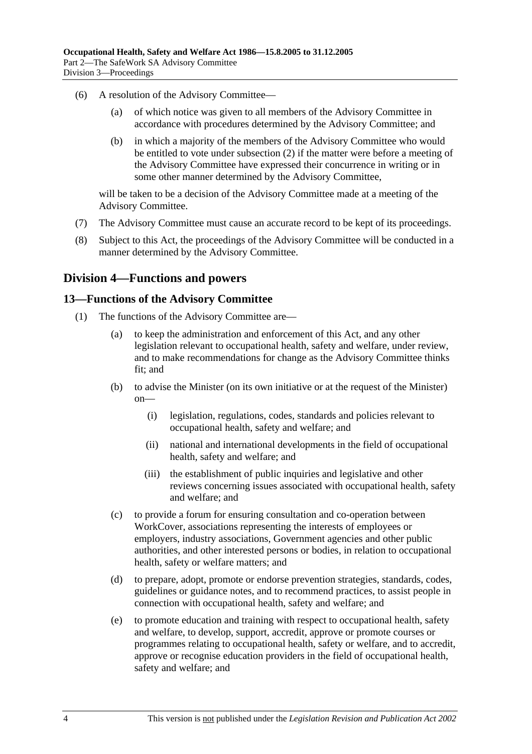(6) A resolution of the Advisory Committee—

 (a) of which notice was given to all members of the Advisory Committee in accordance with procedures determined by the Advisory Committee; and

 (b) in which a majority of the members of the Advisory Committee who would be entitled to vote under subsection (2) if the matter were before a meeting of the Advisory Committee have expressed their concurrence in writing or in some other manner determined by the Advisory Committee,

will be taken to be a decision of the Advisory Committee made at a meeting of the Advisory Committee.

(7) The Advisory Committee must cause an accurate record to be kept of its proceedings.

(8) Subject to this Act, the proceedings of the Advisory Committee will be conducted in a manner determined by the Advisory Committee.

## Division 4—Functions and powers

### 13—Functions of the Advisory Committee

(1) The functions of the Advisory Committee are—

 (a) to keep the administration and enforcement of this Act, and any other legislation relevant to occupational health, safety and welfare, under review, and to make recommendations for change as the Advisory Committee thinks fit; and

 (b) to advise the Minister (on its own initiative or at the request of the Minister) on—

  (i) legislation, regulations, codes, standards and policies relevant to occupational health, safety and welfare; and

  (ii) national and international developments in the field of occupational health, safety and welfare; and

  (iii) the establishment of public inquiries and legislative and other reviews concerning issues associated with occupational health, safety and welfare; and

 (c) to provide a forum for ensuring consultation and co-operation between WorkCover, associations representing the interests of employees or employers, industry associations, Government agencies and other public authorities, and other interested persons or bodies, in relation to occupational health, safety or welfare matters; and

 (d) to prepare, adopt, promote or endorse prevention strategies, standards, codes, guidelines or guidance notes, and to recommend practices, to assist people in connection with occupational health, safety and welfare; and

 (e) to promote education and training with respect to occupational health, safety and welfare, to develop, support, accredit, approve or promote courses or programmes relating to occupational health, safety or welfare, and to accredit, approve or recognise education providers in the field of occupational health, safety and welfare; and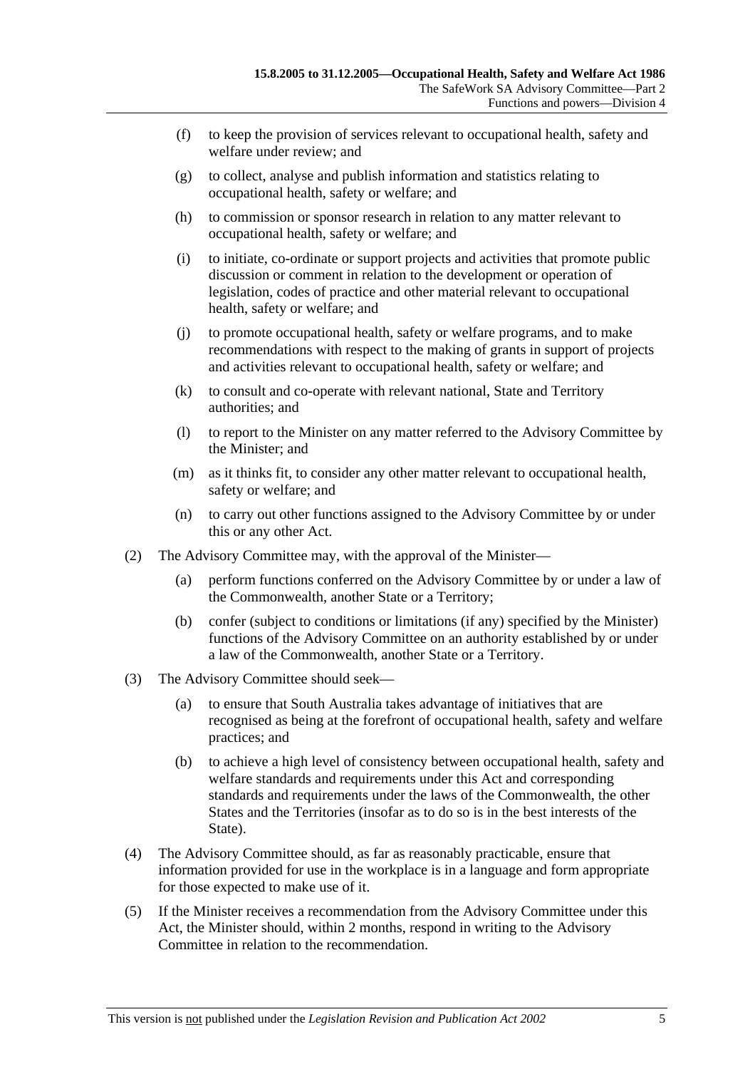(f) to keep the provision of services relevant to occupational health, safety and welfare under review; and

(g) to collect, analyse and publish information and statistics relating to occupational health, safety or welfare; and

(h) to commission or sponsor research in relation to any matter relevant to occupational health, safety or welfare; and

(i) to initiate, co-ordinate or support projects and activities that promote public discussion or comment in relation to the development or operation of legislation, codes of practice and other material relevant to occupational health, safety or welfare; and

(j) to promote occupational health, safety or welfare programs, and to make recommendations with respect to the making of grants in support of projects and activities relevant to occupational health, safety or welfare; and

(k) to consult and co-operate with relevant national, State and Territory authorities; and

(l) to report to the Minister on any matter referred to the Advisory Committee by the Minister; and

(m) as it thinks fit, to consider any other matter relevant to occupational health, safety or welfare; and

(n) to carry out other functions assigned to the Advisory Committee by or under this or any other Act.

(2) The Advisory Committee may, with the approval of the Minister—

(a) perform functions conferred on the Advisory Committee by or under a law of the Commonwealth, another State or a Territory;

(b) confer (subject to conditions or limitations (if any) specified by the Minister) functions of the Advisory Committee on an authority established by or under a law of the Commonwealth, another State or a Territory.

(3) The Advisory Committee should seek—

(a) to ensure that South Australia takes advantage of initiatives that are recognised as being at the forefront of occupational health, safety and welfare practices; and

(b) to achieve a high level of consistency between occupational health, safety and welfare standards and requirements under this Act and corresponding standards and requirements under the laws of the Commonwealth, the other States and the Territories (insofar as to do so is in the best interests of the State).

(4) The Advisory Committee should, as far as reasonably practicable, ensure that information provided for use in the workplace is in a language and form appropriate for those expected to make use of it.

(5) If the Minister receives a recommendation from the Advisory Committee under this Act, the Minister should, within 2 months, respond in writing to the Advisory Committee in relation to the recommendation.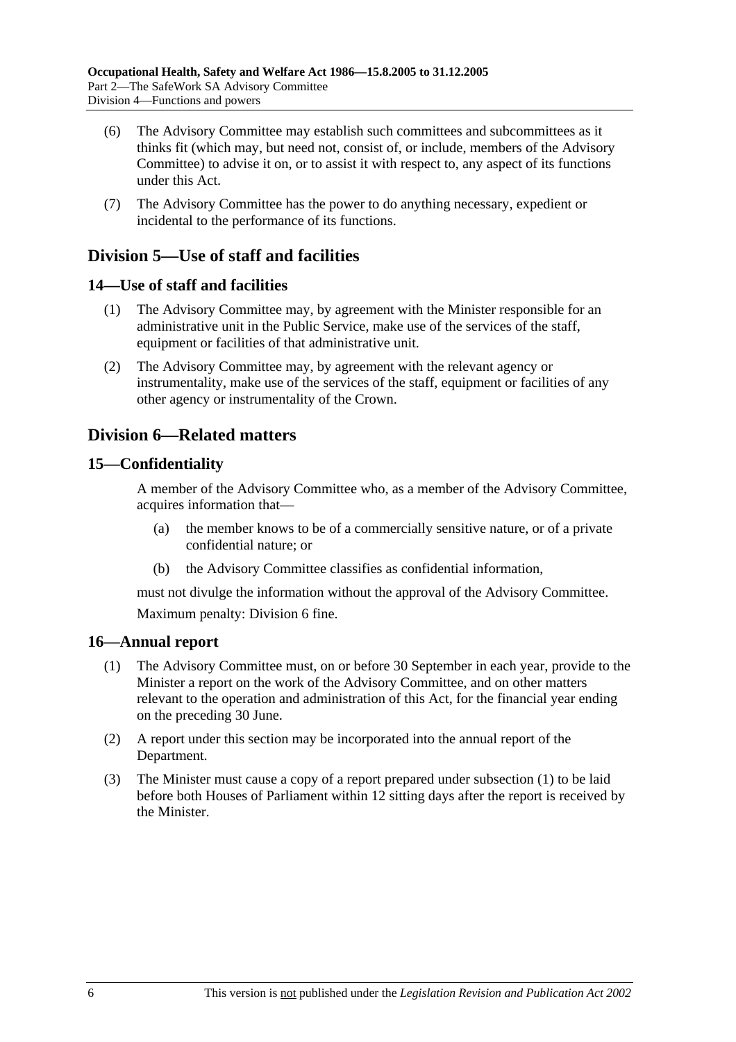(6) The Advisory Committee may establish such committees and subcommittees as it thinks fit (which may, but need not, consist of, or include, members of the Advisory Committee) to advise it on, or to assist it with respect to, any aspect of its functions under this Act.

(7) The Advisory Committee has the power to do anything necessary, expedient or incidental to the performance of its functions.

## Division 5—Use of staff and facilities

### 14—Use of staff and facilities

(1) The Advisory Committee may, by agreement with the Minister responsible for an administrative unit in the Public Service, make use of the services of the staff, equipment or facilities of that administrative unit.

(2) The Advisory Committee may, by agreement with the relevant agency or instrumentality, make use of the services of the staff, equipment or facilities of any other agency or instrumentality of the Crown.

## Division 6—Related matters

### 15—Confidentiality

A member of the Advisory Committee who, as a member of the Advisory Committee, acquires information that—

(a) the member knows to be of a commercially sensitive nature, or of a private confidential nature; or

(b) the Advisory Committee classifies as confidential information,

must not divulge the information without the approval of the Advisory Committee.

Maximum penalty: Division 6 fine.

### 16—Annual report

(1) The Advisory Committee must, on or before 30 September in each year, provide to the Minister a report on the work of the Advisory Committee, and on other matters relevant to the operation and administration of this Act, for the financial year ending on the preceding 30 June.

(2) A report under this section may be incorporated into the annual report of the Department.

(3) The Minister must cause a copy of a report prepared under subsection (1) to be laid before both Houses of Parliament within 12 sitting days after the report is received by the Minister.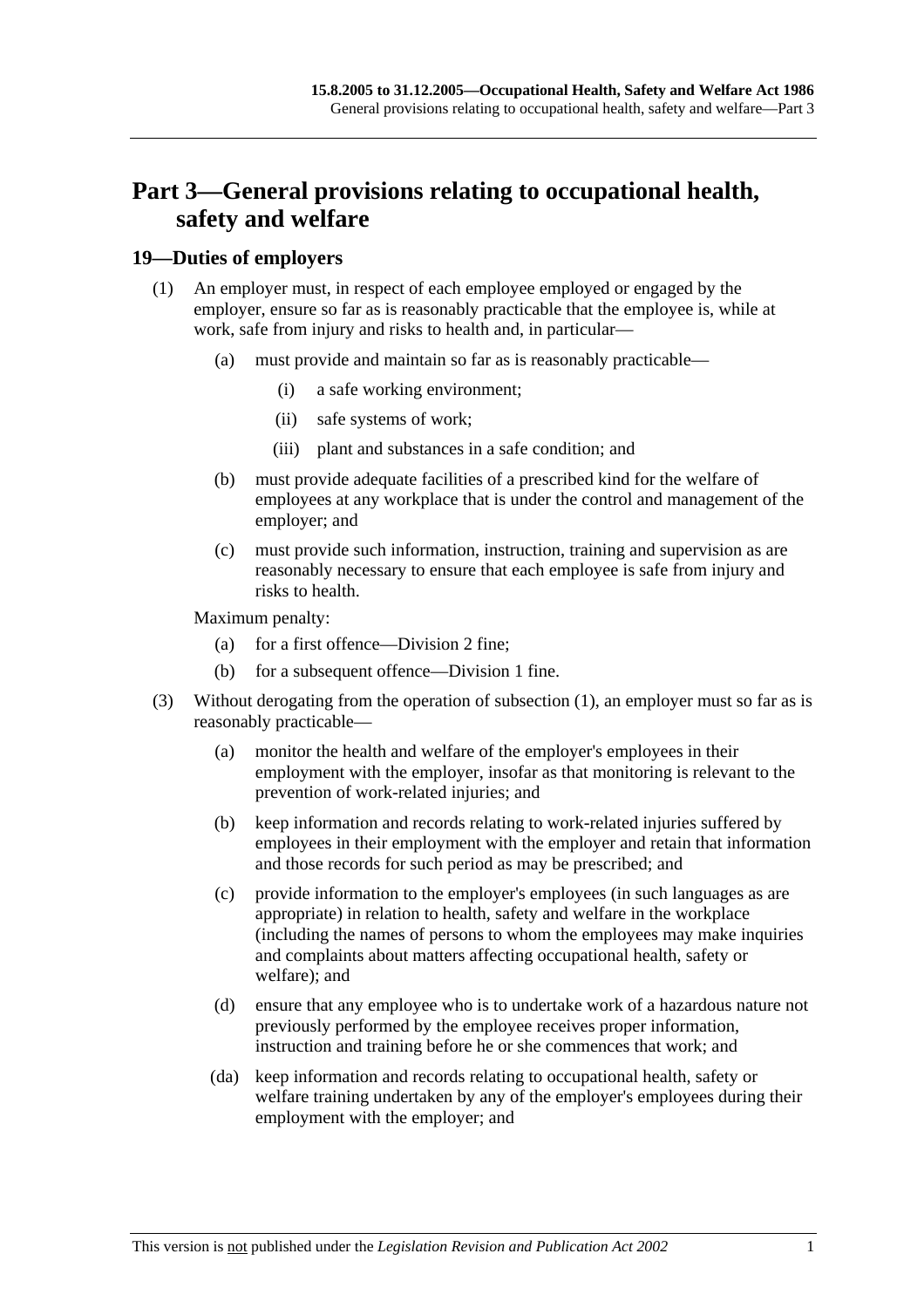# Part 3—General provisions relating to occupational health, safety and welfare

## 19—Duties of employers

(1) An employer must, in respect of each employee employed or engaged by the employer, ensure so far as is reasonably practicable that the employee is, while at work, safe from injury and risks to health and, in particular—

(a) must provide and maintain so far as is reasonably practicable—

(i) a safe working environment;

(ii) safe systems of work;

(iii) plant and substances in a safe condition; and

(b) must provide adequate facilities of a prescribed kind for the welfare of employees at any workplace that is under the control and management of the employer; and

(c) must provide such information, instruction, training and supervision as are reasonably necessary to ensure that each employee is safe from injury and risks to health.

Maximum penalty:

(a) for a first offence—Division 2 fine;

(b) for a subsequent offence—Division 1 fine.

(3) Without derogating from the operation of subsection (1), an employer must so far as is reasonably practicable—

(a) monitor the health and welfare of the employer's employees in their employment with the employer, insofar as that monitoring is relevant to the prevention of work-related injuries; and

(b) keep information and records relating to work-related injuries suffered by employees in their employment with the employer and retain that information and those records for such period as may be prescribed; and

(c) provide information to the employer's employees (in such languages as are appropriate) in relation to health, safety and welfare in the workplace (including the names of persons to whom the employees may make inquiries and complaints about matters affecting occupational health, safety or welfare); and

(d) ensure that any employee who is to undertake work of a hazardous nature not previously performed by the employee receives proper information, instruction and training before he or she commences that work; and

(da) keep information and records relating to occupational health, safety or welfare training undertaken by any of the employer's employees during their employment with the employer; and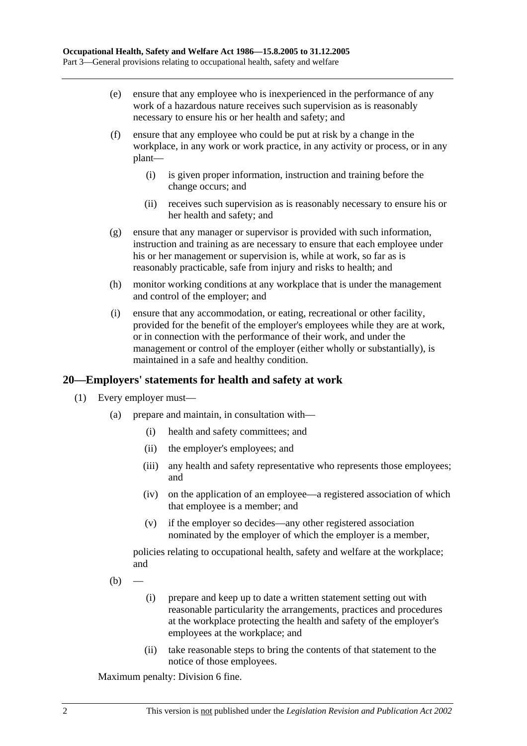(e) ensure that any employee who is inexperienced in the performance of any work of a hazardous nature receives such supervision as is reasonably necessary to ensure his or her health and safety; and

(f) ensure that any employee who could be put at risk by a change in the workplace, in any work or work practice, in any activity or process, or in any plant—

(i) is given proper information, instruction and training before the change occurs; and

(ii) receives such supervision as is reasonably necessary to ensure his or her health and safety; and

(g) ensure that any manager or supervisor is provided with such information, instruction and training as are necessary to ensure that each employee under his or her management or supervision is, while at work, so far as is reasonably practicable, safe from injury and risks to health; and

(h) monitor working conditions at any workplace that is under the management and control of the employer; and

(i) ensure that any accommodation, or eating, recreational or other facility, provided for the benefit of the employer's employees while they are at work, or in connection with the performance of their work, and under the management or control of the employer (either wholly or substantially), is maintained in a safe and healthy condition.

## 20—Employers' statements for health and safety at work

(1) Every employer must—

(a) prepare and maintain, in consultation with—

(i) health and safety committees; and

(ii) the employer's employees; and

(iii) any health and safety representative who represents those employees; and

(iv) on the application of an employee—a registered association of which that employee is a member; and

(v) if the employer so decides—any other registered association nominated by the employer of which the employer is a member,

policies relating to occupational health, safety and welfare at the workplace; and

(b) —

(i) prepare and keep up to date a written statement setting out with reasonable particularity the arrangements, practices and procedures at the workplace protecting the health and safety of the employer's employees at the workplace; and

(ii) take reasonable steps to bring the contents of that statement to the notice of those employees.

Maximum penalty: Division 6 fine.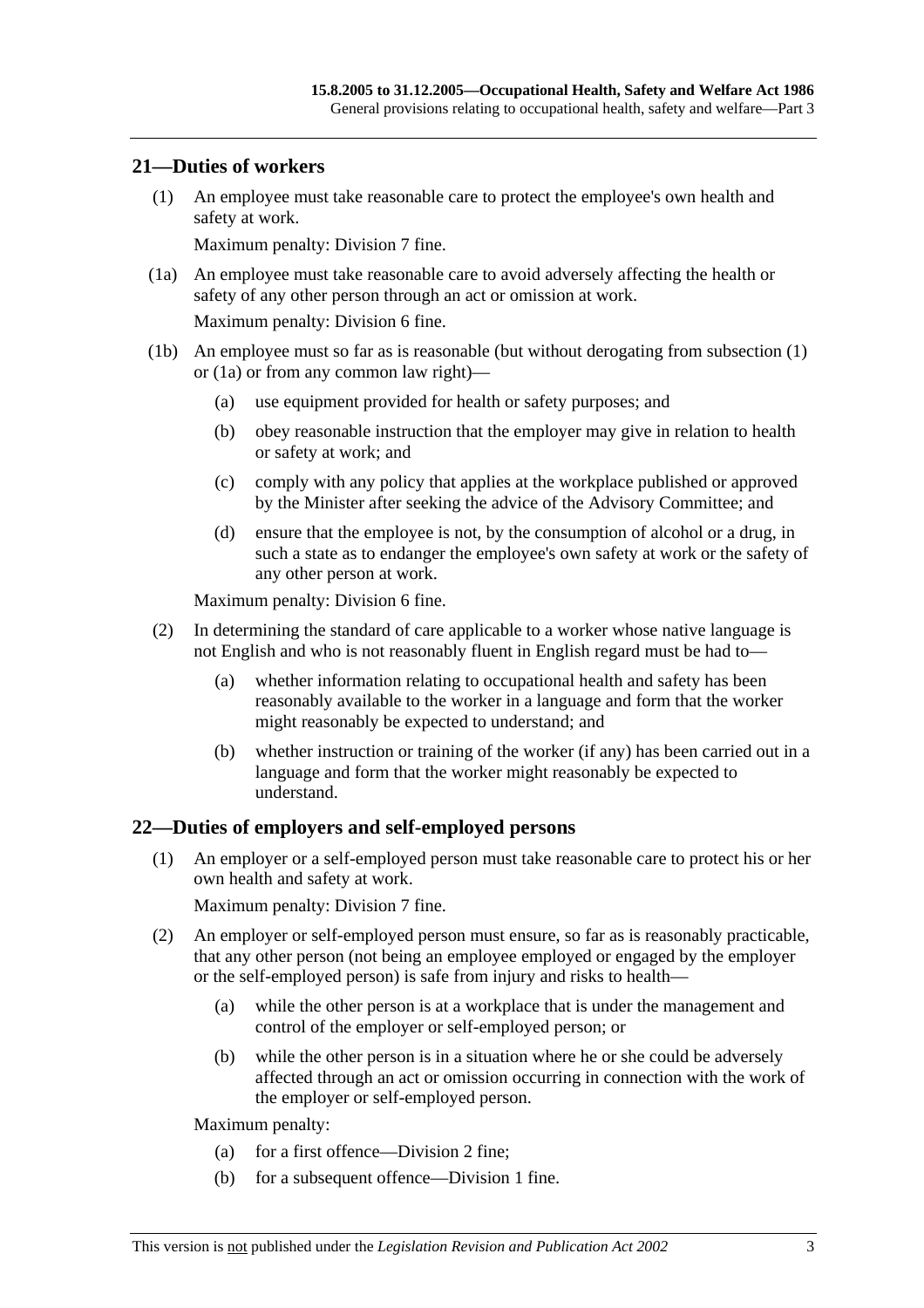## 21—Duties of workers

(1) An employee must take reasonable care to protect the employee's own health and safety at work.

Maximum penalty: Division 7 fine.

(1a) An employee must take reasonable care to avoid adversely affecting the health or safety of any other person through an act or omission at work.

Maximum penalty: Division 6 fine.

(1b) An employee must so far as is reasonable (but without derogating from subsection (1) or (1a) or from any common law right)—

- (a) use equipment provided for health or safety purposes; and
- (b) obey reasonable instruction that the employer may give in relation to health or safety at work; and
- (c) comply with any policy that applies at the workplace published or approved by the Minister after seeking the advice of the Advisory Committee; and
- (d) ensure that the employee is not, by the consumption of alcohol or a drug, in such a state as to endanger the employee's own safety at work or the safety of any other person at work.

Maximum penalty: Division 6 fine.

(2) In determining the standard of care applicable to a worker whose native language is not English and who is not reasonably fluent in English regard must be had to—

- (a) whether information relating to occupational health and safety has been reasonably available to the worker in a language and form that the worker might reasonably be expected to understand; and
- (b) whether instruction or training of the worker (if any) has been carried out in a language and form that the worker might reasonably be expected to understand.

## 22—Duties of employers and self-employed persons

(1) An employer or a self-employed person must take reasonable care to protect his or her own health and safety at work.

Maximum penalty: Division 7 fine.

(2) An employer or self-employed person must ensure, so far as is reasonably practicable, that any other person (not being an employee employed or engaged by the employer or the self-employed person) is safe from injury and risks to health—

- (a) while the other person is at a workplace that is under the management and control of the employer or self-employed person; or
- (b) while the other person is in a situation where he or she could be adversely affected through an act or omission occurring in connection with the work of the employer or self-employed person.

Maximum penalty:

- (a) for a first offence—Division 2 fine;
- (b) for a subsequent offence—Division 1 fine.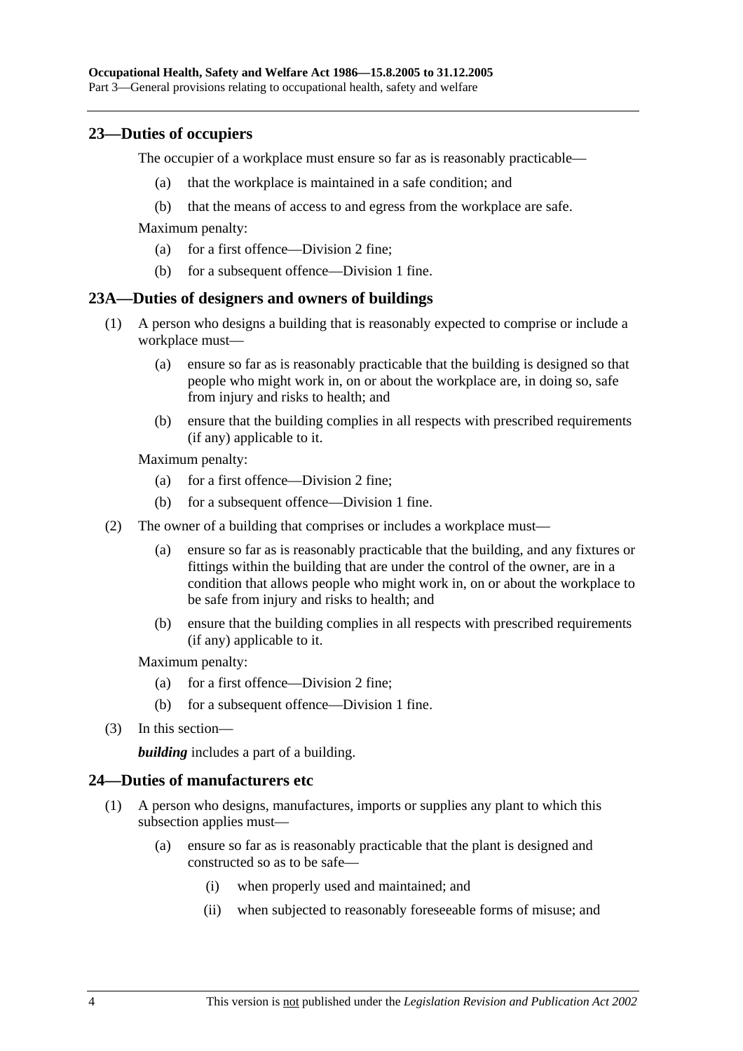## 23—Duties of occupiers

The occupier of a workplace must ensure so far as is reasonably practicable—

(a) that the workplace is maintained in a safe condition; and

(b) that the means of access to and egress from the workplace are safe.

Maximum penalty:

(a) for a first offence—Division 2 fine;

(b) for a subsequent offence—Division 1 fine.

## 23A—Duties of designers and owners of buildings

(1) A person who designs a building that is reasonably expected to comprise or include a workplace must—

(a) ensure so far as is reasonably practicable that the building is designed so that people who might work in, on or about the workplace are, in doing so, safe from injury and risks to health; and

(b) ensure that the building complies in all respects with prescribed requirements (if any) applicable to it.

Maximum penalty:

(a) for a first offence—Division 2 fine;

(b) for a subsequent offence—Division 1 fine.

(2) The owner of a building that comprises or includes a workplace must—

(a) ensure so far as is reasonably practicable that the building, and any fixtures or fittings within the building that are under the control of the owner, are in a condition that allows people who might work in, on or about the workplace to be safe from injury and risks to health; and

(b) ensure that the building complies in all respects with prescribed requirements (if any) applicable to it.

Maximum penalty:

(a) for a first offence—Division 2 fine;

(b) for a subsequent offence—Division 1 fine.

(3) In this section—

***building*** includes a part of a building.

## 24—Duties of manufacturers etc

(1) A person who designs, manufactures, imports or supplies any plant to which this subsection applies must—

(a) ensure so far as is reasonably practicable that the plant is designed and constructed so as to be safe—

(i) when properly used and maintained; and

(ii) when subjected to reasonably foreseeable forms of misuse; and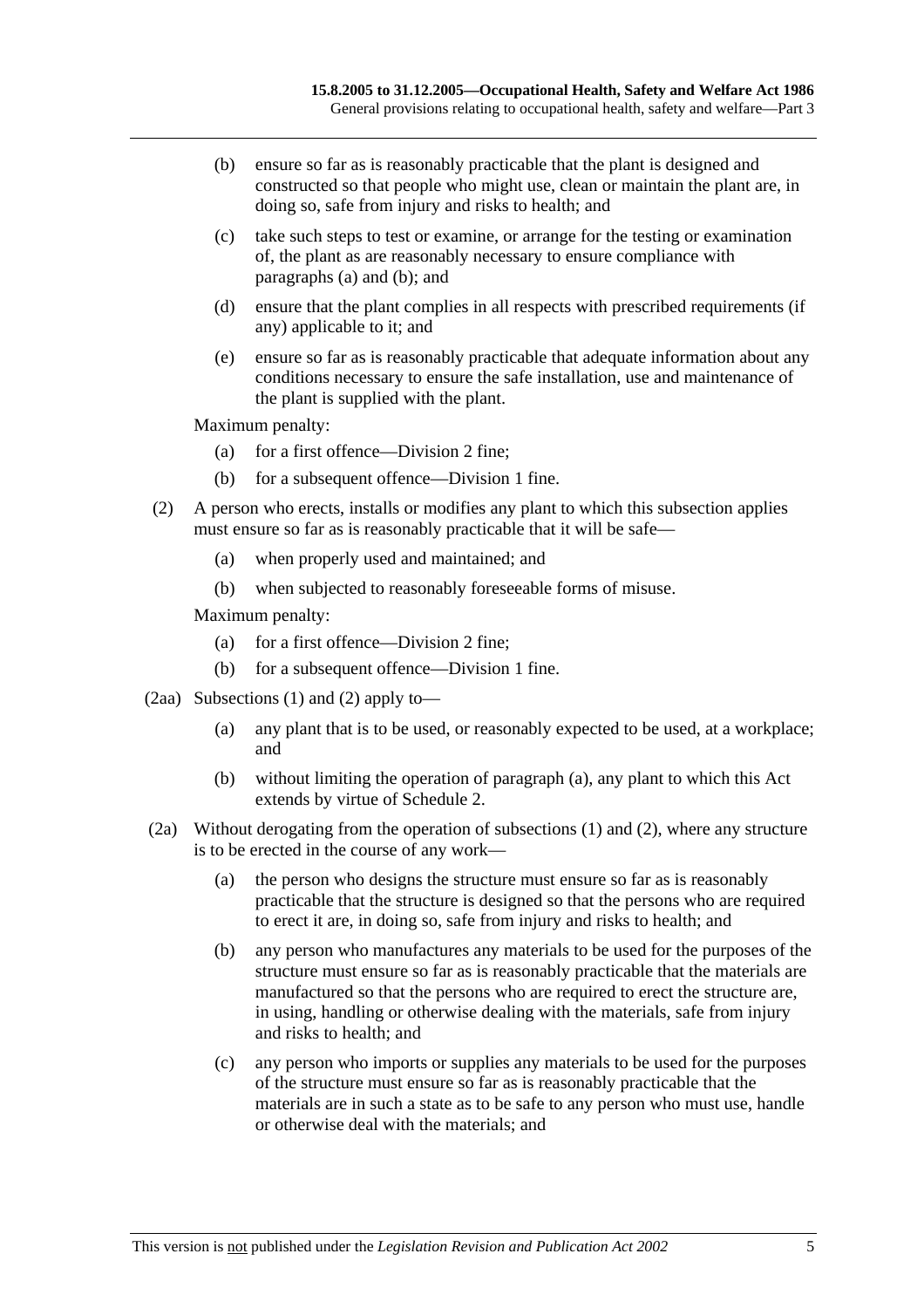(b) ensure so far as is reasonably practicable that the plant is designed and constructed so that people who might use, clean or maintain the plant are, in doing so, safe from injury and risks to health; and

(c) take such steps to test or examine, or arrange for the testing or examination of, the plant as are reasonably necessary to ensure compliance with paragraphs (a) and (b); and

(d) ensure that the plant complies in all respects with prescribed requirements (if any) applicable to it; and

(e) ensure so far as is reasonably practicable that adequate information about any conditions necessary to ensure the safe installation, use and maintenance of the plant is supplied with the plant.

Maximum penalty:

(a) for a first offence—Division 2 fine;

(b) for a subsequent offence—Division 1 fine.

(2) A person who erects, installs or modifies any plant to which this subsection applies must ensure so far as is reasonably practicable that it will be safe—

(a) when properly used and maintained; and

(b) when subjected to reasonably foreseeable forms of misuse.

Maximum penalty:

(a) for a first offence—Division 2 fine;

(b) for a subsequent offence—Division 1 fine.

(2aa) Subsections (1) and (2) apply to—

(a) any plant that is to be used, or reasonably expected to be used, at a workplace; and

(b) without limiting the operation of paragraph (a), any plant to which this Act extends by virtue of Schedule 2.

(2a) Without derogating from the operation of subsections (1) and (2), where any structure is to be erected in the course of any work—

(a) the person who designs the structure must ensure so far as is reasonably practicable that the structure is designed so that the persons who are required to erect it are, in doing so, safe from injury and risks to health; and

(b) any person who manufactures any materials to be used for the purposes of the structure must ensure so far as is reasonably practicable that the materials are manufactured so that the persons who are required to erect the structure are, in using, handling or otherwise dealing with the materials, safe from injury and risks to health; and

(c) any person who imports or supplies any materials to be used for the purposes of the structure must ensure so far as is reasonably practicable that the materials are in such a state as to be safe to any person who must use, handle or otherwise deal with the materials; and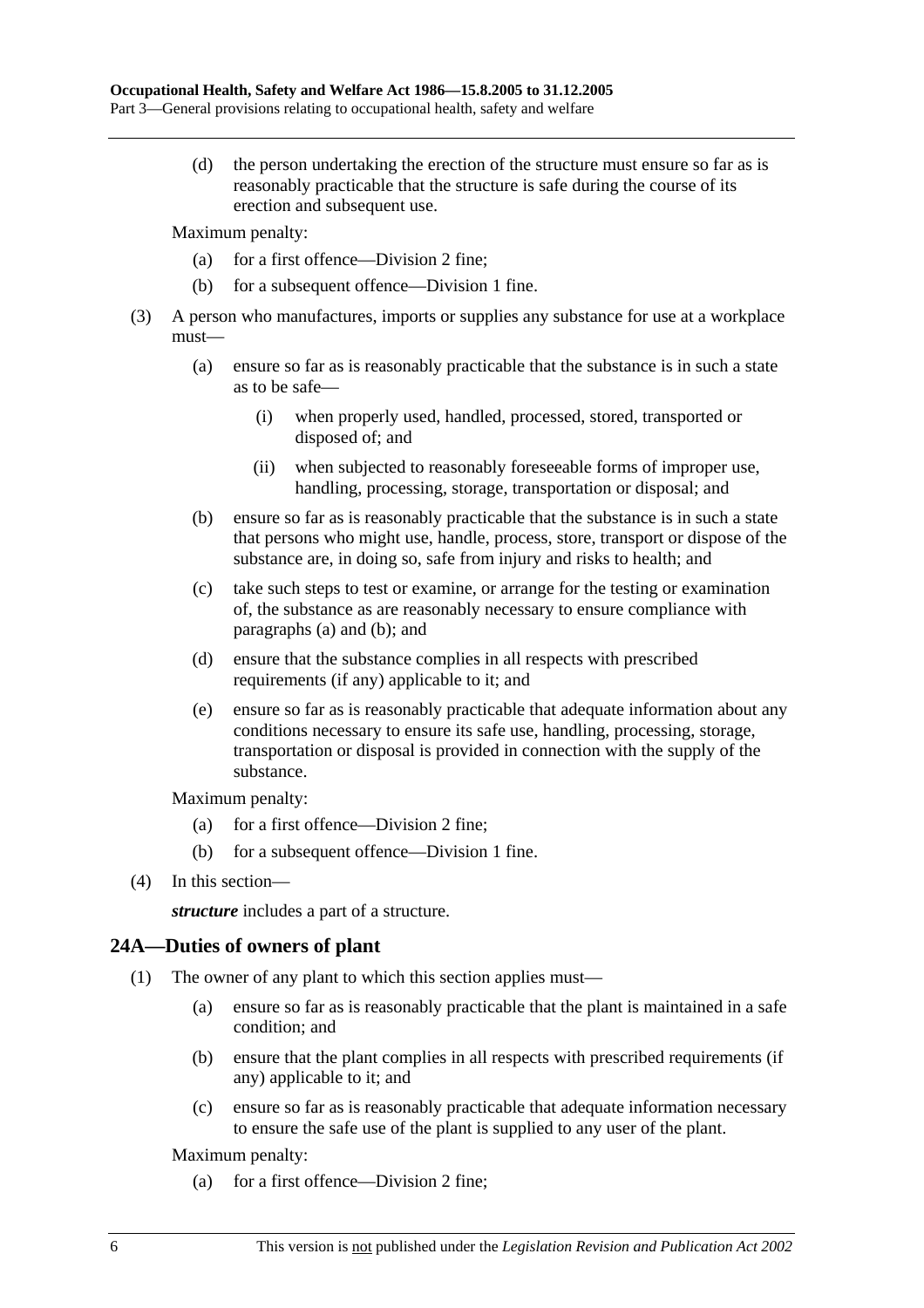(d) the person undertaking the erection of the structure must ensure so far as is reasonably practicable that the structure is safe during the course of its erection and subsequent use.

Maximum penalty:

(a) for a first offence—Division 2 fine;

(b) for a subsequent offence—Division 1 fine.

(3) A person who manufactures, imports or supplies any substance for use at a workplace must—

(a) ensure so far as is reasonably practicable that the substance is in such a state as to be safe—

(i) when properly used, handled, processed, stored, transported or disposed of; and

(ii) when subjected to reasonably foreseeable forms of improper use, handling, processing, storage, transportation or disposal; and

(b) ensure so far as is reasonably practicable that the substance is in such a state that persons who might use, handle, process, store, transport or dispose of the substance are, in doing so, safe from injury and risks to health; and

(c) take such steps to test or examine, or arrange for the testing or examination of, the substance as are reasonably necessary to ensure compliance with paragraphs (a) and (b); and

(d) ensure that the substance complies in all respects with prescribed requirements (if any) applicable to it; and

(e) ensure so far as is reasonably practicable that adequate information about any conditions necessary to ensure its safe use, handling, processing, storage, transportation or disposal is provided in connection with the supply of the substance.

Maximum penalty:

(a) for a first offence—Division 2 fine;

(b) for a subsequent offence—Division 1 fine.

(4) In this section—

***structure*** includes a part of a structure.

## 24A—Duties of owners of plant

(1) The owner of any plant to which this section applies must—

(a) ensure so far as is reasonably practicable that the plant is maintained in a safe condition; and

(b) ensure that the plant complies in all respects with prescribed requirements (if any) applicable to it; and

(c) ensure so far as is reasonably practicable that adequate information necessary to ensure the safe use of the plant is supplied to any user of the plant.

Maximum penalty:

(a) for a first offence—Division 2 fine;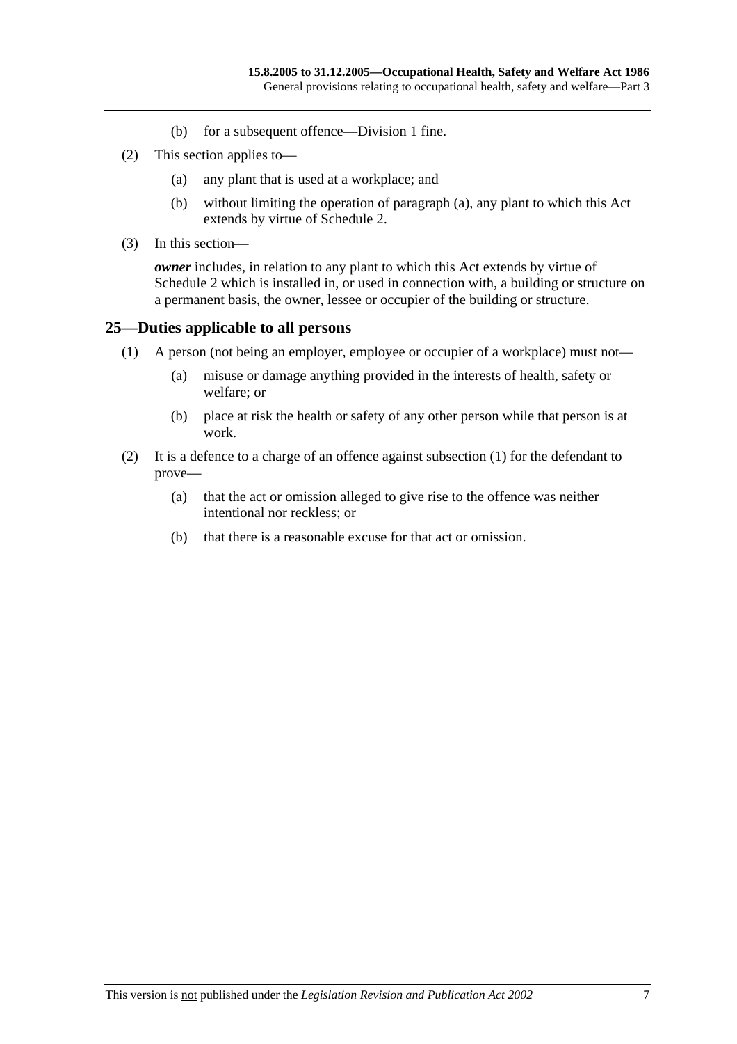(b) for a subsequent offence—Division 1 fine.

(2) This section applies to—

(a) any plant that is used at a workplace; and

(b) without limiting the operation of paragraph (a), any plant to which this Act extends by virtue of Schedule 2.

(3) In this section—

***owner*** includes, in relation to any plant to which this Act extends by virtue of Schedule 2 which is installed in, or used in connection with, a building or structure on a permanent basis, the owner, lessee or occupier of the building or structure.

## 25—Duties applicable to all persons

(1) A person (not being an employer, employee or occupier of a workplace) must not—

(a) misuse or damage anything provided in the interests of health, safety or welfare; or

(b) place at risk the health or safety of any other person while that person is at work.

(2) It is a defence to a charge of an offence against subsection (1) for the defendant to prove—

(a) that the act or omission alleged to give rise to the offence was neither intentional nor reckless; or

(b) that there is a reasonable excuse for that act or omission.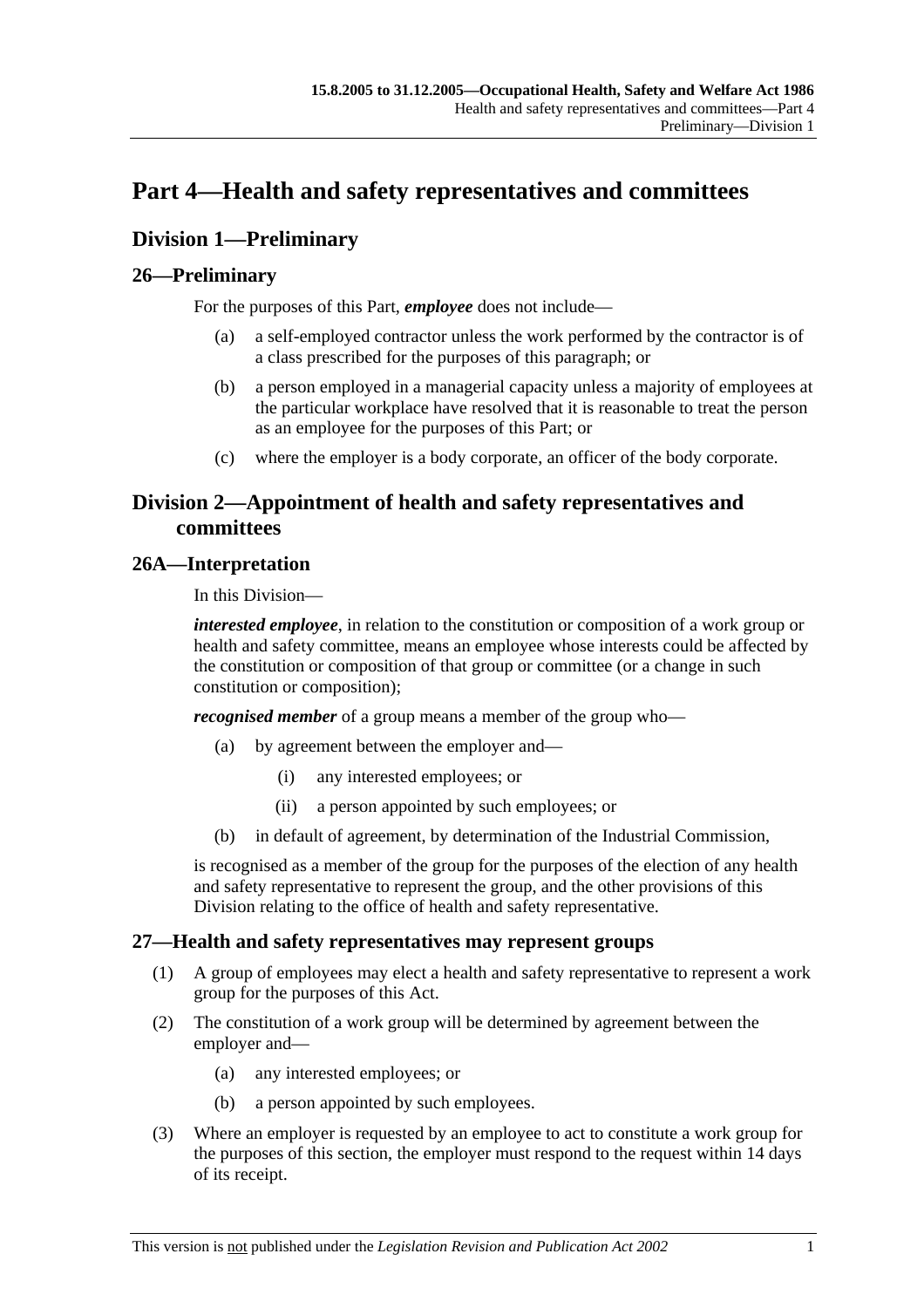# Part 4—Health and safety representatives and committees

## Division 1—Preliminary

### 26—Preliminary

For the purposes of this Part, ***employee*** does not include—

(a) a self-employed contractor unless the work performed by the contractor is of a class prescribed for the purposes of this paragraph; or

(b) a person employed in a managerial capacity unless a majority of employees at the particular workplace have resolved that it is reasonable to treat the person as an employee for the purposes of this Part; or

(c) where the employer is a body corporate, an officer of the body corporate.

## Division 2—Appointment of health and safety representatives and committees

### 26A—Interpretation

In this Division—

***interested employee***, in relation to the constitution or composition of a work group or health and safety committee, means an employee whose interests could be affected by the constitution or composition of that group or committee (or a change in such constitution or composition);

***recognised member*** of a group means a member of the group who—

(a) by agreement between the employer and—

(i) any interested employees; or

(ii) a person appointed by such employees; or

(b) in default of agreement, by determination of the Industrial Commission,

is recognised as a member of the group for the purposes of the election of any health and safety representative to represent the group, and the other provisions of this Division relating to the office of health and safety representative.

### 27—Health and safety representatives may represent groups

(1) A group of employees may elect a health and safety representative to represent a work group for the purposes of this Act.

(2) The constitution of a work group will be determined by agreement between the employer and—

(a) any interested employees; or

(b) a person appointed by such employees.

(3) Where an employer is requested by an employee to act to constitute a work group for the purposes of this section, the employer must respond to the request within 14 days of its receipt.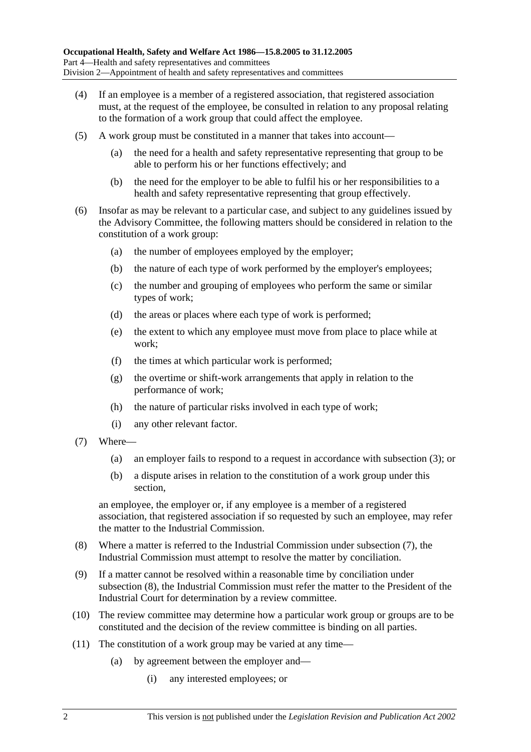(4) If an employee is a member of a registered association, that registered association must, at the request of the employee, be consulted in relation to any proposal relating to the formation of a work group that could affect the employee.

(5) A work group must be constituted in a manner that takes into account—

(a) the need for a health and safety representative representing that group to be able to perform his or her functions effectively; and

(b) the need for the employer to be able to fulfil his or her responsibilities to a health and safety representative representing that group effectively.

(6) Insofar as may be relevant to a particular case, and subject to any guidelines issued by the Advisory Committee, the following matters should be considered in relation to the constitution of a work group:

(a) the number of employees employed by the employer;

(b) the nature of each type of work performed by the employer's employees;

(c) the number and grouping of employees who perform the same or similar types of work;

(d) the areas or places where each type of work is performed;

(e) the extent to which any employee must move from place to place while at work;

(f) the times at which particular work is performed;

(g) the overtime or shift-work arrangements that apply in relation to the performance of work;

(h) the nature of particular risks involved in each type of work;

(i) any other relevant factor.

(7) Where—

(a) an employer fails to respond to a request in accordance with subsection (3); or

(b) a dispute arises in relation to the constitution of a work group under this section,

an employee, the employer or, if any employee is a member of a registered association, that registered association if so requested by such an employee, may refer the matter to the Industrial Commission.

(8) Where a matter is referred to the Industrial Commission under subsection (7), the Industrial Commission must attempt to resolve the matter by conciliation.

(9) If a matter cannot be resolved within a reasonable time by conciliation under subsection (8), the Industrial Commission must refer the matter to the President of the Industrial Court for determination by a review committee.

(10) The review committee may determine how a particular work group or groups are to be constituted and the decision of the review committee is binding on all parties.

(11) The constitution of a work group may be varied at any time—

(a) by agreement between the employer and—

(i) any interested employees; or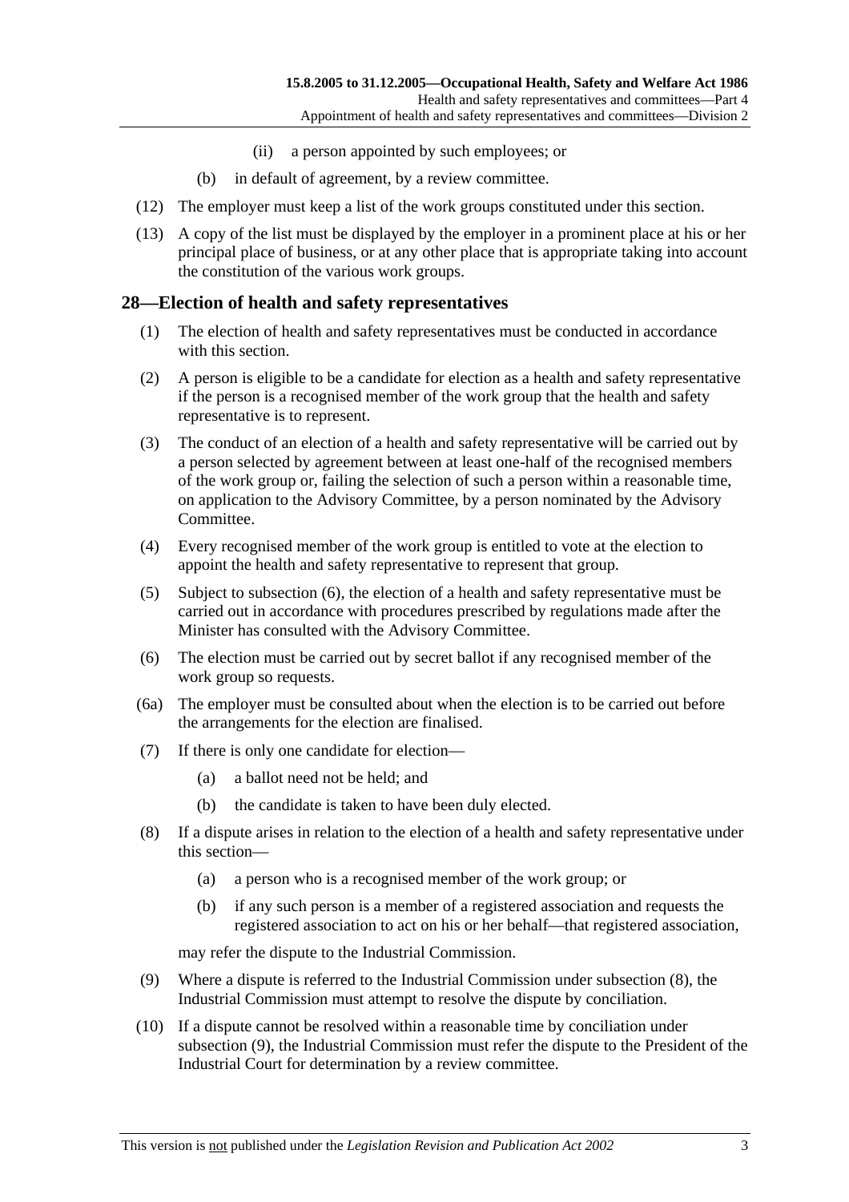(ii) a person appointed by such employees; or

(b) in default of agreement, by a review committee.

(12) The employer must keep a list of the work groups constituted under this section.

(13) A copy of the list must be displayed by the employer in a prominent place at his or her principal place of business, or at any other place that is appropriate taking into account the constitution of the various work groups.

## 28—Election of health and safety representatives

(1) The election of health and safety representatives must be conducted in accordance with this section.

(2) A person is eligible to be a candidate for election as a health and safety representative if the person is a recognised member of the work group that the health and safety representative is to represent.

(3) The conduct of an election of a health and safety representative will be carried out by a person selected by agreement between at least one-half of the recognised members of the work group or, failing the selection of such a person within a reasonable time, on application to the Advisory Committee, by a person nominated by the Advisory Committee.

(4) Every recognised member of the work group is entitled to vote at the election to appoint the health and safety representative to represent that group.

(5) Subject to subsection (6), the election of a health and safety representative must be carried out in accordance with procedures prescribed by regulations made after the Minister has consulted with the Advisory Committee.

(6) The election must be carried out by secret ballot if any recognised member of the work group so requests.

(6a) The employer must be consulted about when the election is to be carried out before the arrangements for the election are finalised.

(7) If there is only one candidate for election—

(a) a ballot need not be held; and

(b) the candidate is taken to have been duly elected.

(8) If a dispute arises in relation to the election of a health and safety representative under this section—

(a) a person who is a recognised member of the work group; or

(b) if any such person is a member of a registered association and requests the registered association to act on his or her behalf—that registered association,

may refer the dispute to the Industrial Commission.

(9) Where a dispute is referred to the Industrial Commission under subsection (8), the Industrial Commission must attempt to resolve the dispute by conciliation.

(10) If a dispute cannot be resolved within a reasonable time by conciliation under subsection (9), the Industrial Commission must refer the dispute to the President of the Industrial Court for determination by a review committee.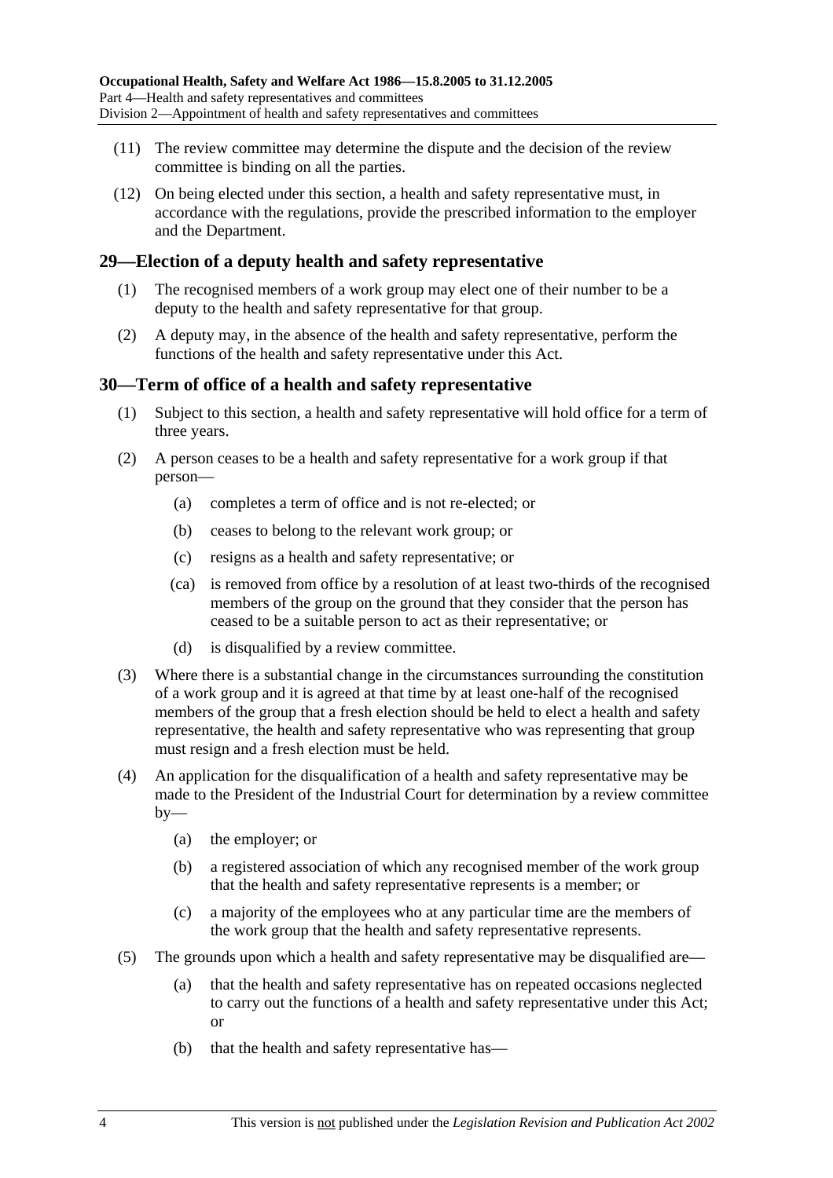(11) The review committee may determine the dispute and the decision of the review committee is binding on all the parties.

(12) On being elected under this section, a health and safety representative must, in accordance with the regulations, provide the prescribed information to the employer and the Department.

## 29—Election of a deputy health and safety representative

(1) The recognised members of a work group may elect one of their number to be a deputy to the health and safety representative for that group.

(2) A deputy may, in the absence of the health and safety representative, perform the functions of the health and safety representative under this Act.

## 30—Term of office of a health and safety representative

(1) Subject to this section, a health and safety representative will hold office for a term of three years.

(2) A person ceases to be a health and safety representative for a work group if that person—

(a) completes a term of office and is not re-elected; or

(b) ceases to belong to the relevant work group; or

(c) resigns as a health and safety representative; or

(ca) is removed from office by a resolution of at least two-thirds of the recognised members of the group on the ground that they consider that the person has ceased to be a suitable person to act as their representative; or

(d) is disqualified by a review committee.

(3) Where there is a substantial change in the circumstances surrounding the constitution of a work group and it is agreed at that time by at least one-half of the recognised members of the group that a fresh election should be held to elect a health and safety representative, the health and safety representative who was representing that group must resign and a fresh election must be held.

(4) An application for the disqualification of a health and safety representative may be made to the President of the Industrial Court for determination by a review committee by—

(a) the employer; or

(b) a registered association of which any recognised member of the work group that the health and safety representative represents is a member; or

(c) a majority of the employees who at any particular time are the members of the work group that the health and safety representative represents.

(5) The grounds upon which a health and safety representative may be disqualified are—

(a) that the health and safety representative has on repeated occasions neglected to carry out the functions of a health and safety representative under this Act; or

(b) that the health and safety representative has—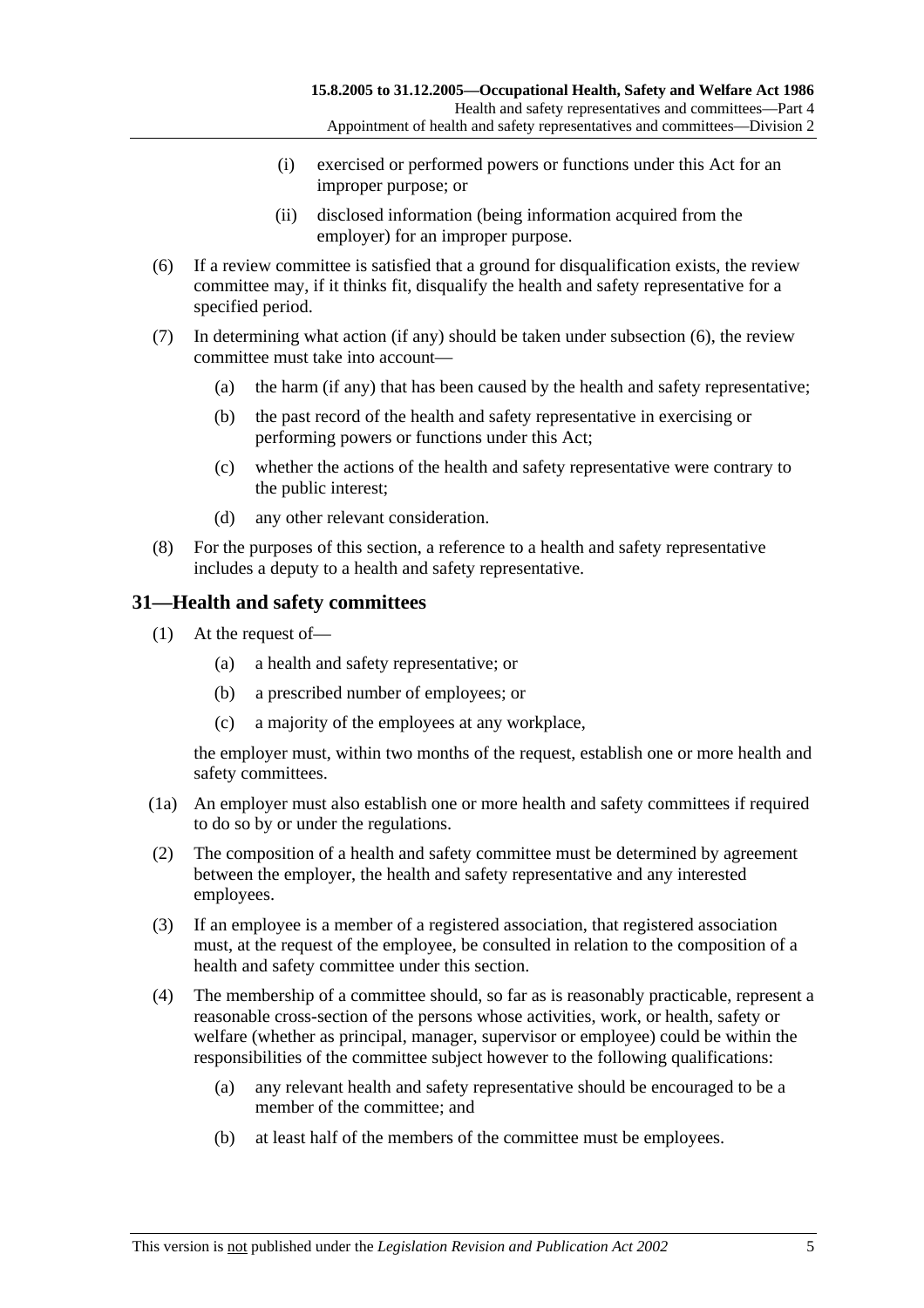(i) exercised or performed powers or functions under this Act for an improper purpose; or

(ii) disclosed information (being information acquired from the employer) for an improper purpose.

(6) If a review committee is satisfied that a ground for disqualification exists, the review committee may, if it thinks fit, disqualify the health and safety representative for a specified period.

(7) In determining what action (if any) should be taken under subsection (6), the review committee must take into account—

(a) the harm (if any) that has been caused by the health and safety representative;

(b) the past record of the health and safety representative in exercising or performing powers or functions under this Act;

(c) whether the actions of the health and safety representative were contrary to the public interest;

(d) any other relevant consideration.

(8) For the purposes of this section, a reference to a health and safety representative includes a deputy to a health and safety representative.

## 31—Health and safety committees

(1) At the request of—

(a) a health and safety representative; or

(b) a prescribed number of employees; or

(c) a majority of the employees at any workplace,

the employer must, within two months of the request, establish one or more health and safety committees.

(1a) An employer must also establish one or more health and safety committees if required to do so by or under the regulations.

(2) The composition of a health and safety committee must be determined by agreement between the employer, the health and safety representative and any interested employees.

(3) If an employee is a member of a registered association, that registered association must, at the request of the employee, be consulted in relation to the composition of a health and safety committee under this section.

(4) The membership of a committee should, so far as is reasonably practicable, represent a reasonable cross-section of the persons whose activities, work, or health, safety or welfare (whether as principal, manager, supervisor or employee) could be within the responsibilities of the committee subject however to the following qualifications:

(a) any relevant health and safety representative should be encouraged to be a member of the committee; and

(b) at least half of the members of the committee must be employees.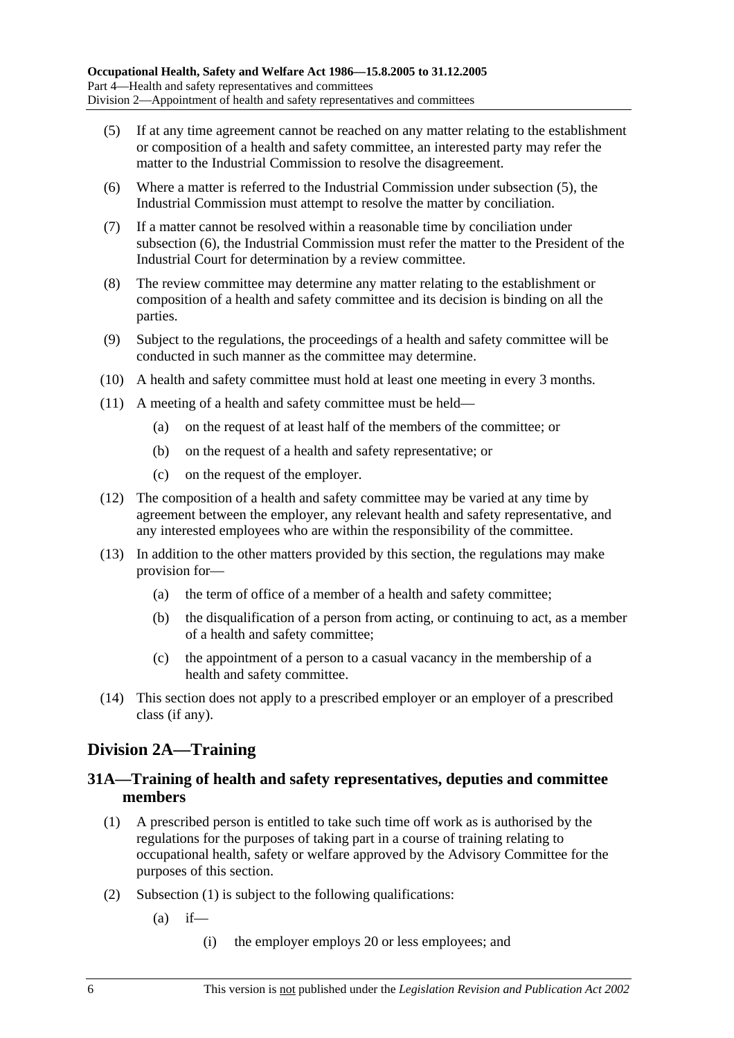(5) If at any time agreement cannot be reached on any matter relating to the establishment or composition of a health and safety committee, an interested party may refer the matter to the Industrial Commission to resolve the disagreement.

(6) Where a matter is referred to the Industrial Commission under subsection (5), the Industrial Commission must attempt to resolve the matter by conciliation.

(7) If a matter cannot be resolved within a reasonable time by conciliation under subsection (6), the Industrial Commission must refer the matter to the President of the Industrial Court for determination by a review committee.

(8) The review committee may determine any matter relating to the establishment or composition of a health and safety committee and its decision is binding on all the parties.

(9) Subject to the regulations, the proceedings of a health and safety committee will be conducted in such manner as the committee may determine.

(10) A health and safety committee must hold at least one meeting in every 3 months.

(11) A meeting of a health and safety committee must be held—

- (a) on the request of at least half of the members of the committee; or
- (b) on the request of a health and safety representative; or
- (c) on the request of the employer.

(12) The composition of a health and safety committee may be varied at any time by agreement between the employer, any relevant health and safety representative, and any interested employees who are within the responsibility of the committee.

(13) In addition to the other matters provided by this section, the regulations may make provision for—

- (a) the term of office of a member of a health and safety committee;
- (b) the disqualification of a person from acting, or continuing to act, as a member of a health and safety committee;
- (c) the appointment of a person to a casual vacancy in the membership of a health and safety committee.

(14) This section does not apply to a prescribed employer or an employer of a prescribed class (if any).

## Division 2A—Training

### 31A—Training of health and safety representatives, deputies and committee members

(1) A prescribed person is entitled to take such time off work as is authorised by the regulations for the purposes of taking part in a course of training relating to occupational health, safety or welfare approved by the Advisory Committee for the purposes of this section.

(2) Subsection (1) is subject to the following qualifications:

- (a) if—
  - (i) the employer employs 20 or less employees; and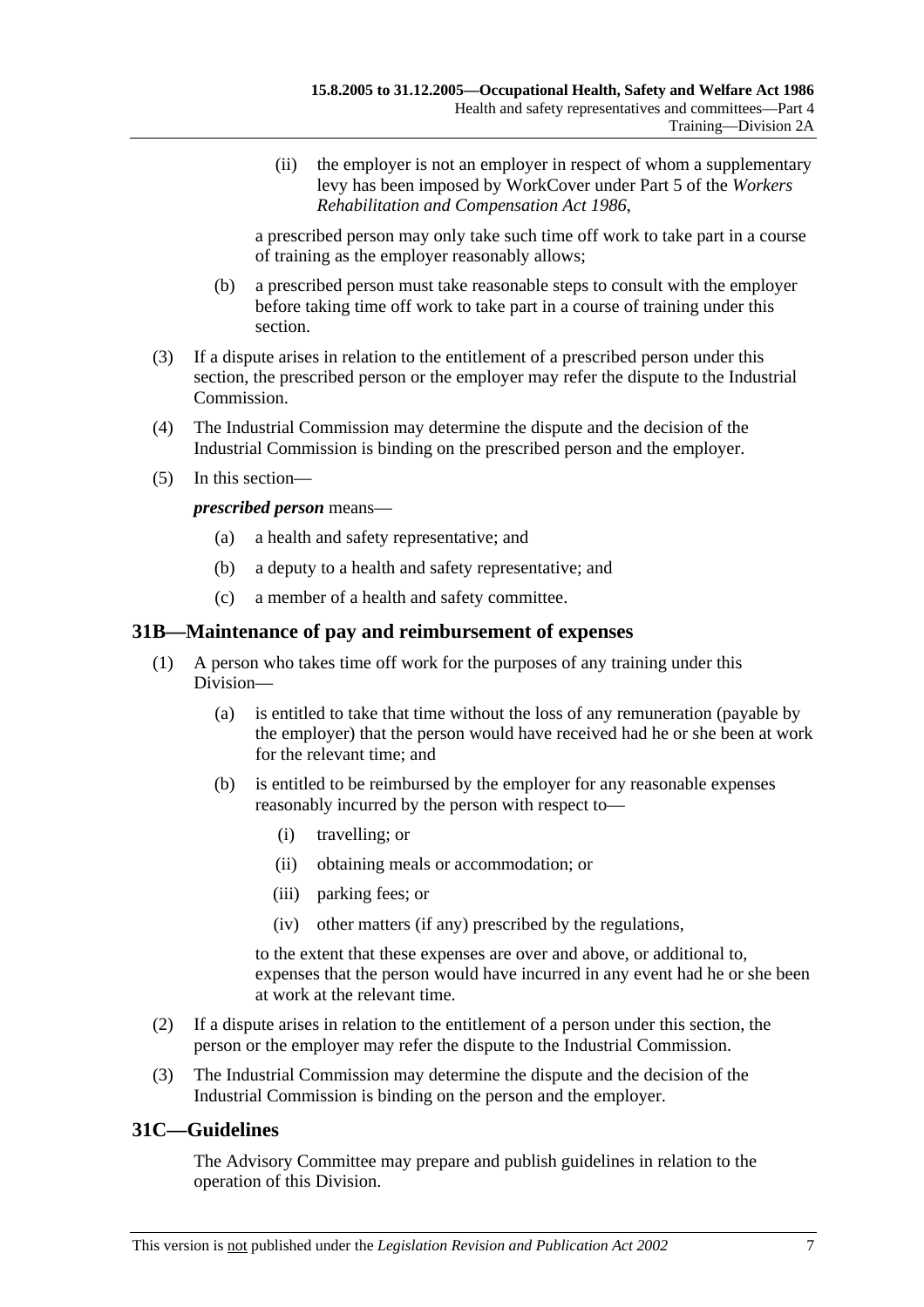(ii) the employer is not an employer in respect of whom a supplementary levy has been imposed by WorkCover under Part 5 of the *Workers Rehabilitation and Compensation Act 1986*,

a prescribed person may only take such time off work to take part in a course of training as the employer reasonably allows;

(b) a prescribed person must take reasonable steps to consult with the employer before taking time off work to take part in a course of training under this section.

(3) If a dispute arises in relation to the entitlement of a prescribed person under this section, the prescribed person or the employer may refer the dispute to the Industrial Commission.

(4) The Industrial Commission may determine the dispute and the decision of the Industrial Commission is binding on the prescribed person and the employer.

(5) In this section—

***prescribed person*** means—

(a) a health and safety representative; and

(b) a deputy to a health and safety representative; and

(c) a member of a health and safety committee.

## 31B—Maintenance of pay and reimbursement of expenses

(1) A person who takes time off work for the purposes of any training under this Division—

(a) is entitled to take that time without the loss of any remuneration (payable by the employer) that the person would have received had he or she been at work for the relevant time; and

(b) is entitled to be reimbursed by the employer for any reasonable expenses reasonably incurred by the person with respect to—

(i) travelling; or

(ii) obtaining meals or accommodation; or

(iii) parking fees; or

(iv) other matters (if any) prescribed by the regulations,

to the extent that these expenses are over and above, or additional to, expenses that the person would have incurred in any event had he or she been at work at the relevant time.

(2) If a dispute arises in relation to the entitlement of a person under this section, the person or the employer may refer the dispute to the Industrial Commission.

(3) The Industrial Commission may determine the dispute and the decision of the Industrial Commission is binding on the person and the employer.

## 31C—Guidelines

The Advisory Committee may prepare and publish guidelines in relation to the operation of this Division.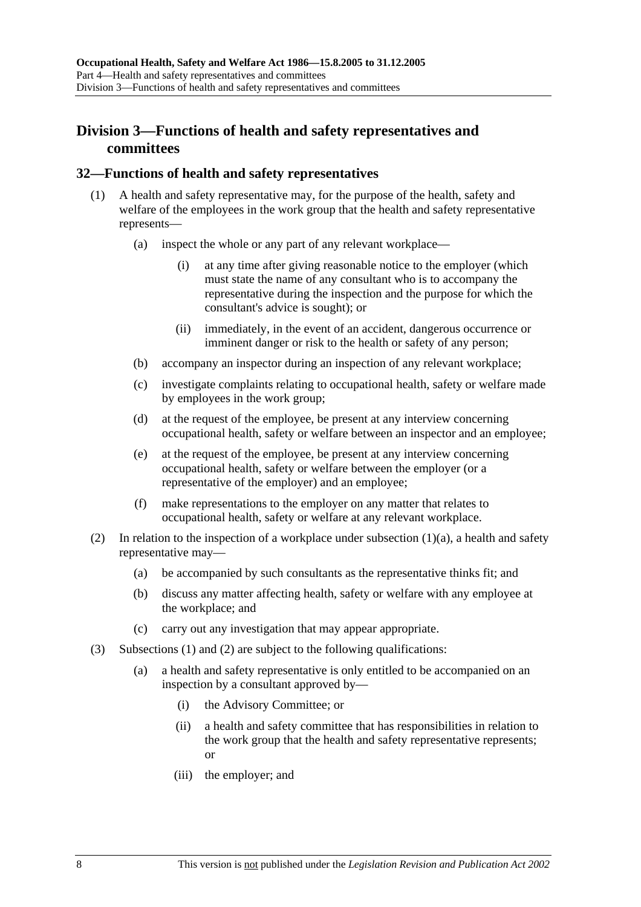## Division 3—Functions of health and safety representatives and committees

### 32—Functions of health and safety representatives

(1) A health and safety representative may, for the purpose of the health, safety and welfare of the employees in the work group that the health and safety representative represents—

(a) inspect the whole or any part of any relevant workplace—

(i) at any time after giving reasonable notice to the employer (which must state the name of any consultant who is to accompany the representative during the inspection and the purpose for which the consultant's advice is sought); or

(ii) immediately, in the event of an accident, dangerous occurrence or imminent danger or risk to the health or safety of any person;

(b) accompany an inspector during an inspection of any relevant workplace;

(c) investigate complaints relating to occupational health, safety or welfare made by employees in the work group;

(d) at the request of the employee, be present at any interview concerning occupational health, safety or welfare between an inspector and an employee;

(e) at the request of the employee, be present at any interview concerning occupational health, safety or welfare between the employer (or a representative of the employer) and an employee;

(f) make representations to the employer on any matter that relates to occupational health, safety or welfare at any relevant workplace.

(2) In relation to the inspection of a workplace under subsection (1)(a), a health and safety representative may—

(a) be accompanied by such consultants as the representative thinks fit; and

(b) discuss any matter affecting health, safety or welfare with any employee at the workplace; and

(c) carry out any investigation that may appear appropriate.

(3) Subsections (1) and (2) are subject to the following qualifications:

(a) a health and safety representative is only entitled to be accompanied on an inspection by a consultant approved by—

(i) the Advisory Committee; or

(ii) a health and safety committee that has responsibilities in relation to the work group that the health and safety representative represents; or

(iii) the employer; and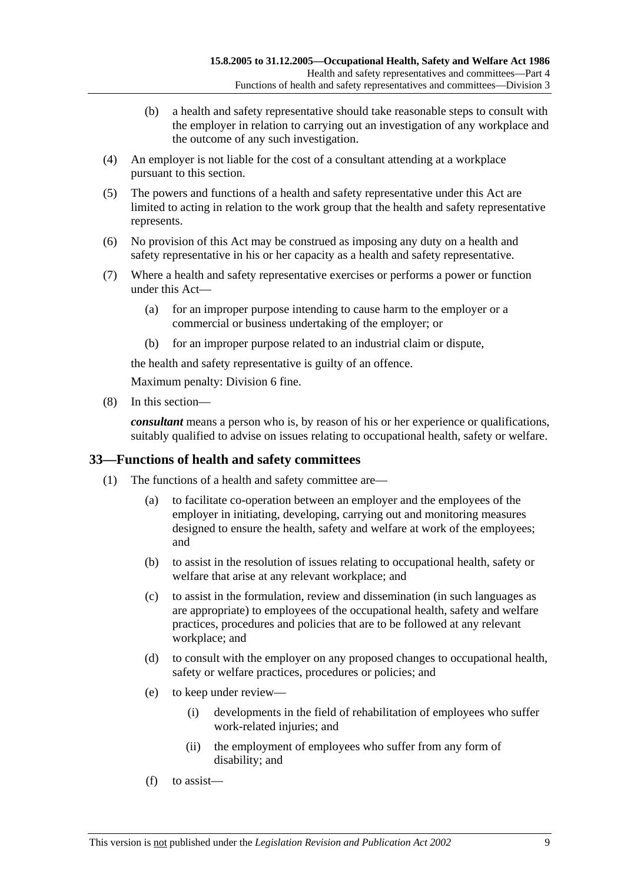(b) a health and safety representative should take reasonable steps to consult with the employer in relation to carrying out an investigation of any workplace and the outcome of any such investigation.

(4) An employer is not liable for the cost of a consultant attending at a workplace pursuant to this section.

(5) The powers and functions of a health and safety representative under this Act are limited to acting in relation to the work group that the health and safety representative represents.

(6) No provision of this Act may be construed as imposing any duty on a health and safety representative in his or her capacity as a health and safety representative.

(7) Where a health and safety representative exercises or performs a power or function under this Act—

(a) for an improper purpose intending to cause harm to the employer or a commercial or business undertaking of the employer; or

(b) for an improper purpose related to an industrial claim or dispute,

the health and safety representative is guilty of an offence.

Maximum penalty: Division 6 fine.

(8) In this section—

***consultant*** means a person who is, by reason of his or her experience or qualifications, suitably qualified to advise on issues relating to occupational health, safety or welfare.

## 33—Functions of health and safety committees

(1) The functions of a health and safety committee are—

(a) to facilitate co-operation between an employer and the employees of the employer in initiating, developing, carrying out and monitoring measures designed to ensure the health, safety and welfare at work of the employees; and

(b) to assist in the resolution of issues relating to occupational health, safety or welfare that arise at any relevant workplace; and

(c) to assist in the formulation, review and dissemination (in such languages as are appropriate) to employees of the occupational health, safety and welfare practices, procedures and policies that are to be followed at any relevant workplace; and

(d) to consult with the employer on any proposed changes to occupational health, safety or welfare practices, procedures or policies; and

(e) to keep under review—

(i) developments in the field of rehabilitation of employees who suffer work-related injuries; and

(ii) the employment of employees who suffer from any form of disability; and

(f) to assist—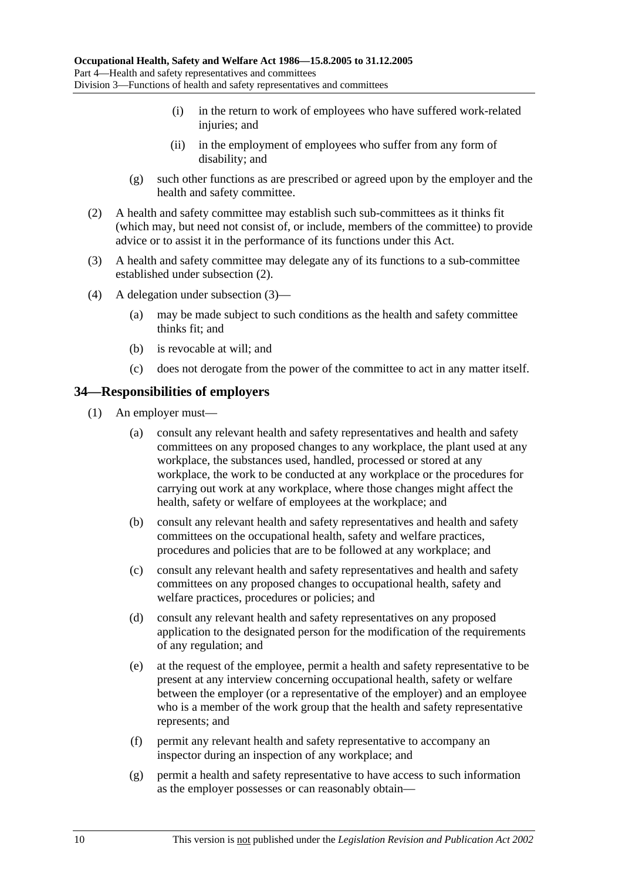(i) in the return to work of employees who have suffered work-related injuries; and

(ii) in the employment of employees who suffer from any form of disability; and

(g) such other functions as are prescribed or agreed upon by the employer and the health and safety committee.

(2) A health and safety committee may establish such sub-committees as it thinks fit (which may, but need not consist of, or include, members of the committee) to provide advice or to assist it in the performance of its functions under this Act.

(3) A health and safety committee may delegate any of its functions to a sub-committee established under subsection (2).

(4) A delegation under subsection (3)—

(a) may be made subject to such conditions as the health and safety committee thinks fit; and

(b) is revocable at will; and

(c) does not derogate from the power of the committee to act in any matter itself.

## 34—Responsibilities of employers

(1) An employer must—

(a) consult any relevant health and safety representatives and health and safety committees on any proposed changes to any workplace, the plant used at any workplace, the substances used, handled, processed or stored at any workplace, the work to be conducted at any workplace or the procedures for carrying out work at any workplace, where those changes might affect the health, safety or welfare of employees at the workplace; and

(b) consult any relevant health and safety representatives and health and safety committees on the occupational health, safety and welfare practices, procedures and policies that are to be followed at any workplace; and

(c) consult any relevant health and safety representatives and health and safety committees on any proposed changes to occupational health, safety and welfare practices, procedures or policies; and

(d) consult any relevant health and safety representatives on any proposed application to the designated person for the modification of the requirements of any regulation; and

(e) at the request of the employee, permit a health and safety representative to be present at any interview concerning occupational health, safety or welfare between the employer (or a representative of the employer) and an employee who is a member of the work group that the health and safety representative represents; and

(f) permit any relevant health and safety representative to accompany an inspector during an inspection of any workplace; and

(g) permit a health and safety representative to have access to such information as the employer possesses or can reasonably obtain—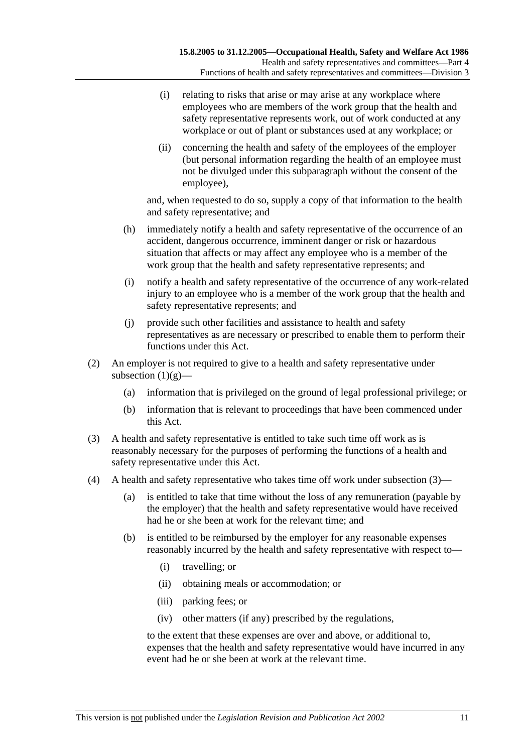(i) relating to risks that arise or may arise at any workplace where employees who are members of the work group that the health and safety representative represents work, out of work conducted at any workplace or out of plant or substances used at any workplace; or

(ii) concerning the health and safety of the employees of the employer (but personal information regarding the health of an employee must not be divulged under this subparagraph without the consent of the employee),

and, when requested to do so, supply a copy of that information to the health and safety representative; and

(h) immediately notify a health and safety representative of the occurrence of an accident, dangerous occurrence, imminent danger or risk or hazardous situation that affects or may affect any employee who is a member of the work group that the health and safety representative represents; and

(i) notify a health and safety representative of the occurrence of any work-related injury to an employee who is a member of the work group that the health and safety representative represents; and

(j) provide such other facilities and assistance to health and safety representatives as are necessary or prescribed to enable them to perform their functions under this Act.

(2) An employer is not required to give to a health and safety representative under subsection (1)(g)—

(a) information that is privileged on the ground of legal professional privilege; or

(b) information that is relevant to proceedings that have been commenced under this Act.

(3) A health and safety representative is entitled to take such time off work as is reasonably necessary for the purposes of performing the functions of a health and safety representative under this Act.

(4) A health and safety representative who takes time off work under subsection (3)—

(a) is entitled to take that time without the loss of any remuneration (payable by the employer) that the health and safety representative would have received had he or she been at work for the relevant time; and

(b) is entitled to be reimbursed by the employer for any reasonable expenses reasonably incurred by the health and safety representative with respect to—

(i) travelling; or

(ii) obtaining meals or accommodation; or

(iii) parking fees; or

(iv) other matters (if any) prescribed by the regulations,

to the extent that these expenses are over and above, or additional to, expenses that the health and safety representative would have incurred in any event had he or she been at work at the relevant time.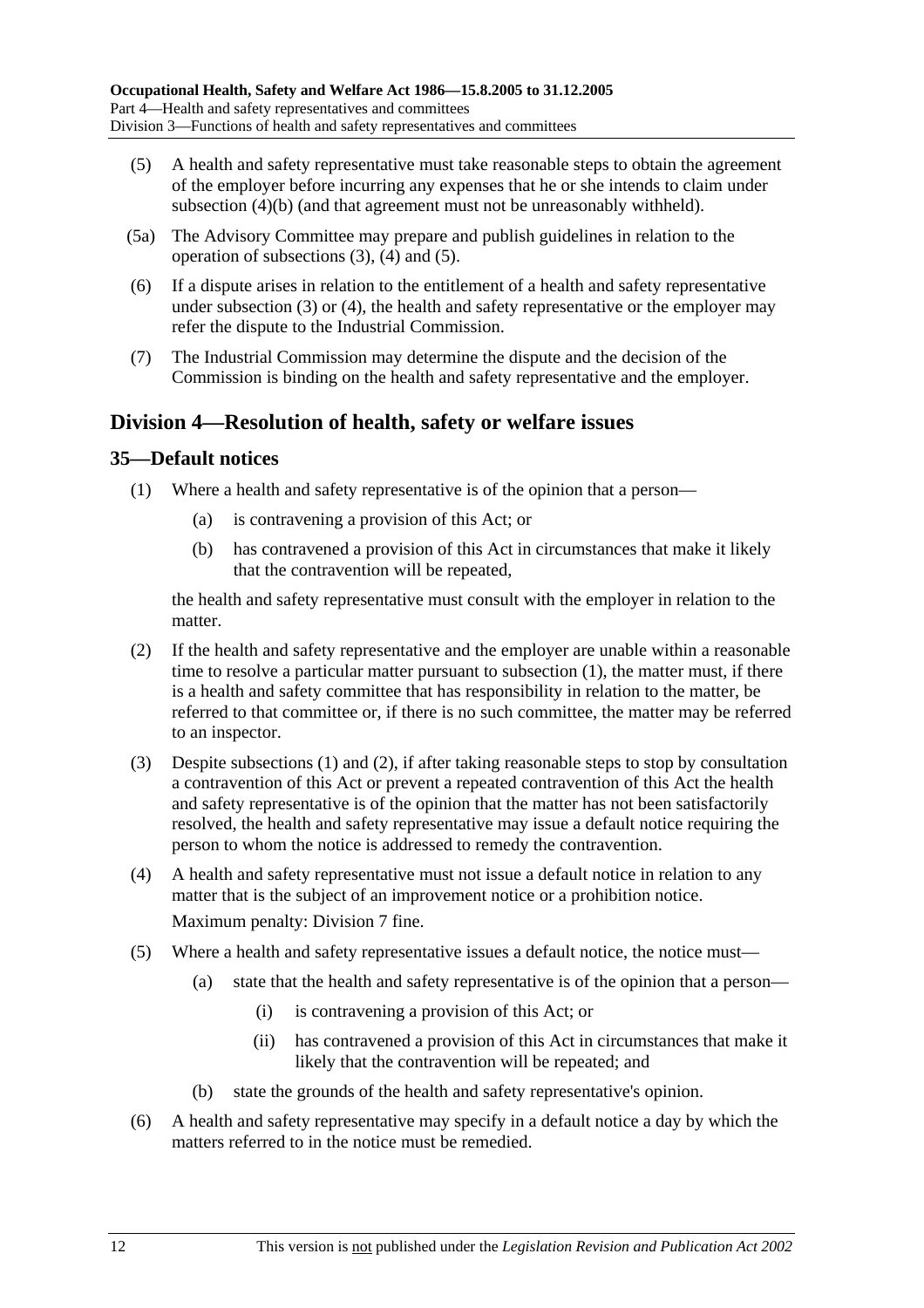(5) A health and safety representative must take reasonable steps to obtain the agreement of the employer before incurring any expenses that he or she intends to claim under subsection (4)(b) (and that agreement must not be unreasonably withheld).

(5a) The Advisory Committee may prepare and publish guidelines in relation to the operation of subsections (3), (4) and (5).

(6) If a dispute arises in relation to the entitlement of a health and safety representative under subsection (3) or (4), the health and safety representative or the employer may refer the dispute to the Industrial Commission.

(7) The Industrial Commission may determine the dispute and the decision of the Commission is binding on the health and safety representative and the employer.

## Division 4—Resolution of health, safety or welfare issues

### 35—Default notices

(1) Where a health and safety representative is of the opinion that a person—

(a) is contravening a provision of this Act; or

(b) has contravened a provision of this Act in circumstances that make it likely that the contravention will be repeated,

the health and safety representative must consult with the employer in relation to the matter.

(2) If the health and safety representative and the employer are unable within a reasonable time to resolve a particular matter pursuant to subsection (1), the matter must, if there is a health and safety committee that has responsibility in relation to the matter, be referred to that committee or, if there is no such committee, the matter may be referred to an inspector.

(3) Despite subsections (1) and (2), if after taking reasonable steps to stop by consultation a contravention of this Act or prevent a repeated contravention of this Act the health and safety representative is of the opinion that the matter has not been satisfactorily resolved, the health and safety representative may issue a default notice requiring the person to whom the notice is addressed to remedy the contravention.

(4) A health and safety representative must not issue a default notice in relation to any matter that is the subject of an improvement notice or a prohibition notice.

Maximum penalty: Division 7 fine.

(5) Where a health and safety representative issues a default notice, the notice must—

(a) state that the health and safety representative is of the opinion that a person—

(i) is contravening a provision of this Act; or

(ii) has contravened a provision of this Act in circumstances that make it likely that the contravention will be repeated; and

(b) state the grounds of the health and safety representative's opinion.

(6) A health and safety representative may specify in a default notice a day by which the matters referred to in the notice must be remedied.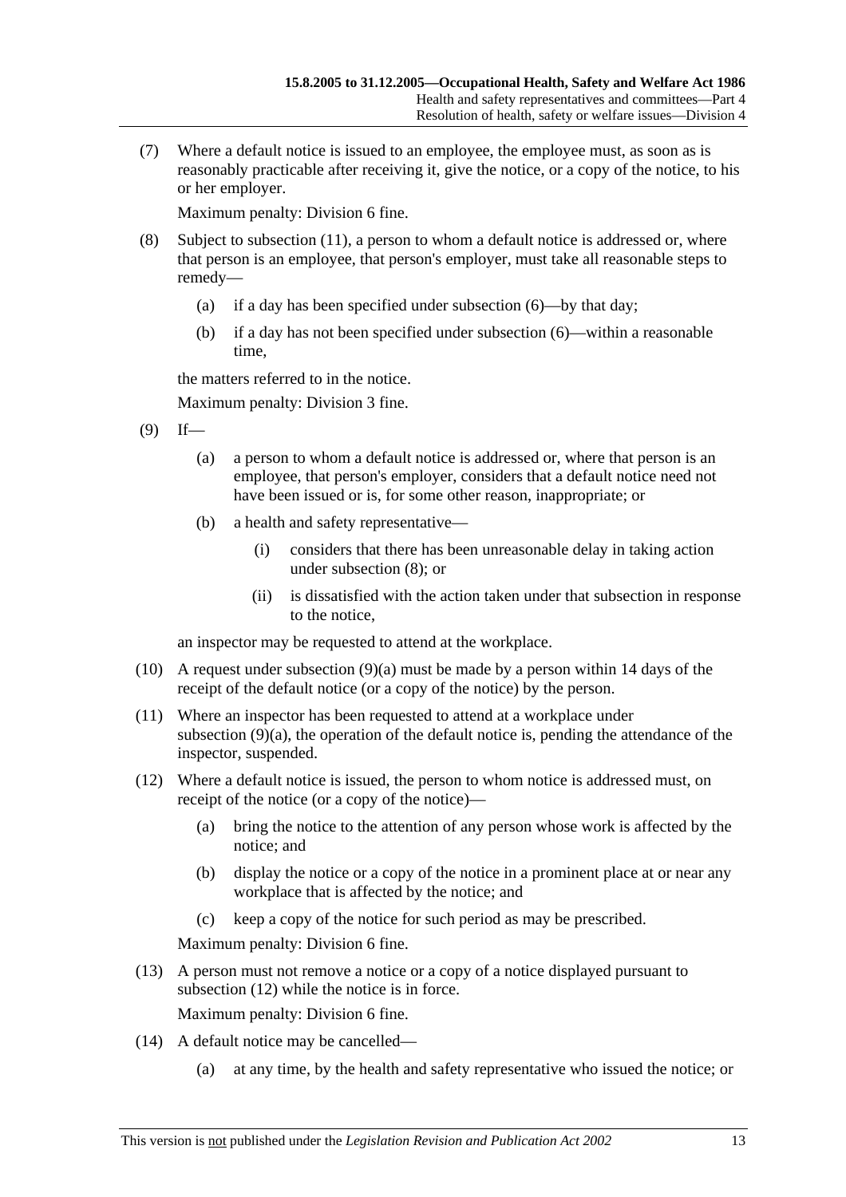(7) Where a default notice is issued to an employee, the employee must, as soon as is reasonably practicable after receiving it, give the notice, or a copy of the notice, to his or her employer.

Maximum penalty: Division 6 fine.

(8) Subject to subsection (11), a person to whom a default notice is addressed or, where that person is an employee, that person's employer, must take all reasonable steps to remedy—

(a) if a day has been specified under subsection (6)—by that day;

(b) if a day has not been specified under subsection (6)—within a reasonable time,

the matters referred to in the notice.

Maximum penalty: Division 3 fine.

(9) If—

(a) a person to whom a default notice is addressed or, where that person is an employee, that person's employer, considers that a default notice need not have been issued or is, for some other reason, inappropriate; or

(b) a health and safety representative—

(i) considers that there has been unreasonable delay in taking action under subsection (8); or

(ii) is dissatisfied with the action taken under that subsection in response to the notice,

an inspector may be requested to attend at the workplace.

(10) A request under subsection (9)(a) must be made by a person within 14 days of the receipt of the default notice (or a copy of the notice) by the person.

(11) Where an inspector has been requested to attend at a workplace under subsection (9)(a), the operation of the default notice is, pending the attendance of the inspector, suspended.

(12) Where a default notice is issued, the person to whom notice is addressed must, on receipt of the notice (or a copy of the notice)—

(a) bring the notice to the attention of any person whose work is affected by the notice; and

(b) display the notice or a copy of the notice in a prominent place at or near any workplace that is affected by the notice; and

(c) keep a copy of the notice for such period as may be prescribed.

Maximum penalty: Division 6 fine.

(13) A person must not remove a notice or a copy of a notice displayed pursuant to subsection (12) while the notice is in force.

Maximum penalty: Division 6 fine.

(14) A default notice may be cancelled—

(a) at any time, by the health and safety representative who issued the notice; or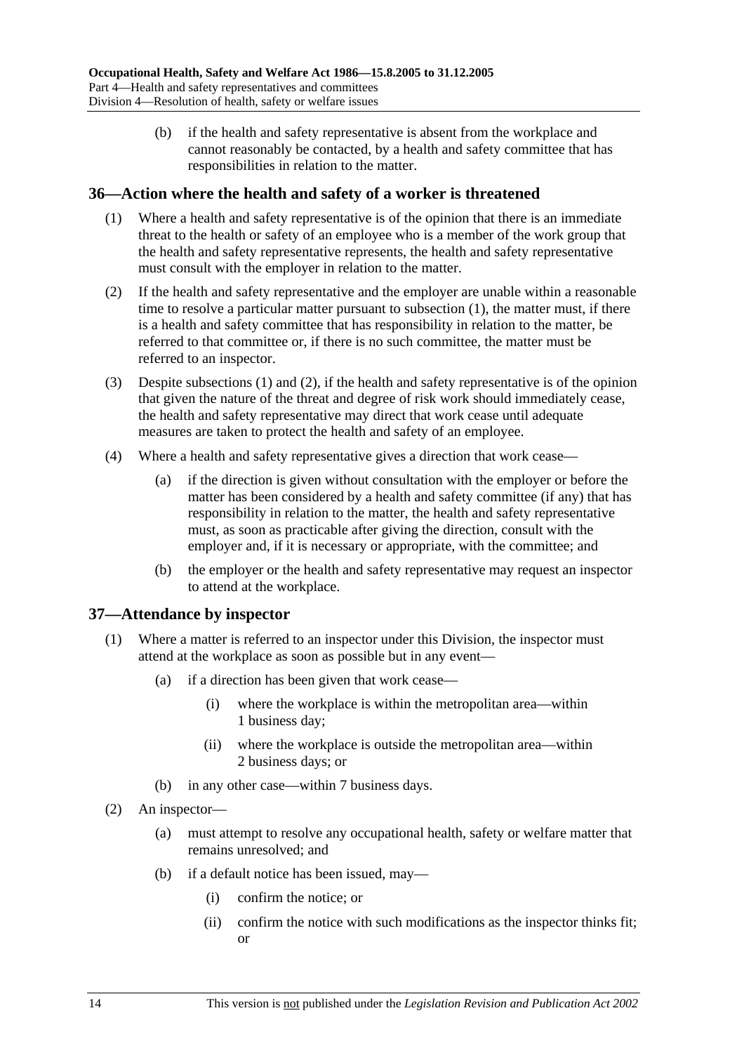(b) if the health and safety representative is absent from the workplace and cannot reasonably be contacted, by a health and safety committee that has responsibilities in relation to the matter.

## 36—Action where the health and safety of a worker is threatened

(1) Where a health and safety representative is of the opinion that there is an immediate threat to the health or safety of an employee who is a member of the work group that the health and safety representative represents, the health and safety representative must consult with the employer in relation to the matter.

(2) If the health and safety representative and the employer are unable within a reasonable time to resolve a particular matter pursuant to subsection (1), the matter must, if there is a health and safety committee that has responsibility in relation to the matter, be referred to that committee or, if there is no such committee, the matter must be referred to an inspector.

(3) Despite subsections (1) and (2), if the health and safety representative is of the opinion that given the nature of the threat and degree of risk work should immediately cease, the health and safety representative may direct that work cease until adequate measures are taken to protect the health and safety of an employee.

(4) Where a health and safety representative gives a direction that work cease—

(a) if the direction is given without consultation with the employer or before the matter has been considered by a health and safety committee (if any) that has responsibility in relation to the matter, the health and safety representative must, as soon as practicable after giving the direction, consult with the employer and, if it is necessary or appropriate, with the committee; and

(b) the employer or the health and safety representative may request an inspector to attend at the workplace.

## 37—Attendance by inspector

(1) Where a matter is referred to an inspector under this Division, the inspector must attend at the workplace as soon as possible but in any event—

(a) if a direction has been given that work cease—

(i) where the workplace is within the metropolitan area—within 1 business day;

(ii) where the workplace is outside the metropolitan area—within 2 business days; or

(b) in any other case—within 7 business days.

(2) An inspector—

(a) must attempt to resolve any occupational health, safety or welfare matter that remains unresolved; and

(b) if a default notice has been issued, may—

(i) confirm the notice; or

(ii) confirm the notice with such modifications as the inspector thinks fit; or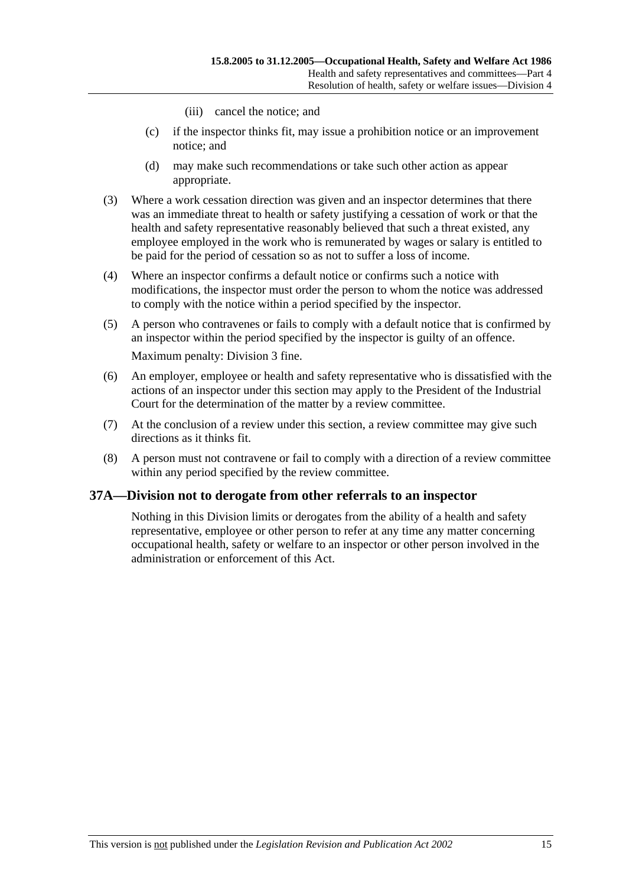(iii) cancel the notice; and

(c) if the inspector thinks fit, may issue a prohibition notice or an improvement notice; and

(d) may make such recommendations or take such other action as appear appropriate.

(3) Where a work cessation direction was given and an inspector determines that there was an immediate threat to health or safety justifying a cessation of work or that the health and safety representative reasonably believed that such a threat existed, any employee employed in the work who is remunerated by wages or salary is entitled to be paid for the period of cessation so as not to suffer a loss of income.

(4) Where an inspector confirms a default notice or confirms such a notice with modifications, the inspector must order the person to whom the notice was addressed to comply with the notice within a period specified by the inspector.

(5) A person who contravenes or fails to comply with a default notice that is confirmed by an inspector within the period specified by the inspector is guilty of an offence.

Maximum penalty: Division 3 fine.

(6) An employer, employee or health and safety representative who is dissatisfied with the actions of an inspector under this section may apply to the President of the Industrial Court for the determination of the matter by a review committee.

(7) At the conclusion of a review under this section, a review committee may give such directions as it thinks fit.

(8) A person must not contravene or fail to comply with a direction of a review committee within any period specified by the review committee.

## 37A—Division not to derogate from other referrals to an inspector

Nothing in this Division limits or derogates from the ability of a health and safety representative, employee or other person to refer at any time any matter concerning occupational health, safety or welfare to an inspector or other person involved in the administration or enforcement of this Act.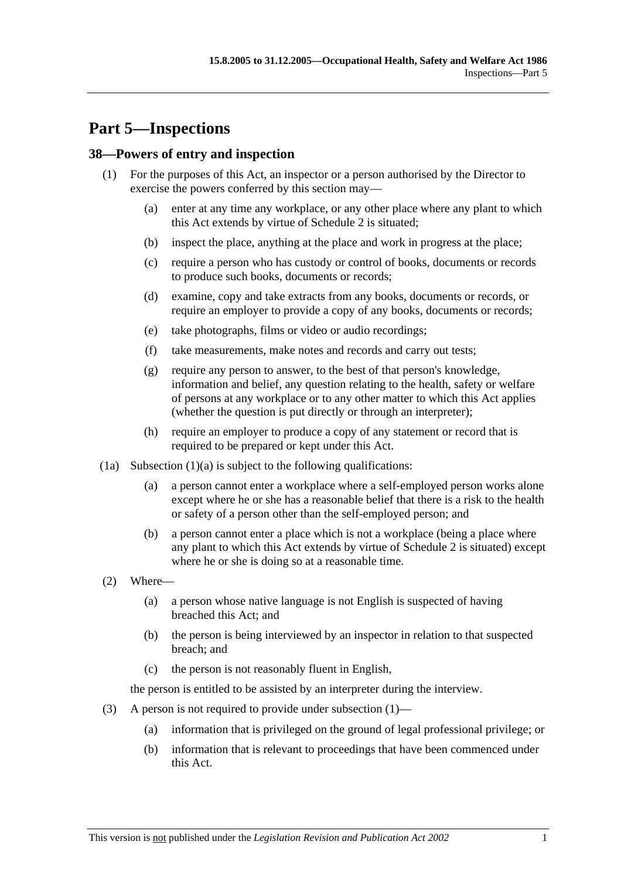# Part 5—Inspections

## 38—Powers of entry and inspection

(1) For the purposes of this Act, an inspector or a person authorised by the Director to exercise the powers conferred by this section may—

(a) enter at any time any workplace, or any other place where any plant to which this Act extends by virtue of Schedule 2 is situated;

(b) inspect the place, anything at the place and work in progress at the place;

(c) require a person who has custody or control of books, documents or records to produce such books, documents or records;

(d) examine, copy and take extracts from any books, documents or records, or require an employer to provide a copy of any books, documents or records;

(e) take photographs, films or video or audio recordings;

(f) take measurements, make notes and records and carry out tests;

(g) require any person to answer, to the best of that person's knowledge, information and belief, any question relating to the health, safety or welfare of persons at any workplace or to any other matter to which this Act applies (whether the question is put directly or through an interpreter);

(h) require an employer to produce a copy of any statement or record that is required to be prepared or kept under this Act.

(1a) Subsection (1)(a) is subject to the following qualifications:

(a) a person cannot enter a workplace where a self-employed person works alone except where he or she has a reasonable belief that there is a risk to the health or safety of a person other than the self-employed person; and

(b) a person cannot enter a place which is not a workplace (being a place where any plant to which this Act extends by virtue of Schedule 2 is situated) except where he or she is doing so at a reasonable time.

(2) Where—

(a) a person whose native language is not English is suspected of having breached this Act; and

(b) the person is being interviewed by an inspector in relation to that suspected breach; and

(c) the person is not reasonably fluent in English,

the person is entitled to be assisted by an interpreter during the interview.

(3) A person is not required to provide under subsection (1)—

(a) information that is privileged on the ground of legal professional privilege; or

(b) information that is relevant to proceedings that have been commenced under this Act.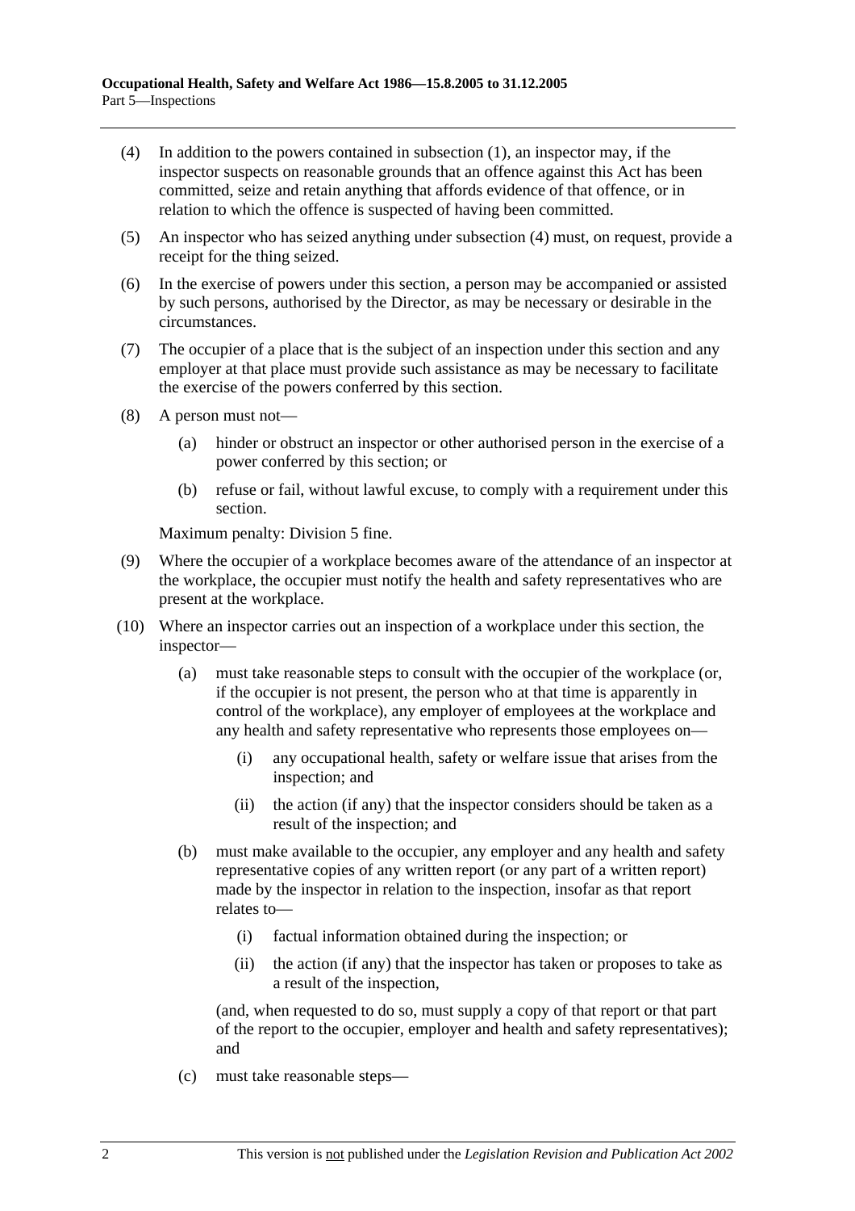(4) In addition to the powers contained in subsection (1), an inspector may, if the inspector suspects on reasonable grounds that an offence against this Act has been committed, seize and retain anything that affords evidence of that offence, or in relation to which the offence is suspected of having been committed.

(5) An inspector who has seized anything under subsection (4) must, on request, provide a receipt for the thing seized.

(6) In the exercise of powers under this section, a person may be accompanied or assisted by such persons, authorised by the Director, as may be necessary or desirable in the circumstances.

(7) The occupier of a place that is the subject of an inspection under this section and any employer at that place must provide such assistance as may be necessary to facilitate the exercise of the powers conferred by this section.

(8) A person must not—

(a) hinder or obstruct an inspector or other authorised person in the exercise of a power conferred by this section; or

(b) refuse or fail, without lawful excuse, to comply with a requirement under this section.

Maximum penalty: Division 5 fine.

(9) Where the occupier of a workplace becomes aware of the attendance of an inspector at the workplace, the occupier must notify the health and safety representatives who are present at the workplace.

(10) Where an inspector carries out an inspection of a workplace under this section, the inspector—

(a) must take reasonable steps to consult with the occupier of the workplace (or, if the occupier is not present, the person who at that time is apparently in control of the workplace), any employer of employees at the workplace and any health and safety representative who represents those employees on—

(i) any occupational health, safety or welfare issue that arises from the inspection; and

(ii) the action (if any) that the inspector considers should be taken as a result of the inspection; and

(b) must make available to the occupier, any employer and any health and safety representative copies of any written report (or any part of a written report) made by the inspector in relation to the inspection, insofar as that report relates to—

(i) factual information obtained during the inspection; or

(ii) the action (if any) that the inspector has taken or proposes to take as a result of the inspection,

(and, when requested to do so, must supply a copy of that report or that part of the report to the occupier, employer and health and safety representatives); and

(c) must take reasonable steps—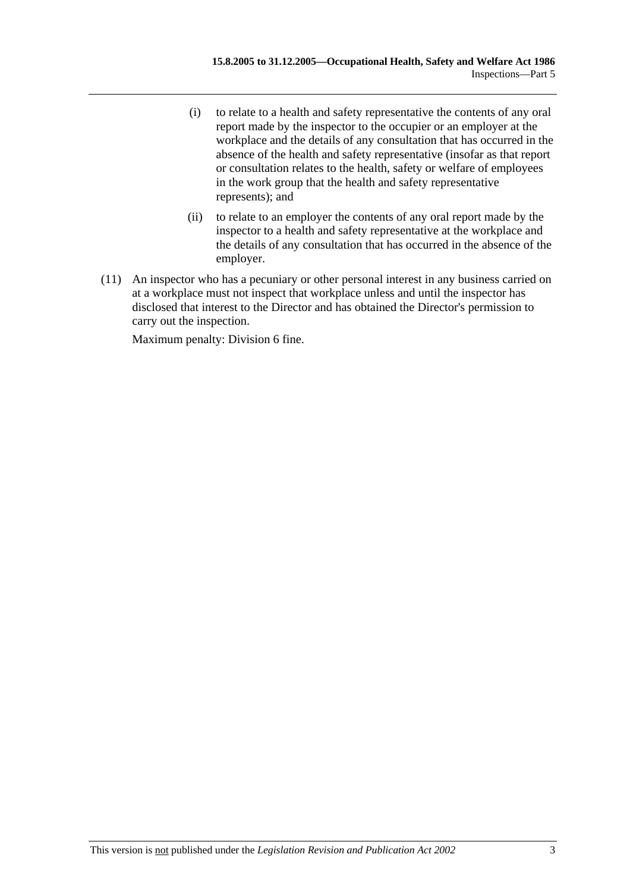(i) to relate to a health and safety representative the contents of any oral report made by the inspector to the occupier or an employer at the workplace and the details of any consultation that has occurred in the absence of the health and safety representative (insofar as that report or consultation relates to the health, safety or welfare of employees in the work group that the health and safety representative represents); and

(ii) to relate to an employer the contents of any oral report made by the inspector to a health and safety representative at the workplace and the details of any consultation that has occurred in the absence of the employer.

(11) An inspector who has a pecuniary or other personal interest in any business carried on at a workplace must not inspect that workplace unless and until the inspector has disclosed that interest to the Director and has obtained the Director's permission to carry out the inspection.

Maximum penalty: Division 6 fine.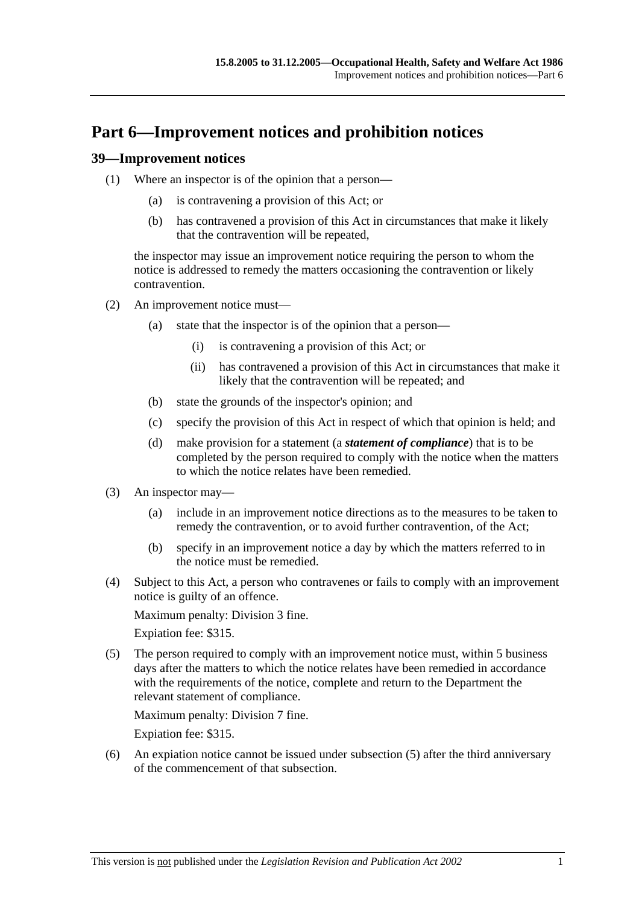# Part 6—Improvement notices and prohibition notices

## 39—Improvement notices

(1) Where an inspector is of the opinion that a person—

  (a) is contravening a provision of this Act; or

  (b) has contravened a provision of this Act in circumstances that make it likely that the contravention will be repeated,

the inspector may issue an improvement notice requiring the person to whom the notice is addressed to remedy the matters occasioning the contravention or likely contravention.

(2) An improvement notice must—

  (a) state that the inspector is of the opinion that a person—

    (i) is contravening a provision of this Act; or

    (ii) has contravened a provision of this Act in circumstances that make it likely that the contravention will be repeated; and

  (b) state the grounds of the inspector's opinion; and

  (c) specify the provision of this Act in respect of which that opinion is held; and

  (d) make provision for a statement (a ***statement of compliance***) that is to be completed by the person required to comply with the notice when the matters to which the notice relates have been remedied.

(3) An inspector may—

  (a) include in an improvement notice directions as to the measures to be taken to remedy the contravention, or to avoid further contravention, of the Act;

  (b) specify in an improvement notice a day by which the matters referred to in the notice must be remedied.

(4) Subject to this Act, a person who contravenes or fails to comply with an improvement notice is guilty of an offence.

Maximum penalty: Division 3 fine.

Expiation fee: $315.

(5) The person required to comply with an improvement notice must, within 5 business days after the matters to which the notice relates have been remedied in accordance with the requirements of the notice, complete and return to the Department the relevant statement of compliance.

Maximum penalty: Division 7 fine.

Expiation fee: $315.

(6) An expiation notice cannot be issued under subsection (5) after the third anniversary of the commencement of that subsection.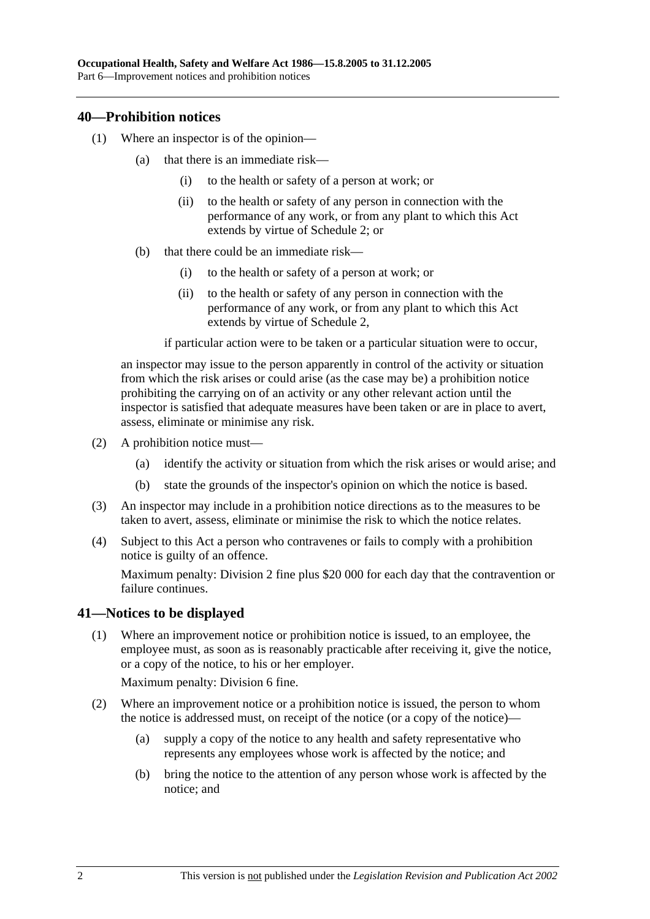## 40—Prohibition notices

(1) Where an inspector is of the opinion—

(a) that there is an immediate risk—

(i) to the health or safety of a person at work; or

(ii) to the health or safety of any person in connection with the performance of any work, or from any plant to which this Act extends by virtue of Schedule 2; or

(b) that there could be an immediate risk—

(i) to the health or safety of a person at work; or

(ii) to the health or safety of any person in connection with the performance of any work, or from any plant to which this Act extends by virtue of Schedule 2,

if particular action were to be taken or a particular situation were to occur,

an inspector may issue to the person apparently in control of the activity or situation from which the risk arises or could arise (as the case may be) a prohibition notice prohibiting the carrying on of an activity or any other relevant action until the inspector is satisfied that adequate measures have been taken or are in place to avert, assess, eliminate or minimise any risk.

(2) A prohibition notice must—

(a) identify the activity or situation from which the risk arises or would arise; and

(b) state the grounds of the inspector's opinion on which the notice is based.

(3) An inspector may include in a prohibition notice directions as to the measures to be taken to avert, assess, eliminate or minimise the risk to which the notice relates.

(4) Subject to this Act a person who contravenes or fails to comply with a prohibition notice is guilty of an offence.

Maximum penalty: Division 2 fine plus $20 000 for each day that the contravention or failure continues.

## 41—Notices to be displayed

(1) Where an improvement notice or prohibition notice is issued, to an employee, the employee must, as soon as is reasonably practicable after receiving it, give the notice, or a copy of the notice, to his or her employer.

Maximum penalty: Division 6 fine.

(2) Where an improvement notice or a prohibition notice is issued, the person to whom the notice is addressed must, on receipt of the notice (or a copy of the notice)—

(a) supply a copy of the notice to any health and safety representative who represents any employees whose work is affected by the notice; and

(b) bring the notice to the attention of any person whose work is affected by the notice; and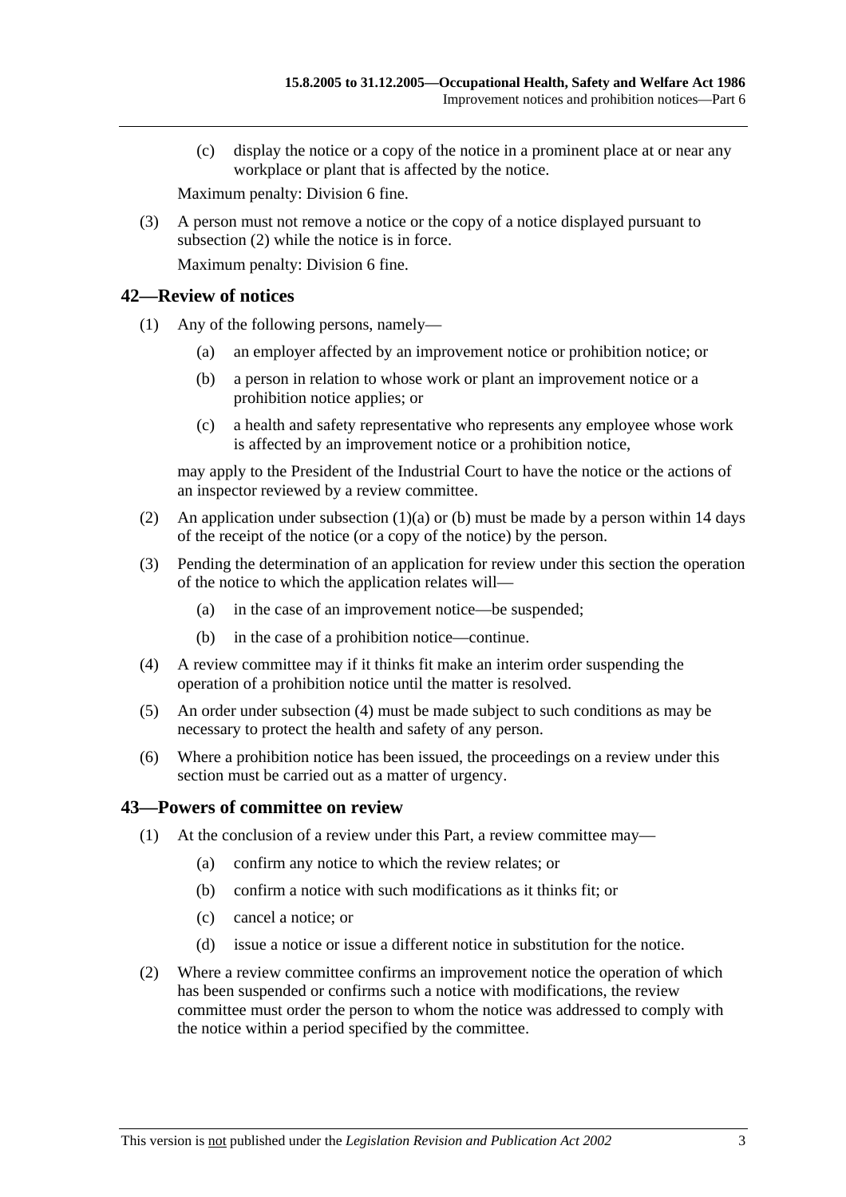(c) display the notice or a copy of the notice in a prominent place at or near any workplace or plant that is affected by the notice.

Maximum penalty: Division 6 fine.

(3) A person must not remove a notice or the copy of a notice displayed pursuant to subsection (2) while the notice is in force.

Maximum penalty: Division 6 fine.

## 42—Review of notices

(1) Any of the following persons, namely—

(a) an employer affected by an improvement notice or prohibition notice; or

(b) a person in relation to whose work or plant an improvement notice or a prohibition notice applies; or

(c) a health and safety representative who represents any employee whose work is affected by an improvement notice or a prohibition notice,

may apply to the President of the Industrial Court to have the notice or the actions of an inspector reviewed by a review committee.

(2) An application under subsection (1)(a) or (b) must be made by a person within 14 days of the receipt of the notice (or a copy of the notice) by the person.

(3) Pending the determination of an application for review under this section the operation of the notice to which the application relates will—

(a) in the case of an improvement notice—be suspended;

(b) in the case of a prohibition notice—continue.

(4) A review committee may if it thinks fit make an interim order suspending the operation of a prohibition notice until the matter is resolved.

(5) An order under subsection (4) must be made subject to such conditions as may be necessary to protect the health and safety of any person.

(6) Where a prohibition notice has been issued, the proceedings on a review under this section must be carried out as a matter of urgency.

## 43—Powers of committee on review

(1) At the conclusion of a review under this Part, a review committee may—

(a) confirm any notice to which the review relates; or

(b) confirm a notice with such modifications as it thinks fit; or

(c) cancel a notice; or

(d) issue a notice or issue a different notice in substitution for the notice.

(2) Where a review committee confirms an improvement notice the operation of which has been suspended or confirms such a notice with modifications, the review committee must order the person to whom the notice was addressed to comply with the notice within a period specified by the committee.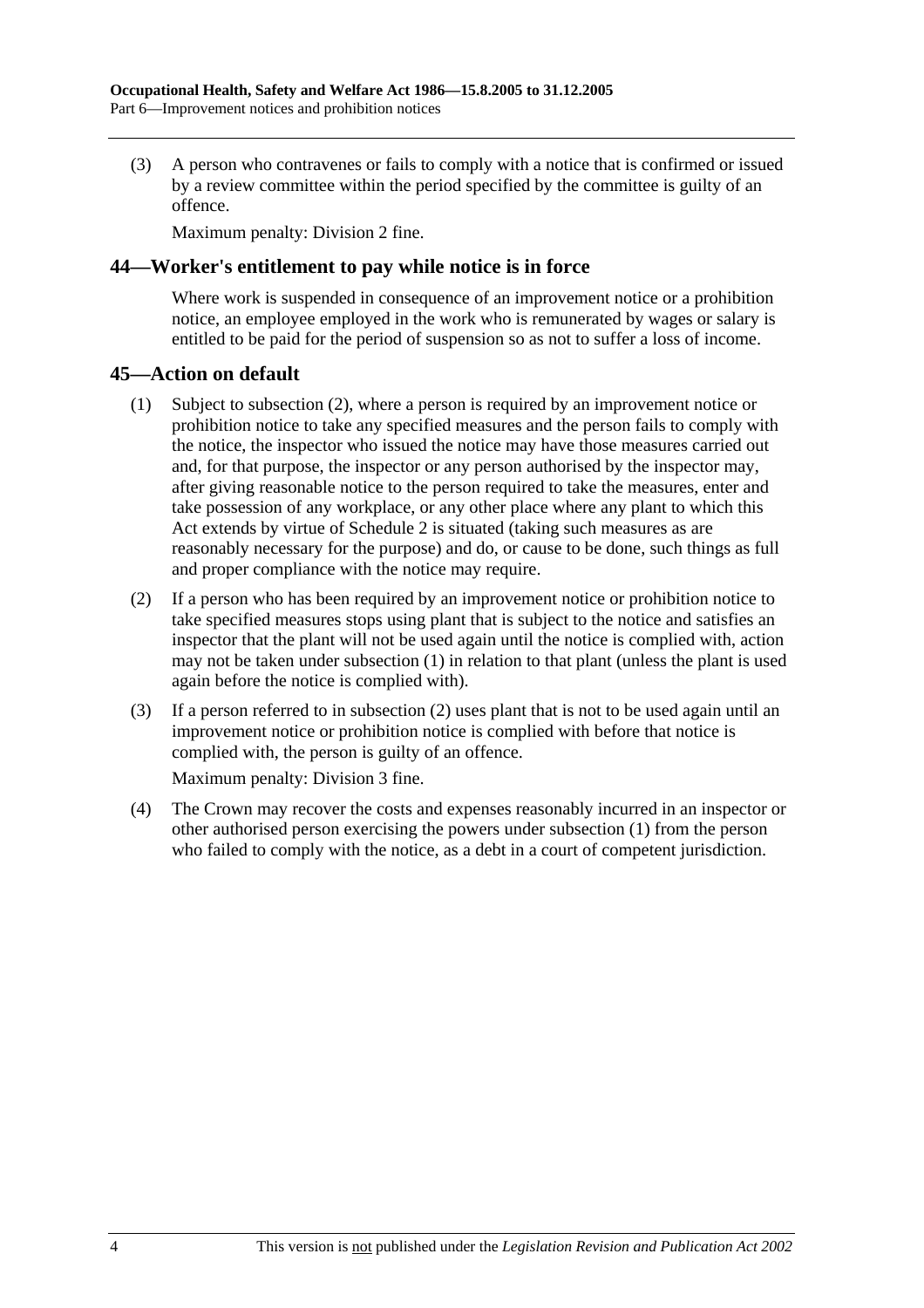(3) A person who contravenes or fails to comply with a notice that is confirmed or issued by a review committee within the period specified by the committee is guilty of an offence.

Maximum penalty: Division 2 fine.

## 44—Worker's entitlement to pay while notice is in force

Where work is suspended in consequence of an improvement notice or a prohibition notice, an employee employed in the work who is remunerated by wages or salary is entitled to be paid for the period of suspension so as not to suffer a loss of income.

## 45—Action on default

(1) Subject to subsection (2), where a person is required by an improvement notice or prohibition notice to take any specified measures and the person fails to comply with the notice, the inspector who issued the notice may have those measures carried out and, for that purpose, the inspector or any person authorised by the inspector may, after giving reasonable notice to the person required to take the measures, enter and take possession of any workplace, or any other place where any plant to which this Act extends by virtue of Schedule 2 is situated (taking such measures as are reasonably necessary for the purpose) and do, or cause to be done, such things as full and proper compliance with the notice may require.

(2) If a person who has been required by an improvement notice or prohibition notice to take specified measures stops using plant that is subject to the notice and satisfies an inspector that the plant will not be used again until the notice is complied with, action may not be taken under subsection (1) in relation to that plant (unless the plant is used again before the notice is complied with).

(3) If a person referred to in subsection (2) uses plant that is not to be used again until an improvement notice or prohibition notice is complied with before that notice is complied with, the person is guilty of an offence.

Maximum penalty: Division 3 fine.

(4) The Crown may recover the costs and expenses reasonably incurred in an inspector or other authorised person exercising the powers under subsection (1) from the person who failed to comply with the notice, as a debt in a court of competent jurisdiction.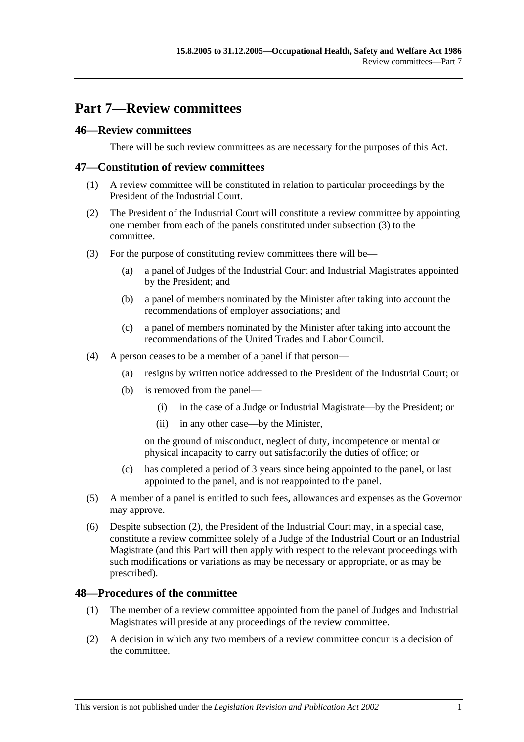# Part 7—Review committees

## 46—Review committees

There will be such review committees as are necessary for the purposes of this Act.

## 47—Constitution of review committees

(1) A review committee will be constituted in relation to particular proceedings by the President of the Industrial Court.

(2) The President of the Industrial Court will constitute a review committee by appointing one member from each of the panels constituted under subsection (3) to the committee.

(3) For the purpose of constituting review committees there will be—

(a) a panel of Judges of the Industrial Court and Industrial Magistrates appointed by the President; and

(b) a panel of members nominated by the Minister after taking into account the recommendations of employer associations; and

(c) a panel of members nominated by the Minister after taking into account the recommendations of the United Trades and Labor Council.

(4) A person ceases to be a member of a panel if that person—

(a) resigns by written notice addressed to the President of the Industrial Court; or

(b) is removed from the panel—

(i) in the case of a Judge or Industrial Magistrate—by the President; or

(ii) in any other case—by the Minister,

on the ground of misconduct, neglect of duty, incompetence or mental or physical incapacity to carry out satisfactorily the duties of office; or

(c) has completed a period of 3 years since being appointed to the panel, or last appointed to the panel, and is not reappointed to the panel.

(5) A member of a panel is entitled to such fees, allowances and expenses as the Governor may approve.

(6) Despite subsection (2), the President of the Industrial Court may, in a special case, constitute a review committee solely of a Judge of the Industrial Court or an Industrial Magistrate (and this Part will then apply with respect to the relevant proceedings with such modifications or variations as may be necessary or appropriate, or as may be prescribed).

## 48—Procedures of the committee

(1) The member of a review committee appointed from the panel of Judges and Industrial Magistrates will preside at any proceedings of the review committee.

(2) A decision in which any two members of a review committee concur is a decision of the committee.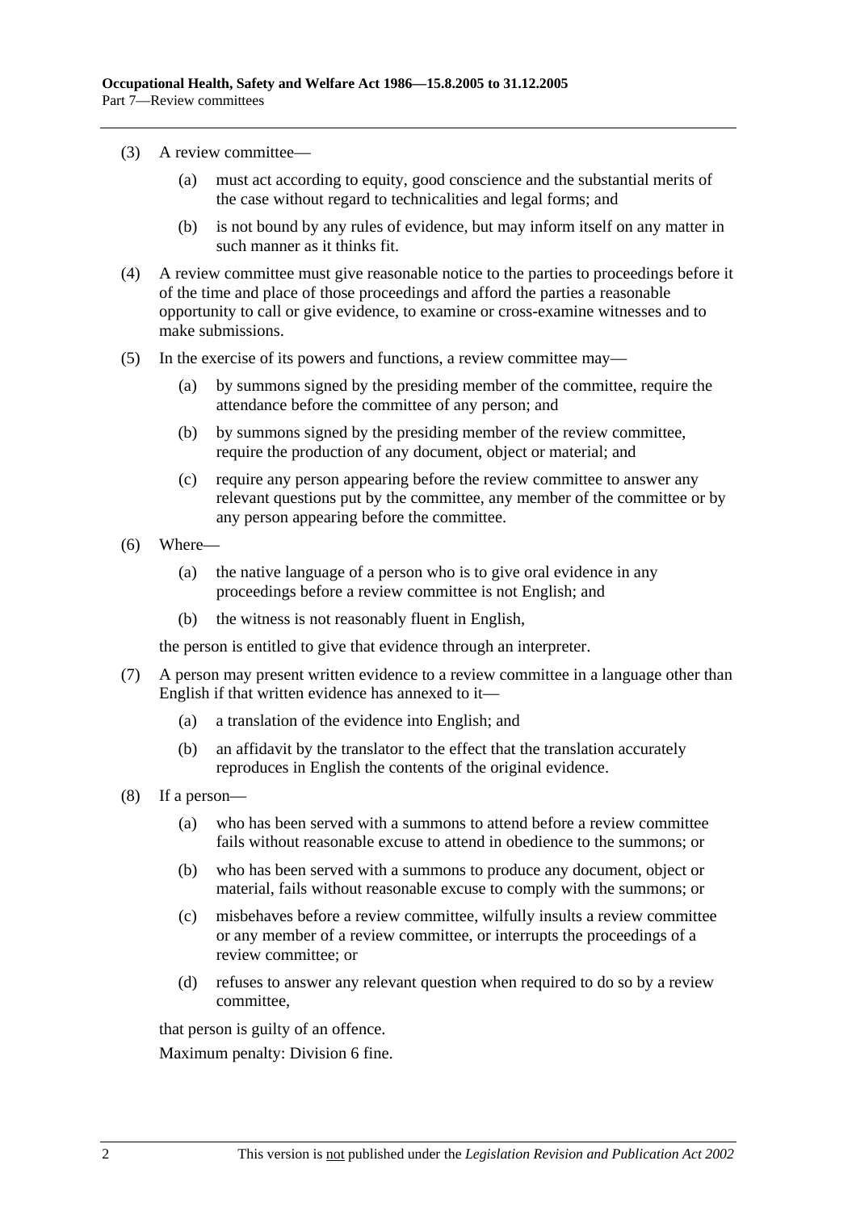(3) A review committee—

(a) must act according to equity, good conscience and the substantial merits of the case without regard to technicalities and legal forms; and

(b) is not bound by any rules of evidence, but may inform itself on any matter in such manner as it thinks fit.

(4) A review committee must give reasonable notice to the parties to proceedings before it of the time and place of those proceedings and afford the parties a reasonable opportunity to call or give evidence, to examine or cross-examine witnesses and to make submissions.

(5) In the exercise of its powers and functions, a review committee may—

(a) by summons signed by the presiding member of the committee, require the attendance before the committee of any person; and

(b) by summons signed by the presiding member of the review committee, require the production of any document, object or material; and

(c) require any person appearing before the review committee to answer any relevant questions put by the committee, any member of the committee or by any person appearing before the committee.

(6) Where—

(a) the native language of a person who is to give oral evidence in any proceedings before a review committee is not English; and

(b) the witness is not reasonably fluent in English,

the person is entitled to give that evidence through an interpreter.

(7) A person may present written evidence to a review committee in a language other than English if that written evidence has annexed to it—

(a) a translation of the evidence into English; and

(b) an affidavit by the translator to the effect that the translation accurately reproduces in English the contents of the original evidence.

(8) If a person—

(a) who has been served with a summons to attend before a review committee fails without reasonable excuse to attend in obedience to the summons; or

(b) who has been served with a summons to produce any document, object or material, fails without reasonable excuse to comply with the summons; or

(c) misbehaves before a review committee, wilfully insults a review committee or any member of a review committee, or interrupts the proceedings of a review committee; or

(d) refuses to answer any relevant question when required to do so by a review committee,

that person is guilty of an offence.

Maximum penalty: Division 6 fine.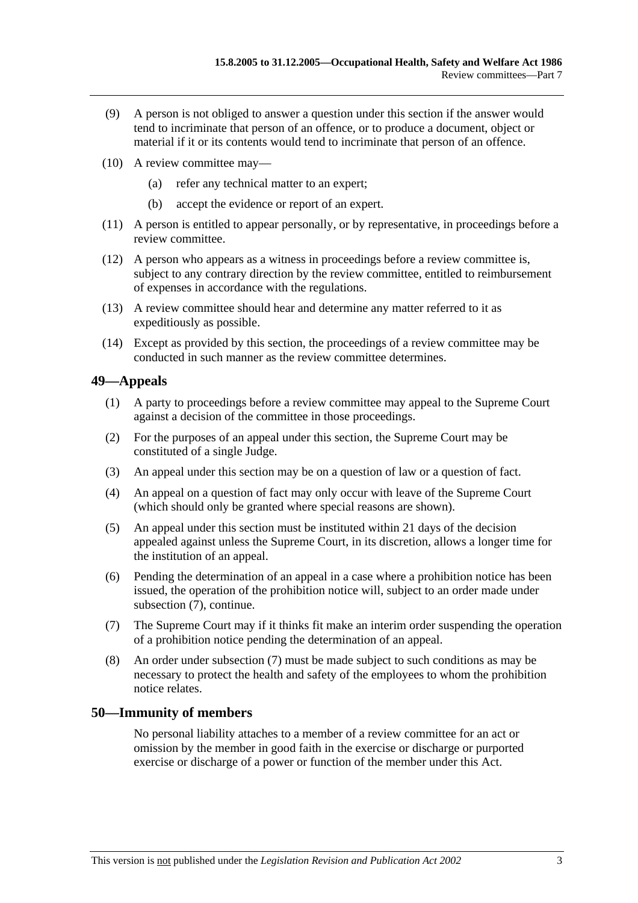(9) A person is not obliged to answer a question under this section if the answer would tend to incriminate that person of an offence, or to produce a document, object or material if it or its contents would tend to incriminate that person of an offence.

(10) A review committee may—

(a) refer any technical matter to an expert;

(b) accept the evidence or report of an expert.

(11) A person is entitled to appear personally, or by representative, in proceedings before a review committee.

(12) A person who appears as a witness in proceedings before a review committee is, subject to any contrary direction by the review committee, entitled to reimbursement of expenses in accordance with the regulations.

(13) A review committee should hear and determine any matter referred to it as expeditiously as possible.

(14) Except as provided by this section, the proceedings of a review committee may be conducted in such manner as the review committee determines.

## 49—Appeals

(1) A party to proceedings before a review committee may appeal to the Supreme Court against a decision of the committee in those proceedings.

(2) For the purposes of an appeal under this section, the Supreme Court may be constituted of a single Judge.

(3) An appeal under this section may be on a question of law or a question of fact.

(4) An appeal on a question of fact may only occur with leave of the Supreme Court (which should only be granted where special reasons are shown).

(5) An appeal under this section must be instituted within 21 days of the decision appealed against unless the Supreme Court, in its discretion, allows a longer time for the institution of an appeal.

(6) Pending the determination of an appeal in a case where a prohibition notice has been issued, the operation of the prohibition notice will, subject to an order made under subsection (7), continue.

(7) The Supreme Court may if it thinks fit make an interim order suspending the operation of a prohibition notice pending the determination of an appeal.

(8) An order under subsection (7) must be made subject to such conditions as may be necessary to protect the health and safety of the employees to whom the prohibition notice relates.

## 50—Immunity of members

No personal liability attaches to a member of a review committee for an act or omission by the member in good faith in the exercise or discharge or purported exercise or discharge of a power or function of the member under this Act.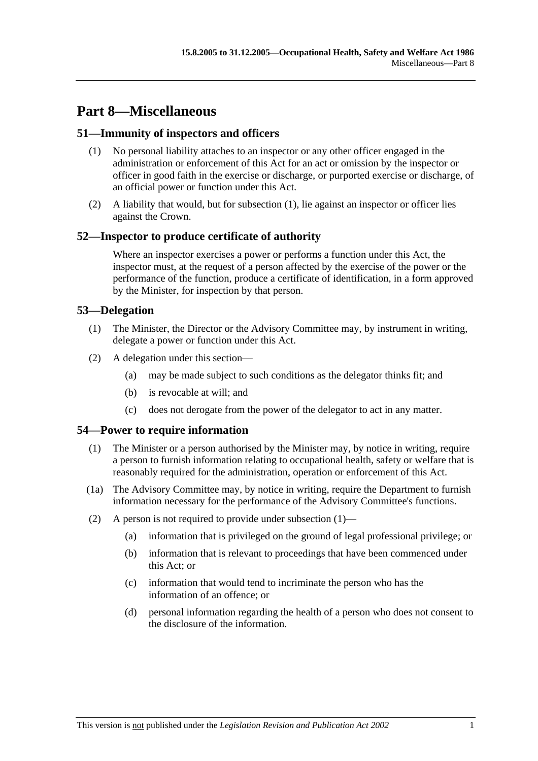# Part 8—Miscellaneous

## 51—Immunity of inspectors and officers

(1) No personal liability attaches to an inspector or any other officer engaged in the administration or enforcement of this Act for an act or omission by the inspector or officer in good faith in the exercise or discharge, or purported exercise or discharge, of an official power or function under this Act.

(2) A liability that would, but for subsection (1), lie against an inspector or officer lies against the Crown.

## 52—Inspector to produce certificate of authority

Where an inspector exercises a power or performs a function under this Act, the inspector must, at the request of a person affected by the exercise of the power or the performance of the function, produce a certificate of identification, in a form approved by the Minister, for inspection by that person.

## 53—Delegation

(1) The Minister, the Director or the Advisory Committee may, by instrument in writing, delegate a power or function under this Act.

(2) A delegation under this section—

(a) may be made subject to such conditions as the delegator thinks fit; and

(b) is revocable at will; and

(c) does not derogate from the power of the delegator to act in any matter.

## 54—Power to require information

(1) The Minister or a person authorised by the Minister may, by notice in writing, require a person to furnish information relating to occupational health, safety or welfare that is reasonably required for the administration, operation or enforcement of this Act.

(1a) The Advisory Committee may, by notice in writing, require the Department to furnish information necessary for the performance of the Advisory Committee's functions.

(2) A person is not required to provide under subsection (1)—

(a) information that is privileged on the ground of legal professional privilege; or

(b) information that is relevant to proceedings that have been commenced under this Act; or

(c) information that would tend to incriminate the person who has the information of an offence; or

(d) personal information regarding the health of a person who does not consent to the disclosure of the information.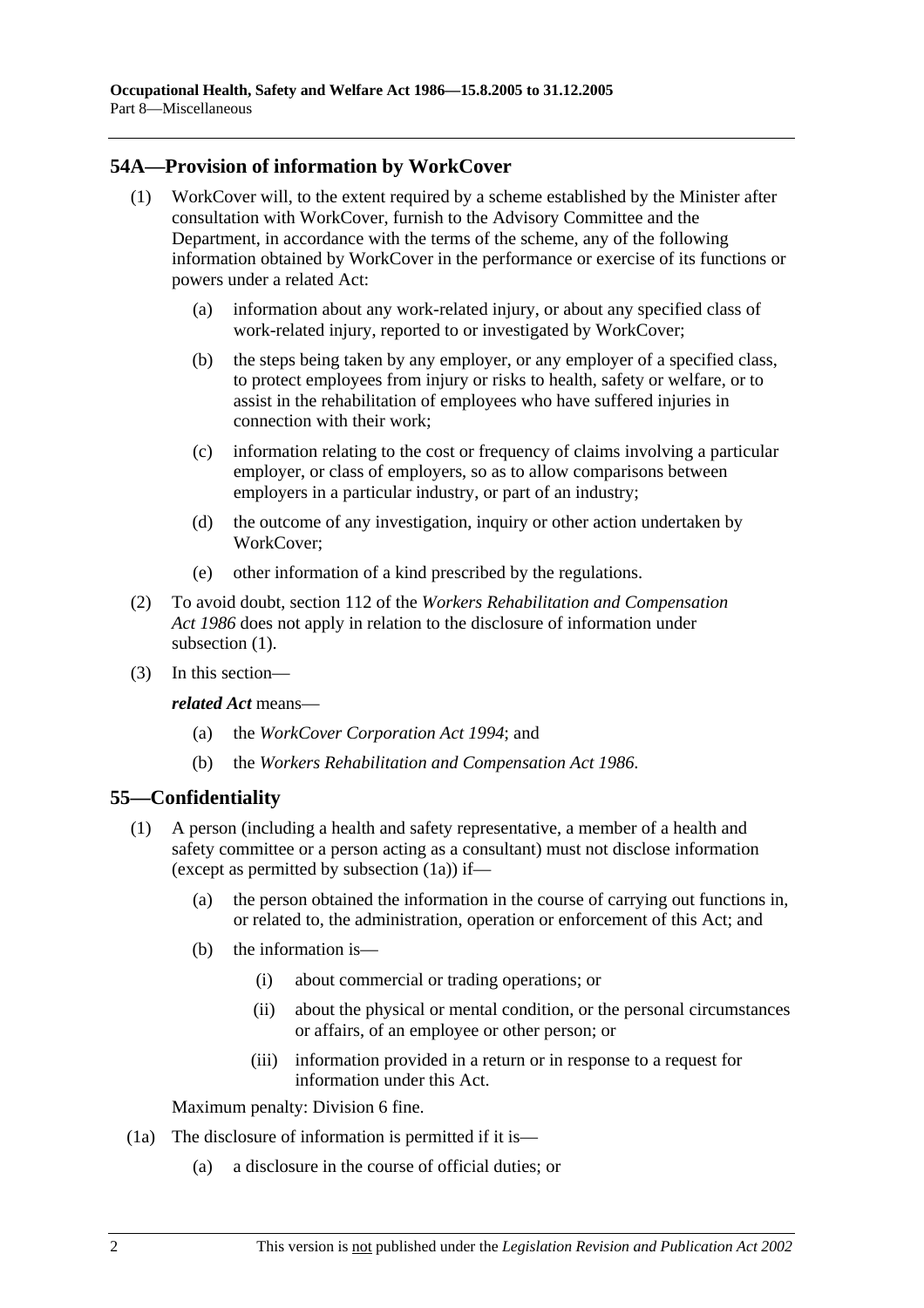## 54A—Provision of information by WorkCover

(1) WorkCover will, to the extent required by a scheme established by the Minister after consultation with WorkCover, furnish to the Advisory Committee and the Department, in accordance with the terms of the scheme, any of the following information obtained by WorkCover in the performance or exercise of its functions or powers under a related Act:

  (a) information about any work-related injury, or about any specified class of work-related injury, reported to or investigated by WorkCover;

  (b) the steps being taken by any employer, or any employer of a specified class, to protect employees from injury or risks to health, safety or welfare, or to assist in the rehabilitation of employees who have suffered injuries in connection with their work;

  (c) information relating to the cost or frequency of claims involving a particular employer, or class of employers, so as to allow comparisons between employers in a particular industry, or part of an industry;

  (d) the outcome of any investigation, inquiry or other action undertaken by WorkCover;

  (e) other information of a kind prescribed by the regulations.

(2) To avoid doubt, section 112 of the *Workers Rehabilitation and Compensation Act 1986* does not apply in relation to the disclosure of information under subsection (1).

(3) In this section—

***related Act*** means—

  (a) the *WorkCover Corporation Act 1994*; and

  (b) the *Workers Rehabilitation and Compensation Act 1986*.

## 55—Confidentiality

(1) A person (including a health and safety representative, a member of a health and safety committee or a person acting as a consultant) must not disclose information (except as permitted by subsection (1a)) if—

  (a) the person obtained the information in the course of carrying out functions in, or related to, the administration, operation or enforcement of this Act; and

  (b) the information is—

    (i) about commercial or trading operations; or

    (ii) about the physical or mental condition, or the personal circumstances or affairs, of an employee or other person; or

    (iii) information provided in a return or in response to a request for information under this Act.

Maximum penalty: Division 6 fine.

(1a) The disclosure of information is permitted if it is—

  (a) a disclosure in the course of official duties; or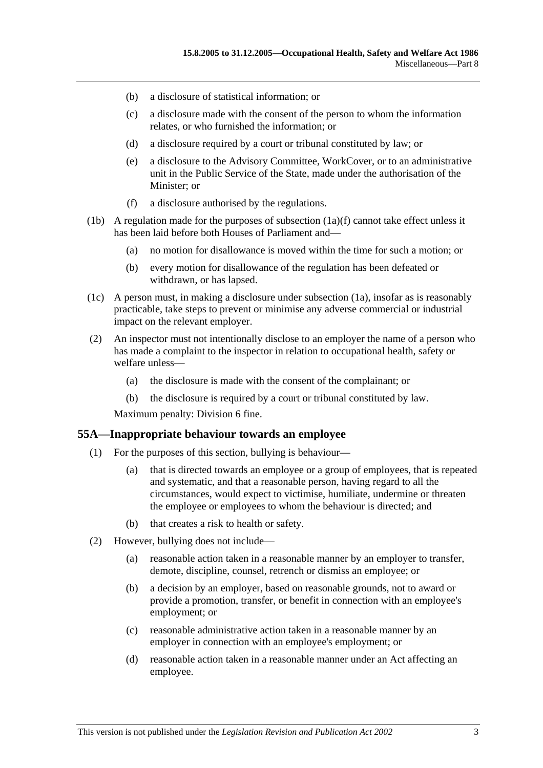(b) a disclosure of statistical information; or

(c) a disclosure made with the consent of the person to whom the information relates, or who furnished the information; or

(d) a disclosure required by a court or tribunal constituted by law; or

(e) a disclosure to the Advisory Committee, WorkCover, or to an administrative unit in the Public Service of the State, made under the authorisation of the Minister; or

(f) a disclosure authorised by the regulations.

(1b) A regulation made for the purposes of subsection (1a)(f) cannot take effect unless it has been laid before both Houses of Parliament and—

(a) no motion for disallowance is moved within the time for such a motion; or

(b) every motion for disallowance of the regulation has been defeated or withdrawn, or has lapsed.

(1c) A person must, in making a disclosure under subsection (1a), insofar as is reasonably practicable, take steps to prevent or minimise any adverse commercial or industrial impact on the relevant employer.

(2) An inspector must not intentionally disclose to an employer the name of a person who has made a complaint to the inspector in relation to occupational health, safety or welfare unless—

(a) the disclosure is made with the consent of the complainant; or

(b) the disclosure is required by a court or tribunal constituted by law.

Maximum penalty: Division 6 fine.

## 55A—Inappropriate behaviour towards an employee

(1) For the purposes of this section, bullying is behaviour—

(a) that is directed towards an employee or a group of employees, that is repeated and systematic, and that a reasonable person, having regard to all the circumstances, would expect to victimise, humiliate, undermine or threaten the employee or employees to whom the behaviour is directed; and

(b) that creates a risk to health or safety.

(2) However, bullying does not include—

(a) reasonable action taken in a reasonable manner by an employer to transfer, demote, discipline, counsel, retrench or dismiss an employee; or

(b) a decision by an employer, based on reasonable grounds, not to award or provide a promotion, transfer, or benefit in connection with an employee's employment; or

(c) reasonable administrative action taken in a reasonable manner by an employer in connection with an employee's employment; or

(d) reasonable action taken in a reasonable manner under an Act affecting an employee.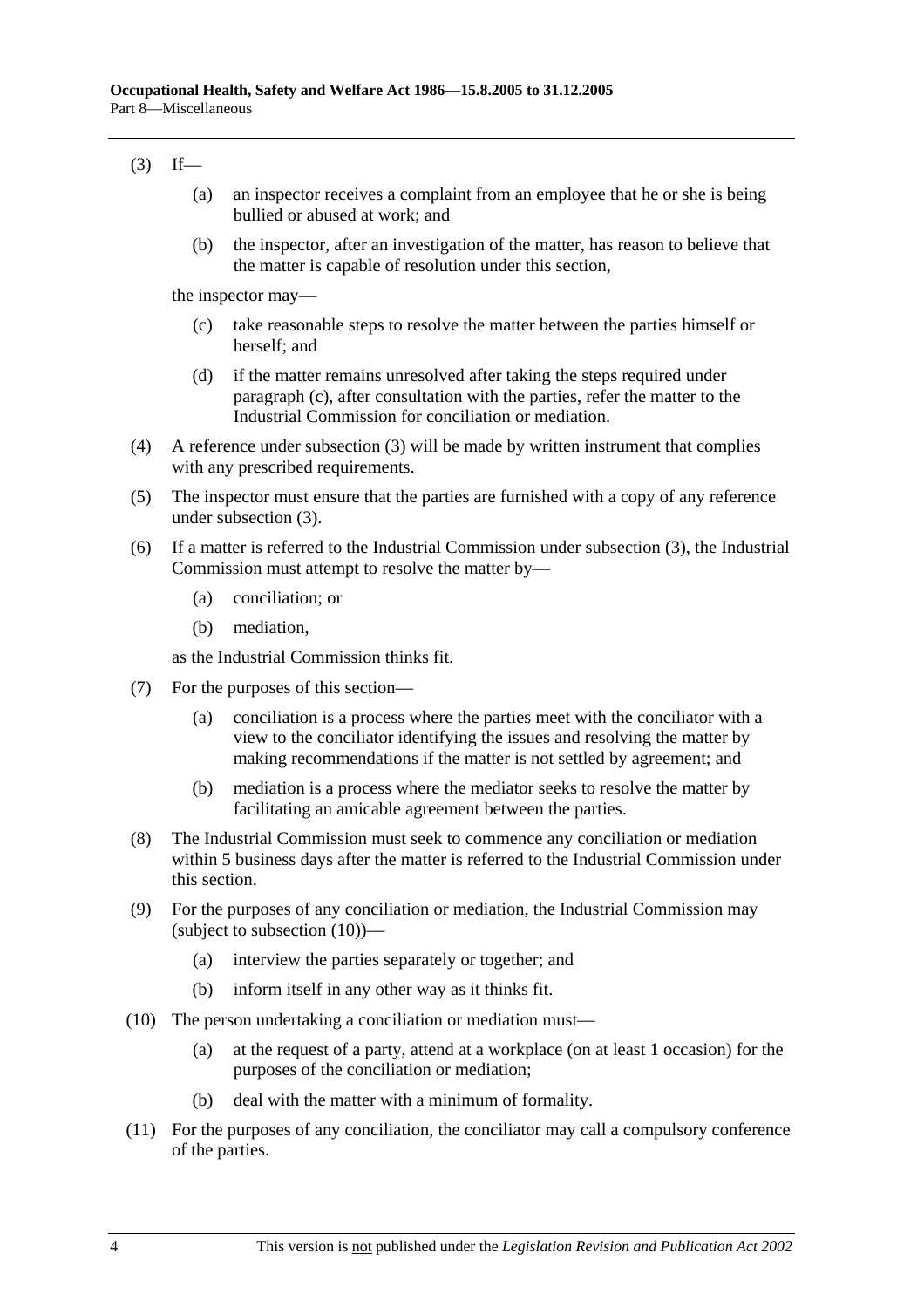(3) If—

(a) an inspector receives a complaint from an employee that he or she is being bullied or abused at work; and

(b) the inspector, after an investigation of the matter, has reason to believe that the matter is capable of resolution under this section,

the inspector may—

(c) take reasonable steps to resolve the matter between the parties himself or herself; and

(d) if the matter remains unresolved after taking the steps required under paragraph (c), after consultation with the parties, refer the matter to the Industrial Commission for conciliation or mediation.

(4) A reference under subsection (3) will be made by written instrument that complies with any prescribed requirements.

(5) The inspector must ensure that the parties are furnished with a copy of any reference under subsection (3).

(6) If a matter is referred to the Industrial Commission under subsection (3), the Industrial Commission must attempt to resolve the matter by—

(a) conciliation; or

(b) mediation,

as the Industrial Commission thinks fit.

(7) For the purposes of this section—

(a) conciliation is a process where the parties meet with the conciliator with a view to the conciliator identifying the issues and resolving the matter by making recommendations if the matter is not settled by agreement; and

(b) mediation is a process where the mediator seeks to resolve the matter by facilitating an amicable agreement between the parties.

(8) The Industrial Commission must seek to commence any conciliation or mediation within 5 business days after the matter is referred to the Industrial Commission under this section.

(9) For the purposes of any conciliation or mediation, the Industrial Commission may (subject to subsection (10))—

(a) interview the parties separately or together; and

(b) inform itself in any other way as it thinks fit.

(10) The person undertaking a conciliation or mediation must—

(a) at the request of a party, attend at a workplace (on at least 1 occasion) for the purposes of the conciliation or mediation;

(b) deal with the matter with a minimum of formality.

(11) For the purposes of any conciliation, the conciliator may call a compulsory conference of the parties.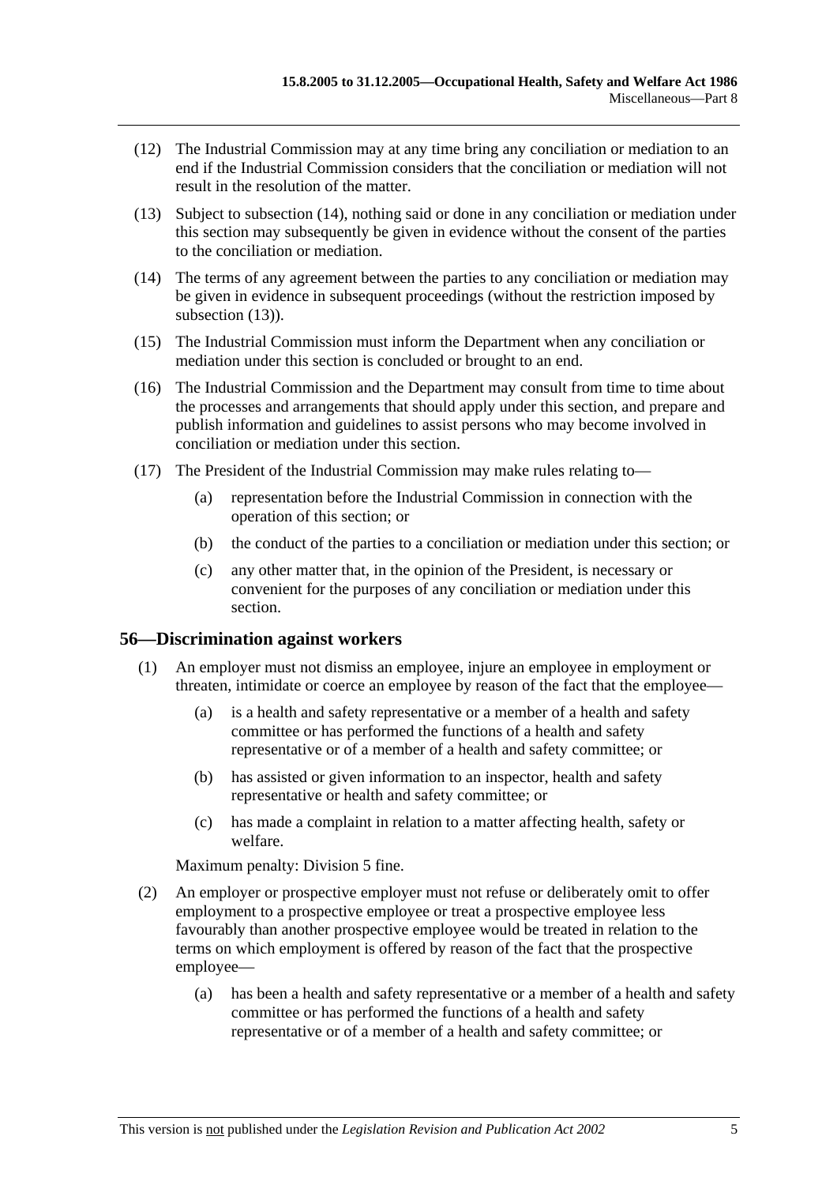(12) The Industrial Commission may at any time bring any conciliation or mediation to an end if the Industrial Commission considers that the conciliation or mediation will not result in the resolution of the matter.

(13) Subject to subsection (14), nothing said or done in any conciliation or mediation under this section may subsequently be given in evidence without the consent of the parties to the conciliation or mediation.

(14) The terms of any agreement between the parties to any conciliation or mediation may be given in evidence in subsequent proceedings (without the restriction imposed by subsection (13)).

(15) The Industrial Commission must inform the Department when any conciliation or mediation under this section is concluded or brought to an end.

(16) The Industrial Commission and the Department may consult from time to time about the processes and arrangements that should apply under this section, and prepare and publish information and guidelines to assist persons who may become involved in conciliation or mediation under this section.

(17) The President of the Industrial Commission may make rules relating to—

- (a) representation before the Industrial Commission in connection with the operation of this section; or
- (b) the conduct of the parties to a conciliation or mediation under this section; or
- (c) any other matter that, in the opinion of the President, is necessary or convenient for the purposes of any conciliation or mediation under this section.

## 56—Discrimination against workers

(1) An employer must not dismiss an employee, injure an employee in employment or threaten, intimidate or coerce an employee by reason of the fact that the employee—

- (a) is a health and safety representative or a member of a health and safety committee or has performed the functions of a health and safety representative or of a member of a health and safety committee; or
- (b) has assisted or given information to an inspector, health and safety representative or health and safety committee; or
- (c) has made a complaint in relation to a matter affecting health, safety or welfare.

Maximum penalty: Division 5 fine.

(2) An employer or prospective employer must not refuse or deliberately omit to offer employment to a prospective employee or treat a prospective employee less favourably than another prospective employee would be treated in relation to the terms on which employment is offered by reason of the fact that the prospective employee—

- (a) has been a health and safety representative or a member of a health and safety committee or has performed the functions of a health and safety representative or of a member of a health and safety committee; or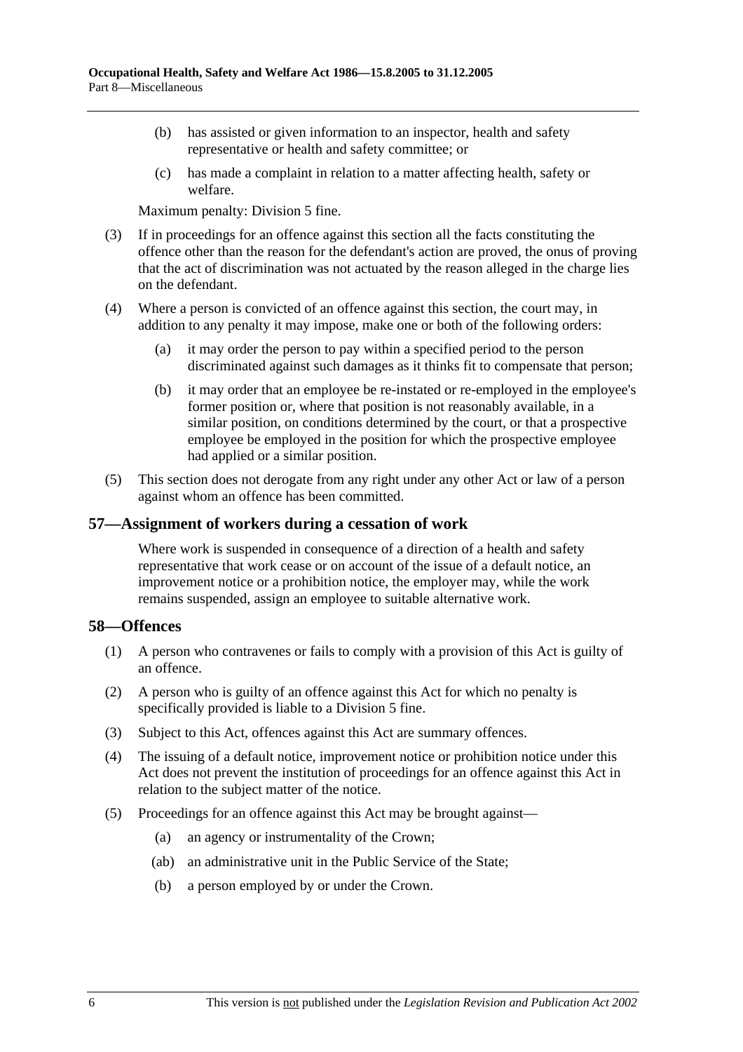(b) has assisted or given information to an inspector, health and safety representative or health and safety committee; or

(c) has made a complaint in relation to a matter affecting health, safety or welfare.

Maximum penalty: Division 5 fine.

(3) If in proceedings for an offence against this section all the facts constituting the offence other than the reason for the defendant's action are proved, the onus of proving that the act of discrimination was not actuated by the reason alleged in the charge lies on the defendant.

(4) Where a person is convicted of an offence against this section, the court may, in addition to any penalty it may impose, make one or both of the following orders:

(a) it may order the person to pay within a specified period to the person discriminated against such damages as it thinks fit to compensate that person;

(b) it may order that an employee be re-instated or re-employed in the employee's former position or, where that position is not reasonably available, in a similar position, on conditions determined by the court, or that a prospective employee be employed in the position for which the prospective employee had applied or a similar position.

(5) This section does not derogate from any right under any other Act or law of a person against whom an offence has been committed.

## 57—Assignment of workers during a cessation of work

Where work is suspended in consequence of a direction of a health and safety representative that work cease or on account of the issue of a default notice, an improvement notice or a prohibition notice, the employer may, while the work remains suspended, assign an employee to suitable alternative work.

## 58—Offences

(1) A person who contravenes or fails to comply with a provision of this Act is guilty of an offence.

(2) A person who is guilty of an offence against this Act for which no penalty is specifically provided is liable to a Division 5 fine.

(3) Subject to this Act, offences against this Act are summary offences.

(4) The issuing of a default notice, improvement notice or prohibition notice under this Act does not prevent the institution of proceedings for an offence against this Act in relation to the subject matter of the notice.

(5) Proceedings for an offence against this Act may be brought against—

(a) an agency or instrumentality of the Crown;

(ab) an administrative unit in the Public Service of the State;

(b) a person employed by or under the Crown.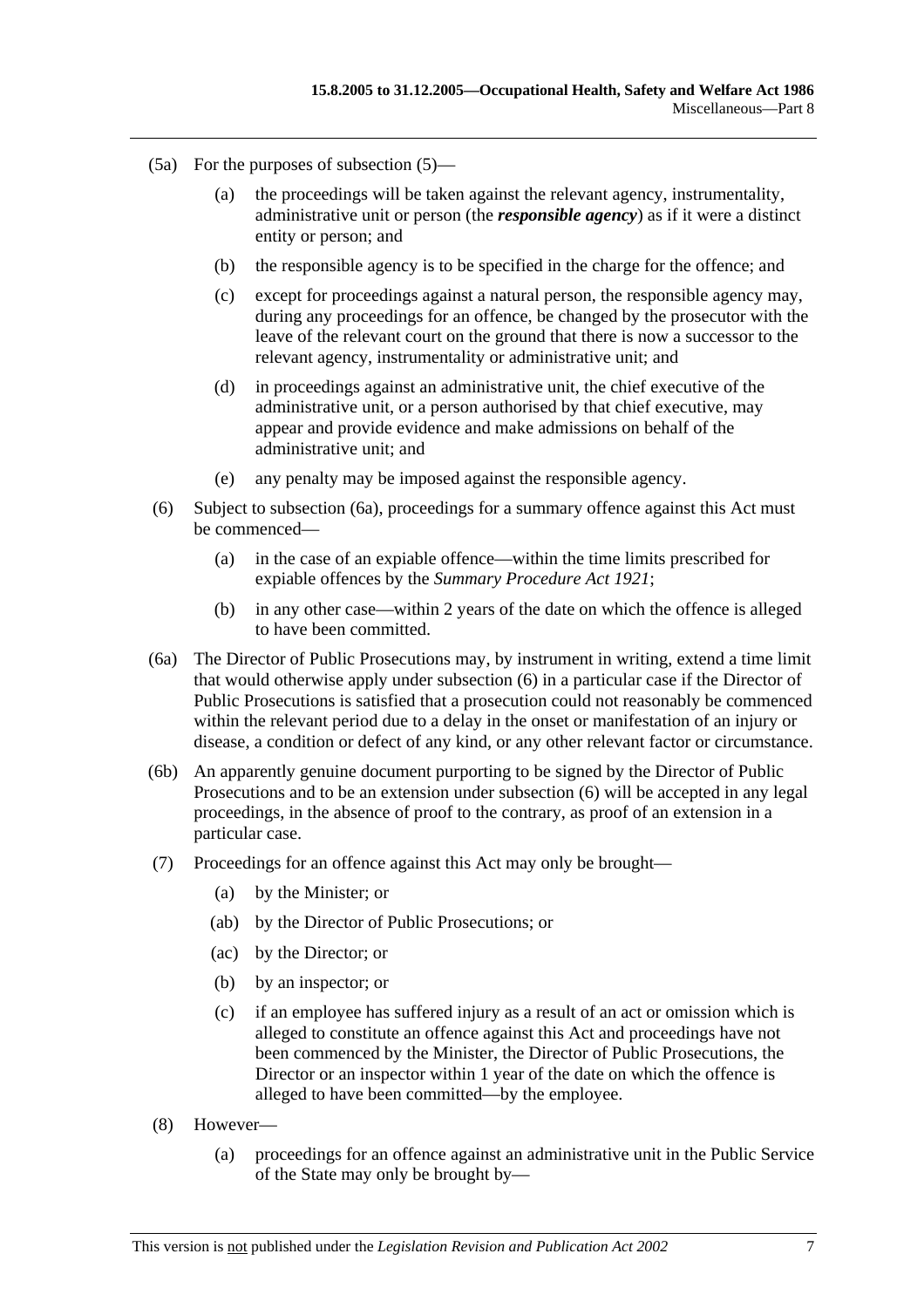(5a) For the purposes of subsection (5)—

(a) the proceedings will be taken against the relevant agency, instrumentality, administrative unit or person (the ***responsible agency***) as if it were a distinct entity or person; and

(b) the responsible agency is to be specified in the charge for the offence; and

(c) except for proceedings against a natural person, the responsible agency may, during any proceedings for an offence, be changed by the prosecutor with the leave of the relevant court on the ground that there is now a successor to the relevant agency, instrumentality or administrative unit; and

(d) in proceedings against an administrative unit, the chief executive of the administrative unit, or a person authorised by that chief executive, may appear and provide evidence and make admissions on behalf of the administrative unit; and

(e) any penalty may be imposed against the responsible agency.

(6) Subject to subsection (6a), proceedings for a summary offence against this Act must be commenced—

(a) in the case of an expiable offence—within the time limits prescribed for expiable offences by the *Summary Procedure Act 1921*;

(b) in any other case—within 2 years of the date on which the offence is alleged to have been committed.

(6a) The Director of Public Prosecutions may, by instrument in writing, extend a time limit that would otherwise apply under subsection (6) in a particular case if the Director of Public Prosecutions is satisfied that a prosecution could not reasonably be commenced within the relevant period due to a delay in the onset or manifestation of an injury or disease, a condition or defect of any kind, or any other relevant factor or circumstance.

(6b) An apparently genuine document purporting to be signed by the Director of Public Prosecutions and to be an extension under subsection (6) will be accepted in any legal proceedings, in the absence of proof to the contrary, as proof of an extension in a particular case.

(7) Proceedings for an offence against this Act may only be brought—

(a) by the Minister; or

(ab) by the Director of Public Prosecutions; or

(ac) by the Director; or

(b) by an inspector; or

(c) if an employee has suffered injury as a result of an act or omission which is alleged to constitute an offence against this Act and proceedings have not been commenced by the Minister, the Director of Public Prosecutions, the Director or an inspector within 1 year of the date on which the offence is alleged to have been committed—by the employee.

(8) However—

(a) proceedings for an offence against an administrative unit in the Public Service of the State may only be brought by—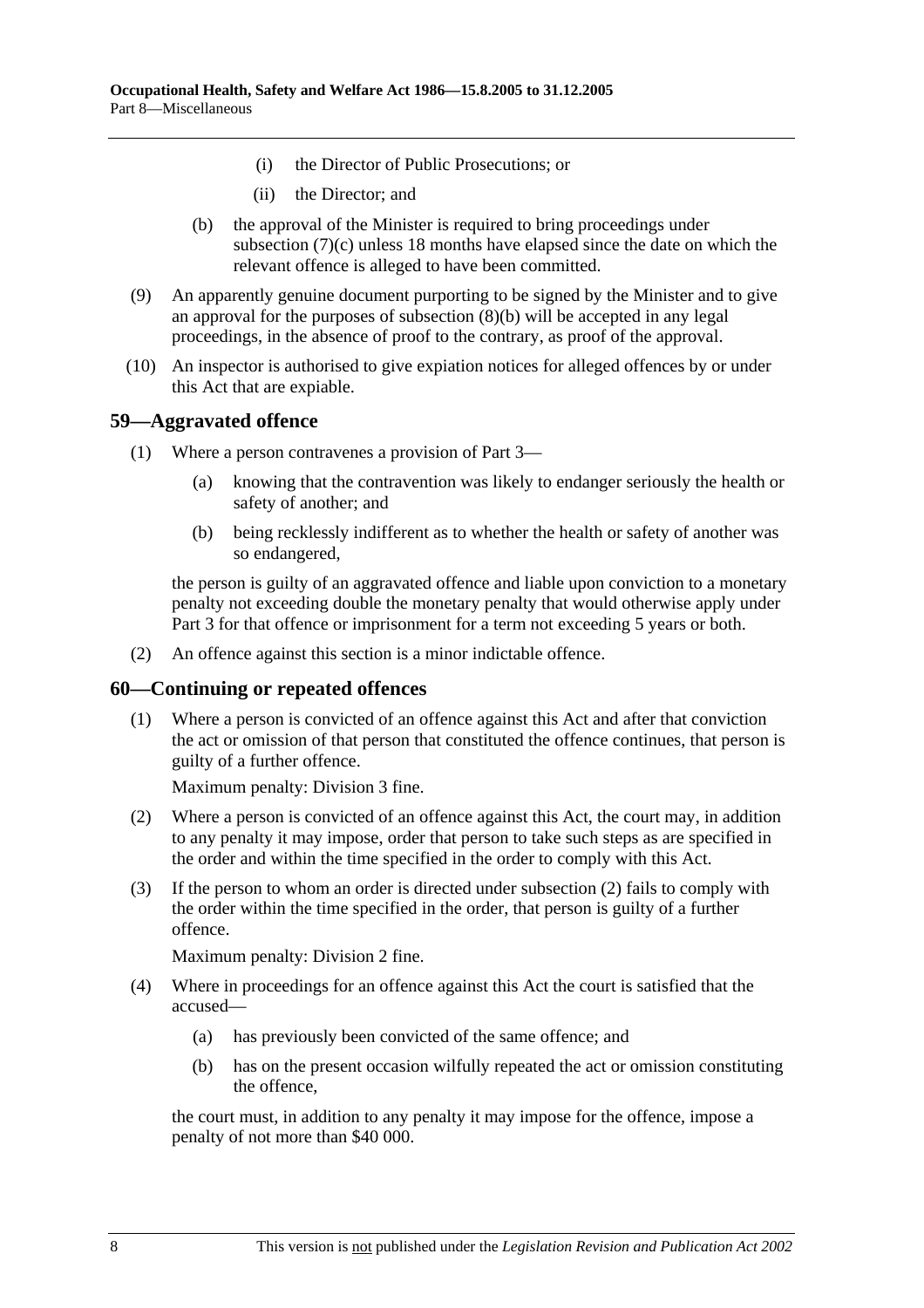(i) the Director of Public Prosecutions; or

(ii) the Director; and

(b) the approval of the Minister is required to bring proceedings under subsection (7)(c) unless 18 months have elapsed since the date on which the relevant offence is alleged to have been committed.

(9) An apparently genuine document purporting to be signed by the Minister and to give an approval for the purposes of subsection (8)(b) will be accepted in any legal proceedings, in the absence of proof to the contrary, as proof of the approval.

(10) An inspector is authorised to give expiation notices for alleged offences by or under this Act that are expiable.

## 59—Aggravated offence

(1) Where a person contravenes a provision of Part 3—

(a) knowing that the contravention was likely to endanger seriously the health or safety of another; and

(b) being recklessly indifferent as to whether the health or safety of another was so endangered,

the person is guilty of an aggravated offence and liable upon conviction to a monetary penalty not exceeding double the monetary penalty that would otherwise apply under Part 3 for that offence or imprisonment for a term not exceeding 5 years or both.

(2) An offence against this section is a minor indictable offence.

## 60—Continuing or repeated offences

(1) Where a person is convicted of an offence against this Act and after that conviction the act or omission of that person that constituted the offence continues, that person is guilty of a further offence.

Maximum penalty: Division 3 fine.

(2) Where a person is convicted of an offence against this Act, the court may, in addition to any penalty it may impose, order that person to take such steps as are specified in the order and within the time specified in the order to comply with this Act.

(3) If the person to whom an order is directed under subsection (2) fails to comply with the order within the time specified in the order, that person is guilty of a further offence.

Maximum penalty: Division 2 fine.

(4) Where in proceedings for an offence against this Act the court is satisfied that the accused—

(a) has previously been convicted of the same offence; and

(b) has on the present occasion wilfully repeated the act or omission constituting the offence,

the court must, in addition to any penalty it may impose for the offence, impose a penalty of not more than $40 000.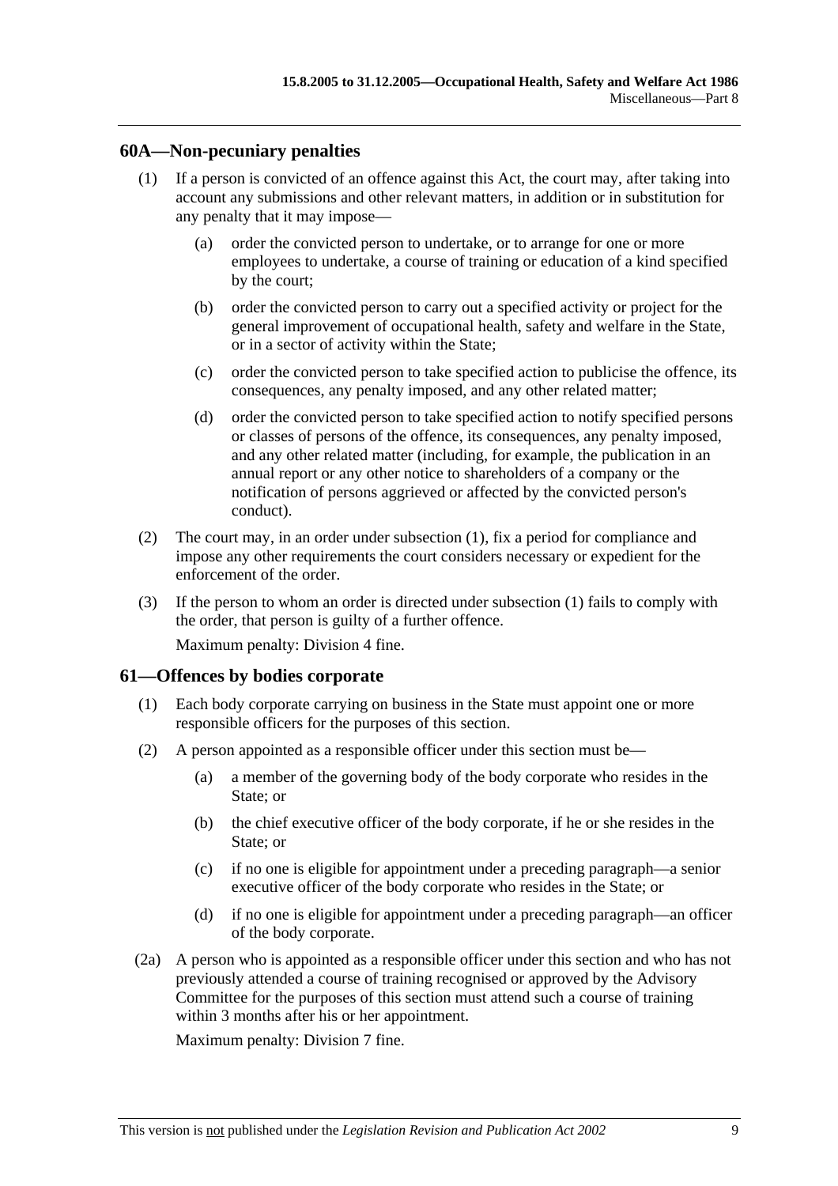## 60A—Non-pecuniary penalties

(1) If a person is convicted of an offence against this Act, the court may, after taking into account any submissions and other relevant matters, in addition or in substitution for any penalty that it may impose—

(a) order the convicted person to undertake, or to arrange for one or more employees to undertake, a course of training or education of a kind specified by the court;

(b) order the convicted person to carry out a specified activity or project for the general improvement of occupational health, safety and welfare in the State, or in a sector of activity within the State;

(c) order the convicted person to take specified action to publicise the offence, its consequences, any penalty imposed, and any other related matter;

(d) order the convicted person to take specified action to notify specified persons or classes of persons of the offence, its consequences, any penalty imposed, and any other related matter (including, for example, the publication in an annual report or any other notice to shareholders of a company or the notification of persons aggrieved or affected by the convicted person's conduct).

(2) The court may, in an order under subsection (1), fix a period for compliance and impose any other requirements the court considers necessary or expedient for the enforcement of the order.

(3) If the person to whom an order is directed under subsection (1) fails to comply with the order, that person is guilty of a further offence.

Maximum penalty: Division 4 fine.

## 61—Offences by bodies corporate

(1) Each body corporate carrying on business in the State must appoint one or more responsible officers for the purposes of this section.

(2) A person appointed as a responsible officer under this section must be—

(a) a member of the governing body of the body corporate who resides in the State; or

(b) the chief executive officer of the body corporate, if he or she resides in the State; or

(c) if no one is eligible for appointment under a preceding paragraph—a senior executive officer of the body corporate who resides in the State; or

(d) if no one is eligible for appointment under a preceding paragraph—an officer of the body corporate.

(2a) A person who is appointed as a responsible officer under this section and who has not previously attended a course of training recognised or approved by the Advisory Committee for the purposes of this section must attend such a course of training within 3 months after his or her appointment.

Maximum penalty: Division 7 fine.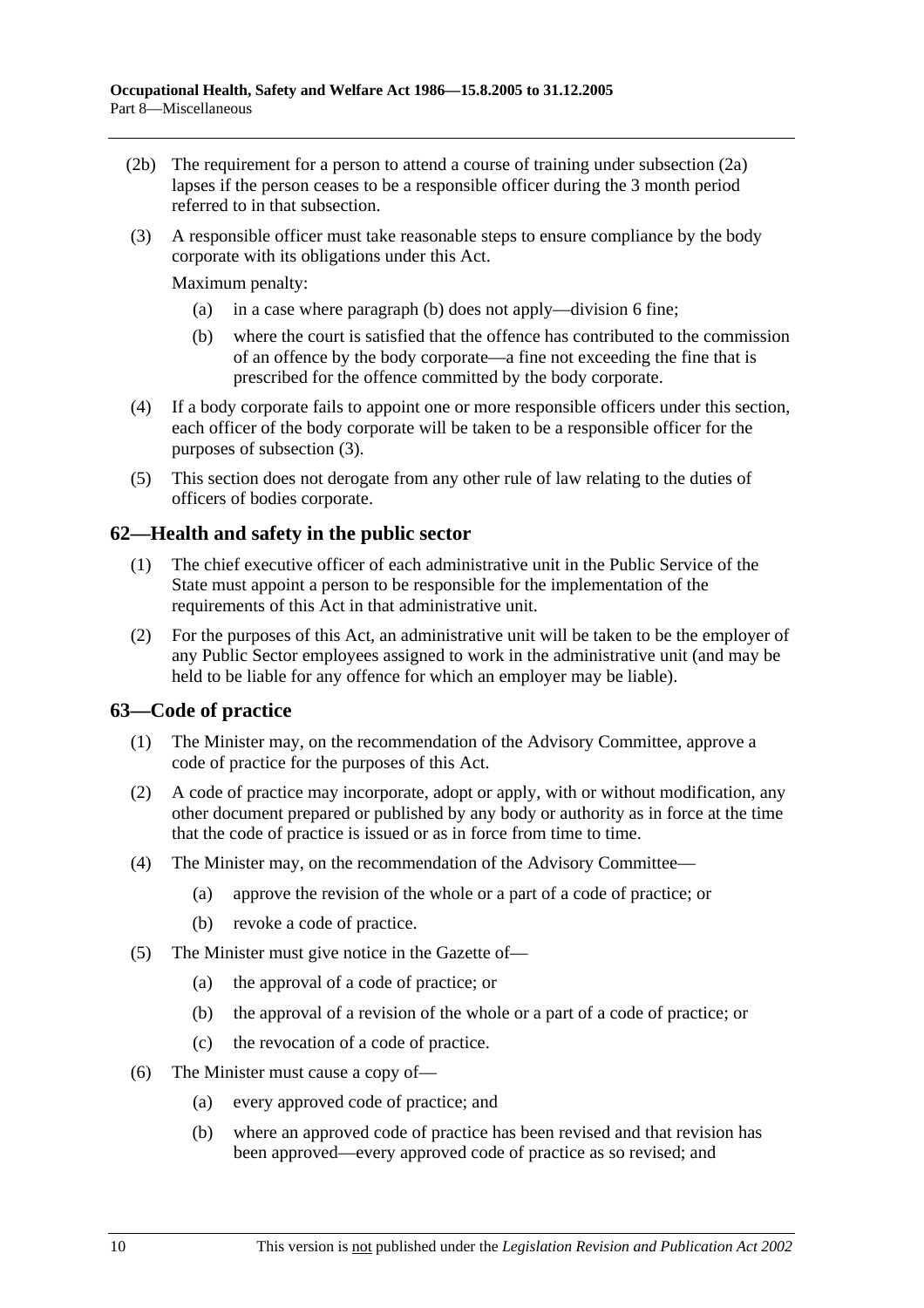(2b) The requirement for a person to attend a course of training under subsection (2a) lapses if the person ceases to be a responsible officer during the 3 month period referred to in that subsection.

(3) A responsible officer must take reasonable steps to ensure compliance by the body corporate with its obligations under this Act.

Maximum penalty:

- (a) in a case where paragraph (b) does not apply—division 6 fine;
- (b) where the court is satisfied that the offence has contributed to the commission of an offence by the body corporate—a fine not exceeding the fine that is prescribed for the offence committed by the body corporate.

(4) If a body corporate fails to appoint one or more responsible officers under this section, each officer of the body corporate will be taken to be a responsible officer for the purposes of subsection (3).

(5) This section does not derogate from any other rule of law relating to the duties of officers of bodies corporate.

## 62—Health and safety in the public sector

(1) The chief executive officer of each administrative unit in the Public Service of the State must appoint a person to be responsible for the implementation of the requirements of this Act in that administrative unit.

(2) For the purposes of this Act, an administrative unit will be taken to be the employer of any Public Sector employees assigned to work in the administrative unit (and may be held to be liable for any offence for which an employer may be liable).

## 63—Code of practice

(1) The Minister may, on the recommendation of the Advisory Committee, approve a code of practice for the purposes of this Act.

(2) A code of practice may incorporate, adopt or apply, with or without modification, any other document prepared or published by any body or authority as in force at the time that the code of practice is issued or as in force from time to time.

(4) The Minister may, on the recommendation of the Advisory Committee—

- (a) approve the revision of the whole or a part of a code of practice; or
- (b) revoke a code of practice.

(5) The Minister must give notice in the Gazette of—

- (a) the approval of a code of practice; or
- (b) the approval of a revision of the whole or a part of a code of practice; or
- (c) the revocation of a code of practice.

(6) The Minister must cause a copy of—

- (a) every approved code of practice; and
- (b) where an approved code of practice has been revised and that revision has been approved—every approved code of practice as so revised; and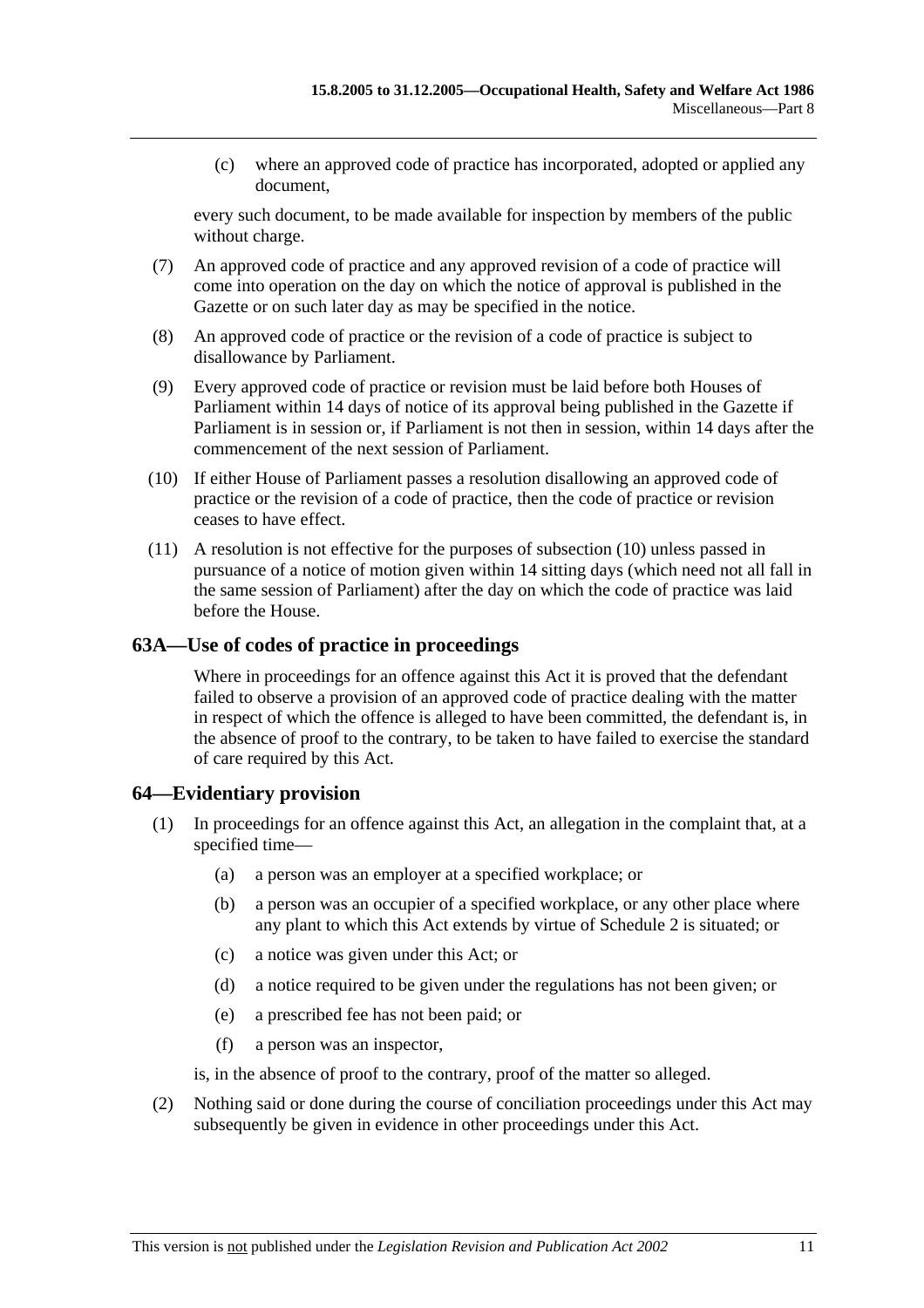(c) where an approved code of practice has incorporated, adopted or applied any document,

every such document, to be made available for inspection by members of the public without charge.

(7) An approved code of practice and any approved revision of a code of practice will come into operation on the day on which the notice of approval is published in the Gazette or on such later day as may be specified in the notice.

(8) An approved code of practice or the revision of a code of practice is subject to disallowance by Parliament.

(9) Every approved code of practice or revision must be laid before both Houses of Parliament within 14 days of notice of its approval being published in the Gazette if Parliament is in session or, if Parliament is not then in session, within 14 days after the commencement of the next session of Parliament.

(10) If either House of Parliament passes a resolution disallowing an approved code of practice or the revision of a code of practice, then the code of practice or revision ceases to have effect.

(11) A resolution is not effective for the purposes of subsection (10) unless passed in pursuance of a notice of motion given within 14 sitting days (which need not all fall in the same session of Parliament) after the day on which the code of practice was laid before the House.

## 63A—Use of codes of practice in proceedings

Where in proceedings for an offence against this Act it is proved that the defendant failed to observe a provision of an approved code of practice dealing with the matter in respect of which the offence is alleged to have been committed, the defendant is, in the absence of proof to the contrary, to be taken to have failed to exercise the standard of care required by this Act.

## 64—Evidentiary provision

(1) In proceedings for an offence against this Act, an allegation in the complaint that, at a specified time—

(a) a person was an employer at a specified workplace; or

(b) a person was an occupier of a specified workplace, or any other place where any plant to which this Act extends by virtue of Schedule 2 is situated; or

(c) a notice was given under this Act; or

(d) a notice required to be given under the regulations has not been given; or

(e) a prescribed fee has not been paid; or

(f) a person was an inspector,

is, in the absence of proof to the contrary, proof of the matter so alleged.

(2) Nothing said or done during the course of conciliation proceedings under this Act may subsequently be given in evidence in other proceedings under this Act.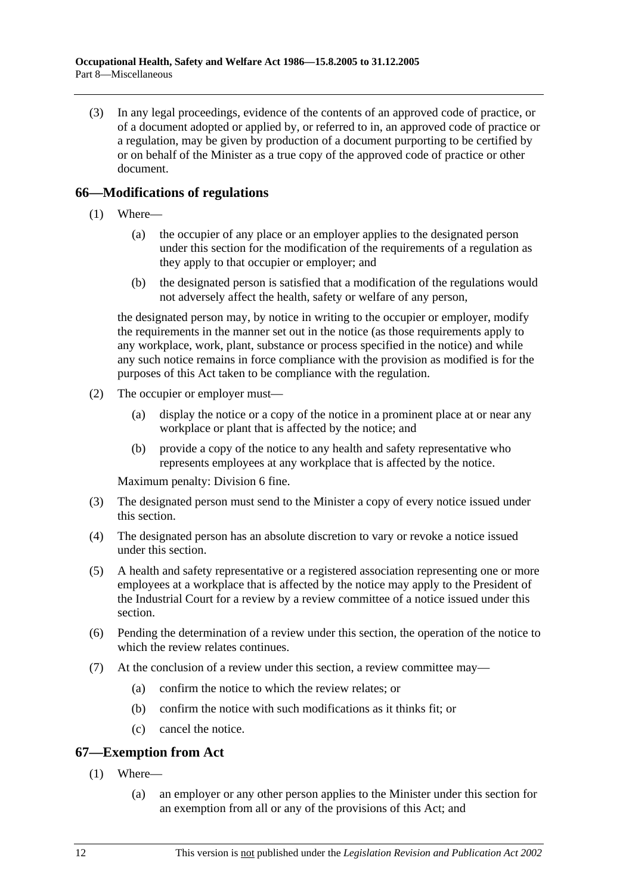(3) In any legal proceedings, evidence of the contents of an approved code of practice, or of a document adopted or applied by, or referred to in, an approved code of practice or a regulation, may be given by production of a document purporting to be certified by or on behalf of the Minister as a true copy of the approved code of practice or other document.

## 66—Modifications of regulations

(1) Where—

(a) the occupier of any place or an employer applies to the designated person under this section for the modification of the requirements of a regulation as they apply to that occupier or employer; and

(b) the designated person is satisfied that a modification of the regulations would not adversely affect the health, safety or welfare of any person,

the designated person may, by notice in writing to the occupier or employer, modify the requirements in the manner set out in the notice (as those requirements apply to any workplace, work, plant, substance or process specified in the notice) and while any such notice remains in force compliance with the provision as modified is for the purposes of this Act taken to be compliance with the regulation.

(2) The occupier or employer must—

(a) display the notice or a copy of the notice in a prominent place at or near any workplace or plant that is affected by the notice; and

(b) provide a copy of the notice to any health and safety representative who represents employees at any workplace that is affected by the notice.

Maximum penalty: Division 6 fine.

(3) The designated person must send to the Minister a copy of every notice issued under this section.

(4) The designated person has an absolute discretion to vary or revoke a notice issued under this section.

(5) A health and safety representative or a registered association representing one or more employees at a workplace that is affected by the notice may apply to the President of the Industrial Court for a review by a review committee of a notice issued under this section.

(6) Pending the determination of a review under this section, the operation of the notice to which the review relates continues.

(7) At the conclusion of a review under this section, a review committee may—

(a) confirm the notice to which the review relates; or

(b) confirm the notice with such modifications as it thinks fit; or

(c) cancel the notice.

## 67—Exemption from Act

(1) Where—

(a) an employer or any other person applies to the Minister under this section for an exemption from all or any of the provisions of this Act; and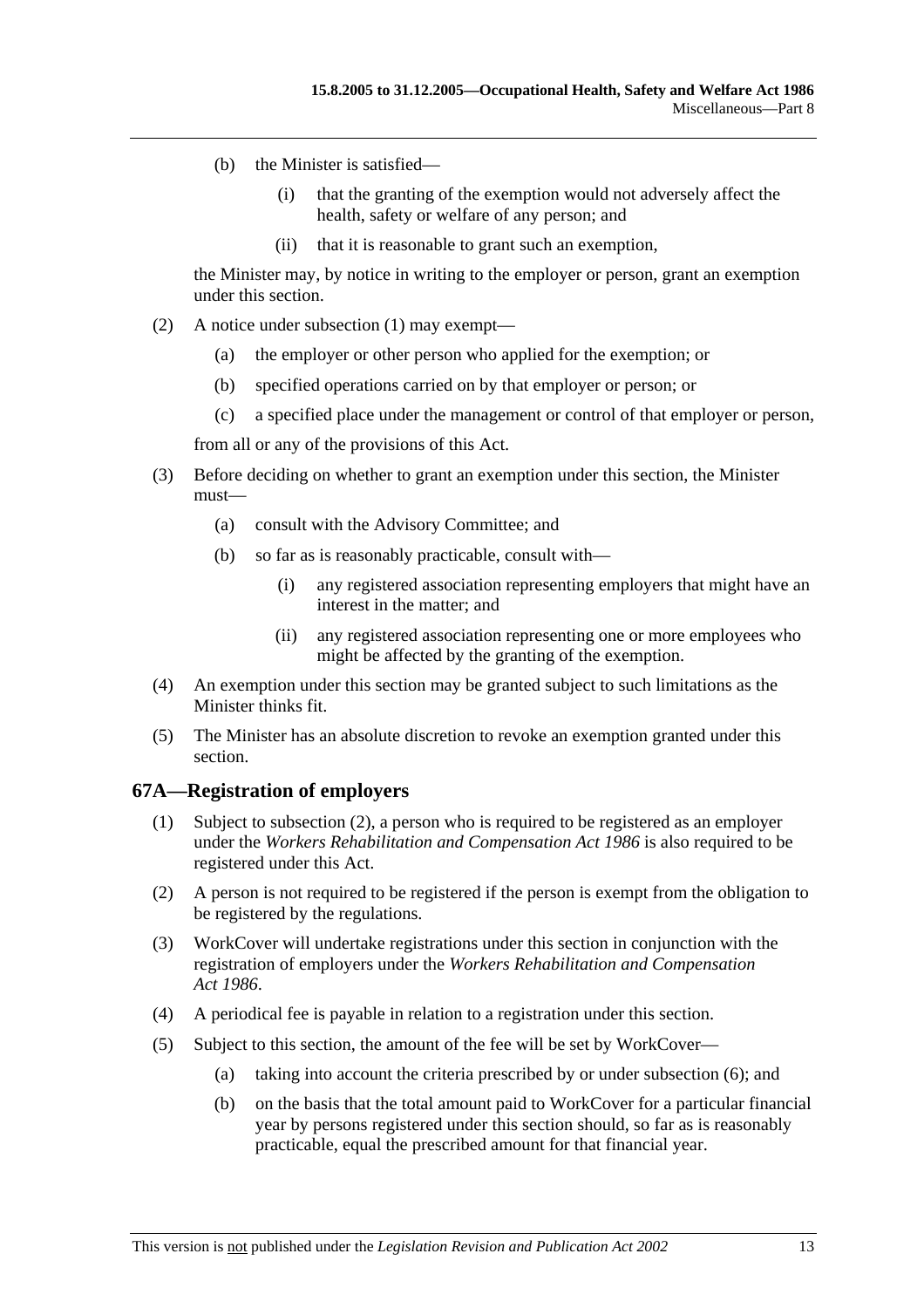(b) the Minister is satisfied—

(i) that the granting of the exemption would not adversely affect the health, safety or welfare of any person; and

(ii) that it is reasonable to grant such an exemption,

the Minister may, by notice in writing to the employer or person, grant an exemption under this section.

(2) A notice under subsection (1) may exempt—

(a) the employer or other person who applied for the exemption; or

(b) specified operations carried on by that employer or person; or

(c) a specified place under the management or control of that employer or person,

from all or any of the provisions of this Act.

(3) Before deciding on whether to grant an exemption under this section, the Minister must—

(a) consult with the Advisory Committee; and

(b) so far as is reasonably practicable, consult with—

(i) any registered association representing employers that might have an interest in the matter; and

(ii) any registered association representing one or more employees who might be affected by the granting of the exemption.

(4) An exemption under this section may be granted subject to such limitations as the Minister thinks fit.

(5) The Minister has an absolute discretion to revoke an exemption granted under this section.

## 67A—Registration of employers

(1) Subject to subsection (2), a person who is required to be registered as an employer under the *Workers Rehabilitation and Compensation Act 1986* is also required to be registered under this Act.

(2) A person is not required to be registered if the person is exempt from the obligation to be registered by the regulations.

(3) WorkCover will undertake registrations under this section in conjunction with the registration of employers under the *Workers Rehabilitation and Compensation Act 1986*.

(4) A periodical fee is payable in relation to a registration under this section.

(5) Subject to this section, the amount of the fee will be set by WorkCover—

(a) taking into account the criteria prescribed by or under subsection (6); and

(b) on the basis that the total amount paid to WorkCover for a particular financial year by persons registered under this section should, so far as is reasonably practicable, equal the prescribed amount for that financial year.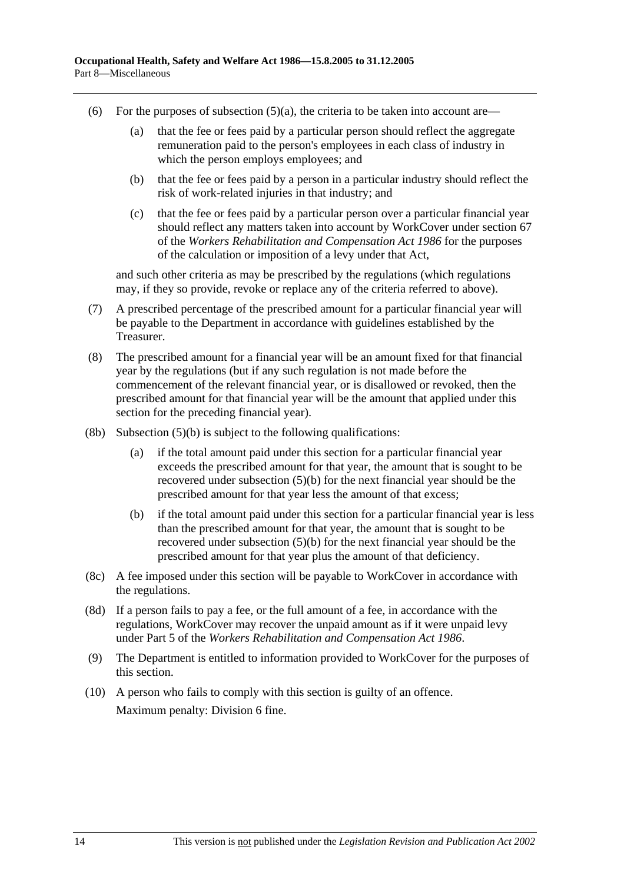(6) For the purposes of subsection (5)(a), the criteria to be taken into account are—

(a) that the fee or fees paid by a particular person should reflect the aggregate remuneration paid to the person's employees in each class of industry in which the person employs employees; and

(b) that the fee or fees paid by a person in a particular industry should reflect the risk of work-related injuries in that industry; and

(c) that the fee or fees paid by a particular person over a particular financial year should reflect any matters taken into account by WorkCover under section 67 of the *Workers Rehabilitation and Compensation Act 1986* for the purposes of the calculation or imposition of a levy under that Act,

and such other criteria as may be prescribed by the regulations (which regulations may, if they so provide, revoke or replace any of the criteria referred to above).

(7) A prescribed percentage of the prescribed amount for a particular financial year will be payable to the Department in accordance with guidelines established by the Treasurer.

(8) The prescribed amount for a financial year will be an amount fixed for that financial year by the regulations (but if any such regulation is not made before the commencement of the relevant financial year, or is disallowed or revoked, then the prescribed amount for that financial year will be the amount that applied under this section for the preceding financial year).

(8b) Subsection (5)(b) is subject to the following qualifications:

(a) if the total amount paid under this section for a particular financial year exceeds the prescribed amount for that year, the amount that is sought to be recovered under subsection (5)(b) for the next financial year should be the prescribed amount for that year less the amount of that excess;

(b) if the total amount paid under this section for a particular financial year is less than the prescribed amount for that year, the amount that is sought to be recovered under subsection (5)(b) for the next financial year should be the prescribed amount for that year plus the amount of that deficiency.

(8c) A fee imposed under this section will be payable to WorkCover in accordance with the regulations.

(8d) If a person fails to pay a fee, or the full amount of a fee, in accordance with the regulations, WorkCover may recover the unpaid amount as if it were unpaid levy under Part 5 of the *Workers Rehabilitation and Compensation Act 1986*.

(9) The Department is entitled to information provided to WorkCover for the purposes of this section.

(10) A person who fails to comply with this section is guilty of an offence.

Maximum penalty: Division 6 fine.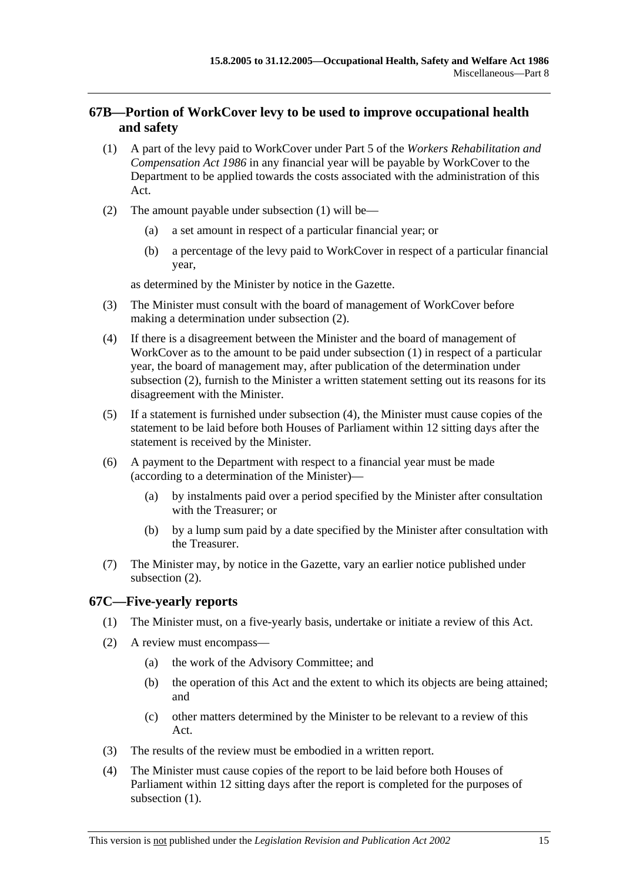## 67B—Portion of WorkCover levy to be used to improve occupational health and safety

(1) A part of the levy paid to WorkCover under Part 5 of the *Workers Rehabilitation and Compensation Act 1986* in any financial year will be payable by WorkCover to the Department to be applied towards the costs associated with the administration of this Act.

(2) The amount payable under subsection (1) will be—

  (a) a set amount in respect of a particular financial year; or

  (b) a percentage of the levy paid to WorkCover in respect of a particular financial year,

as determined by the Minister by notice in the Gazette.

(3) The Minister must consult with the board of management of WorkCover before making a determination under subsection (2).

(4) If there is a disagreement between the Minister and the board of management of WorkCover as to the amount to be paid under subsection (1) in respect of a particular year, the board of management may, after publication of the determination under subsection (2), furnish to the Minister a written statement setting out its reasons for its disagreement with the Minister.

(5) If a statement is furnished under subsection (4), the Minister must cause copies of the statement to be laid before both Houses of Parliament within 12 sitting days after the statement is received by the Minister.

(6) A payment to the Department with respect to a financial year must be made (according to a determination of the Minister)—

  (a) by instalments paid over a period specified by the Minister after consultation with the Treasurer; or

  (b) by a lump sum paid by a date specified by the Minister after consultation with the Treasurer.

(7) The Minister may, by notice in the Gazette, vary an earlier notice published under subsection (2).

## 67C—Five-yearly reports

(1) The Minister must, on a five-yearly basis, undertake or initiate a review of this Act.

(2) A review must encompass—

  (a) the work of the Advisory Committee; and

  (b) the operation of this Act and the extent to which its objects are being attained; and

  (c) other matters determined by the Minister to be relevant to a review of this Act.

(3) The results of the review must be embodied in a written report.

(4) The Minister must cause copies of the report to be laid before both Houses of Parliament within 12 sitting days after the report is completed for the purposes of subsection (1).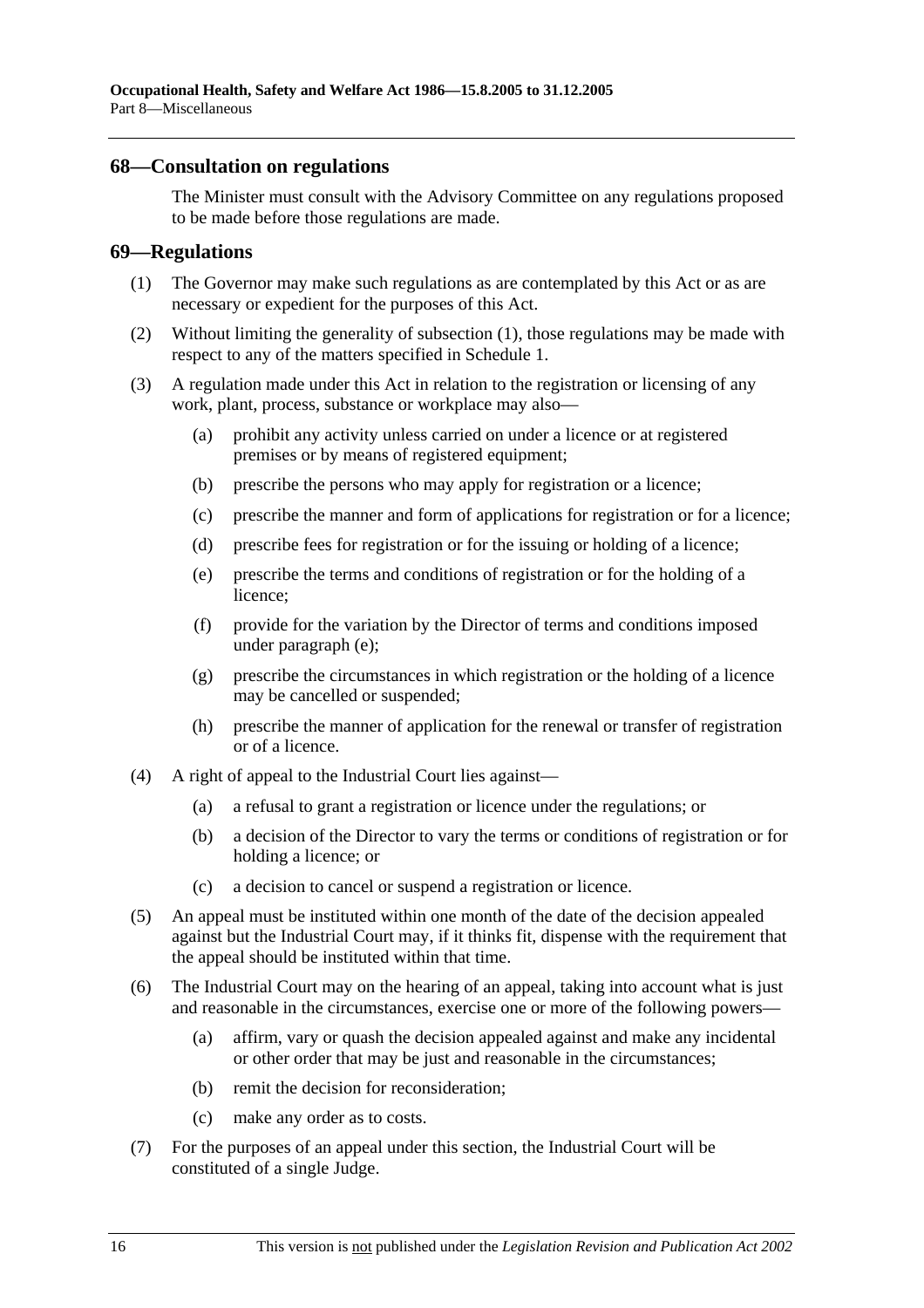## 68—Consultation on regulations

The Minister must consult with the Advisory Committee on any regulations proposed to be made before those regulations are made.

## 69—Regulations

(1) The Governor may make such regulations as are contemplated by this Act or as are necessary or expedient for the purposes of this Act.

(2) Without limiting the generality of subsection (1), those regulations may be made with respect to any of the matters specified in Schedule 1.

(3) A regulation made under this Act in relation to the registration or licensing of any work, plant, process, substance or workplace may also—

(a) prohibit any activity unless carried on under a licence or at registered premises or by means of registered equipment;

(b) prescribe the persons who may apply for registration or a licence;

(c) prescribe the manner and form of applications for registration or for a licence;

(d) prescribe fees for registration or for the issuing or holding of a licence;

(e) prescribe the terms and conditions of registration or for the holding of a licence;

(f) provide for the variation by the Director of terms and conditions imposed under paragraph (e);

(g) prescribe the circumstances in which registration or the holding of a licence may be cancelled or suspended;

(h) prescribe the manner of application for the renewal or transfer of registration or of a licence.

(4) A right of appeal to the Industrial Court lies against—

(a) a refusal to grant a registration or licence under the regulations; or

(b) a decision of the Director to vary the terms or conditions of registration or for holding a licence; or

(c) a decision to cancel or suspend a registration or licence.

(5) An appeal must be instituted within one month of the date of the decision appealed against but the Industrial Court may, if it thinks fit, dispense with the requirement that the appeal should be instituted within that time.

(6) The Industrial Court may on the hearing of an appeal, taking into account what is just and reasonable in the circumstances, exercise one or more of the following powers—

(a) affirm, vary or quash the decision appealed against and make any incidental or other order that may be just and reasonable in the circumstances;

(b) remit the decision for reconsideration;

(c) make any order as to costs.

(7) For the purposes of an appeal under this section, the Industrial Court will be constituted of a single Judge.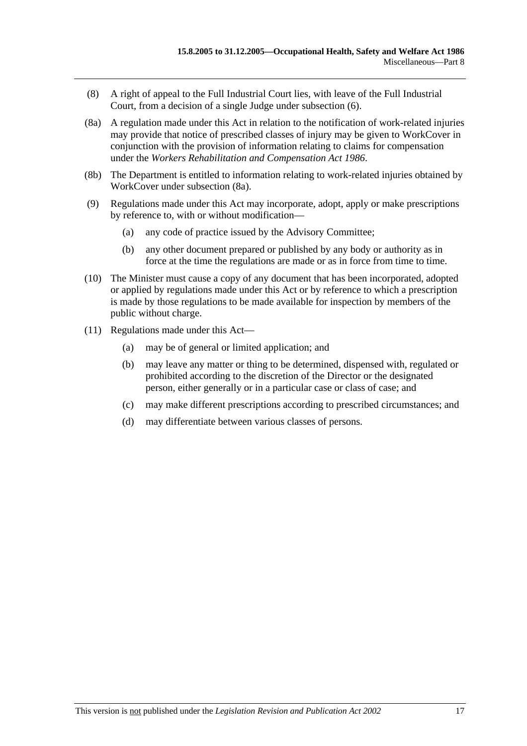(8) A right of appeal to the Full Industrial Court lies, with leave of the Full Industrial Court, from a decision of a single Judge under subsection (6).

(8a) A regulation made under this Act in relation to the notification of work-related injuries may provide that notice of prescribed classes of injury may be given to WorkCover in conjunction with the provision of information relating to claims for compensation under the *Workers Rehabilitation and Compensation Act 1986*.

(8b) The Department is entitled to information relating to work-related injuries obtained by WorkCover under subsection (8a).

(9) Regulations made under this Act may incorporate, adopt, apply or make prescriptions by reference to, with or without modification—

(a) any code of practice issued by the Advisory Committee;

(b) any other document prepared or published by any body or authority as in force at the time the regulations are made or as in force from time to time.

(10) The Minister must cause a copy of any document that has been incorporated, adopted or applied by regulations made under this Act or by reference to which a prescription is made by those regulations to be made available for inspection by members of the public without charge.

(11) Regulations made under this Act—

(a) may be of general or limited application; and

(b) may leave any matter or thing to be determined, dispensed with, regulated or prohibited according to the discretion of the Director or the designated person, either generally or in a particular case or class of case; and

(c) may make different prescriptions according to prescribed circumstances; and

(d) may differentiate between various classes of persons.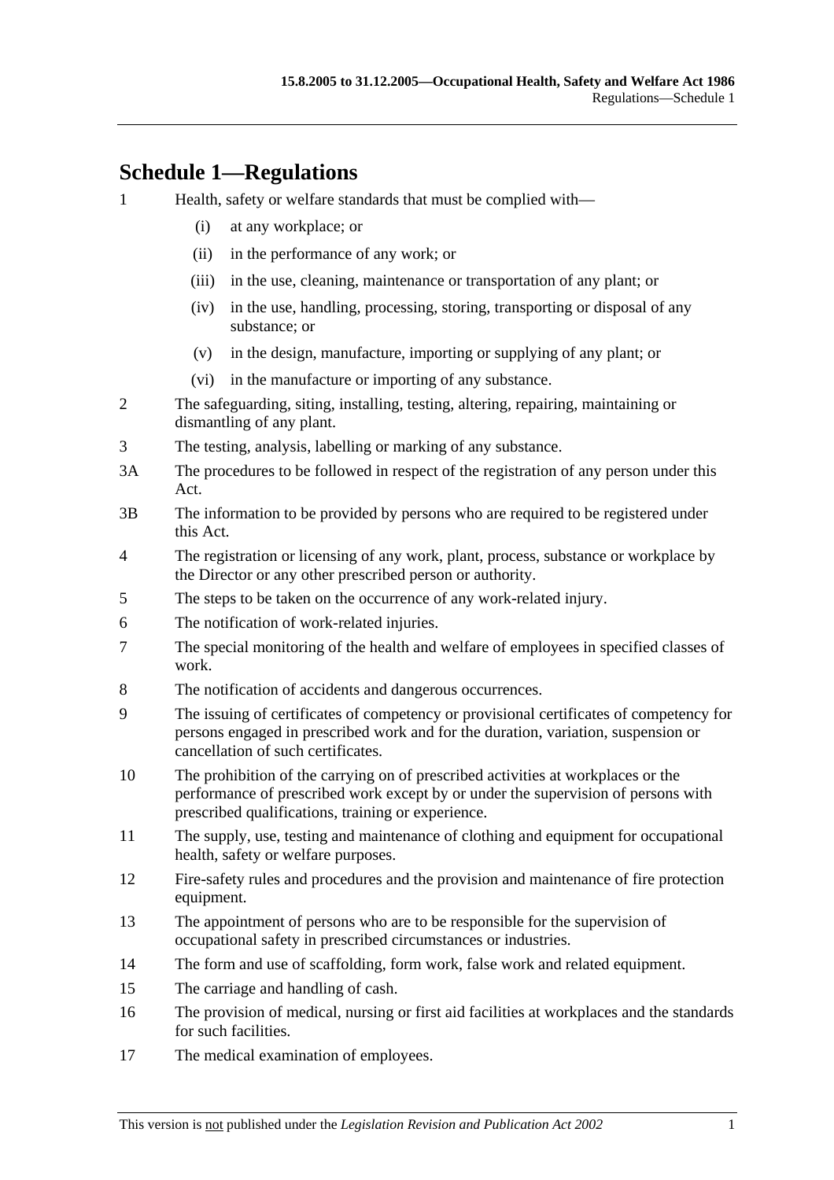## Schedule 1—Regulations

1 Health, safety or welfare standards that must be complied with—

  (i) at any workplace; or

  (ii) in the performance of any work; or

  (iii) in the use, cleaning, maintenance or transportation of any plant; or

  (iv) in the use, handling, processing, storing, transporting or disposal of any substance; or

  (v) in the design, manufacture, importing or supplying of any plant; or

  (vi) in the manufacture or importing of any substance.

2 The safeguarding, siting, installing, testing, altering, repairing, maintaining or dismantling of any plant.

3 The testing, analysis, labelling or marking of any substance.

3A The procedures to be followed in respect of the registration of any person under this Act.

3B The information to be provided by persons who are required to be registered under this Act.

4 The registration or licensing of any work, plant, process, substance or workplace by the Director or any other prescribed person or authority.

5 The steps to be taken on the occurrence of any work-related injury.

6 The notification of work-related injuries.

7 The special monitoring of the health and welfare of employees in specified classes of work.

8 The notification of accidents and dangerous occurrences.

9 The issuing of certificates of competency or provisional certificates of competency for persons engaged in prescribed work and for the duration, variation, suspension or cancellation of such certificates.

10 The prohibition of the carrying on of prescribed activities at workplaces or the performance of prescribed work except by or under the supervision of persons with prescribed qualifications, training or experience.

11 The supply, use, testing and maintenance of clothing and equipment for occupational health, safety or welfare purposes.

12 Fire-safety rules and procedures and the provision and maintenance of fire protection equipment.

13 The appointment of persons who are to be responsible for the supervision of occupational safety in prescribed circumstances or industries.

14 The form and use of scaffolding, form work, false work and related equipment.

15 The carriage and handling of cash.

16 The provision of medical, nursing or first aid facilities at workplaces and the standards for such facilities.

17 The medical examination of employees.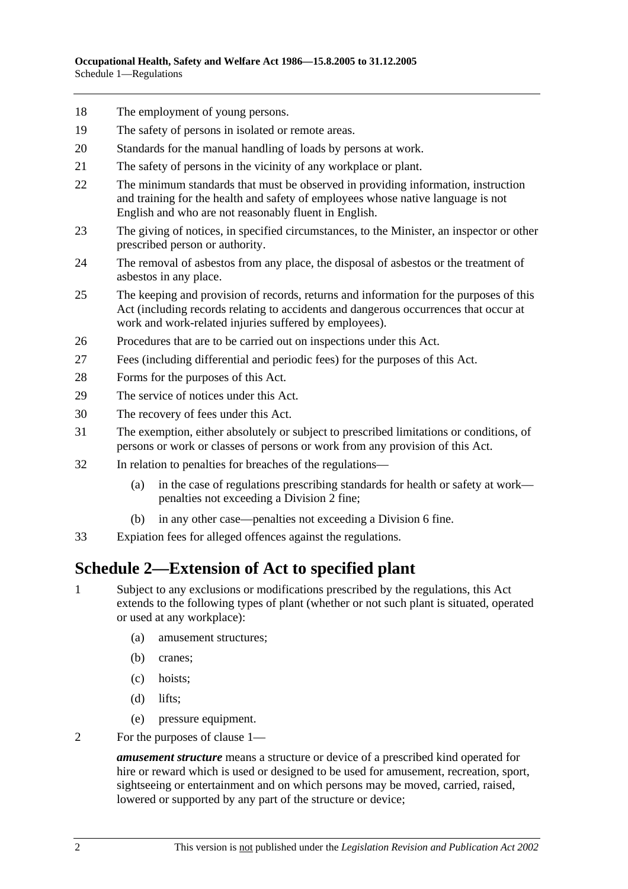18 The employment of young persons.

19 The safety of persons in isolated or remote areas.

20 Standards for the manual handling of loads by persons at work.

21 The safety of persons in the vicinity of any workplace or plant.

22 The minimum standards that must be observed in providing information, instruction and training for the health and safety of employees whose native language is not English and who are not reasonably fluent in English.

23 The giving of notices, in specified circumstances, to the Minister, an inspector or other prescribed person or authority.

24 The removal of asbestos from any place, the disposal of asbestos or the treatment of asbestos in any place.

25 The keeping and provision of records, returns and information for the purposes of this Act (including records relating to accidents and dangerous occurrences that occur at work and work-related injuries suffered by employees).

26 Procedures that are to be carried out on inspections under this Act.

27 Fees (including differential and periodic fees) for the purposes of this Act.

28 Forms for the purposes of this Act.

29 The service of notices under this Act.

30 The recovery of fees under this Act.

31 The exemption, either absolutely or subject to prescribed limitations or conditions, of persons or work or classes of persons or work from any provision of this Act.

32 In relation to penalties for breaches of the regulations—

(a) in the case of regulations prescribing standards for health or safety at work—penalties not exceeding a Division 2 fine;

(b) in any other case—penalties not exceeding a Division 6 fine.

33 Expiation fees for alleged offences against the regulations.

# Schedule 2—Extension of Act to specified plant

1 Subject to any exclusions or modifications prescribed by the regulations, this Act extends to the following types of plant (whether or not such plant is situated, operated or used at any workplace):

(a) amusement structures;

(b) cranes;

(c) hoists;

(d) lifts;

(e) pressure equipment.

2 For the purposes of clause 1—

***amusement structure*** means a structure or device of a prescribed kind operated for hire or reward which is used or designed to be used for amusement, recreation, sport, sightseeing or entertainment and on which persons may be moved, carried, raised, lowered or supported by any part of the structure or device;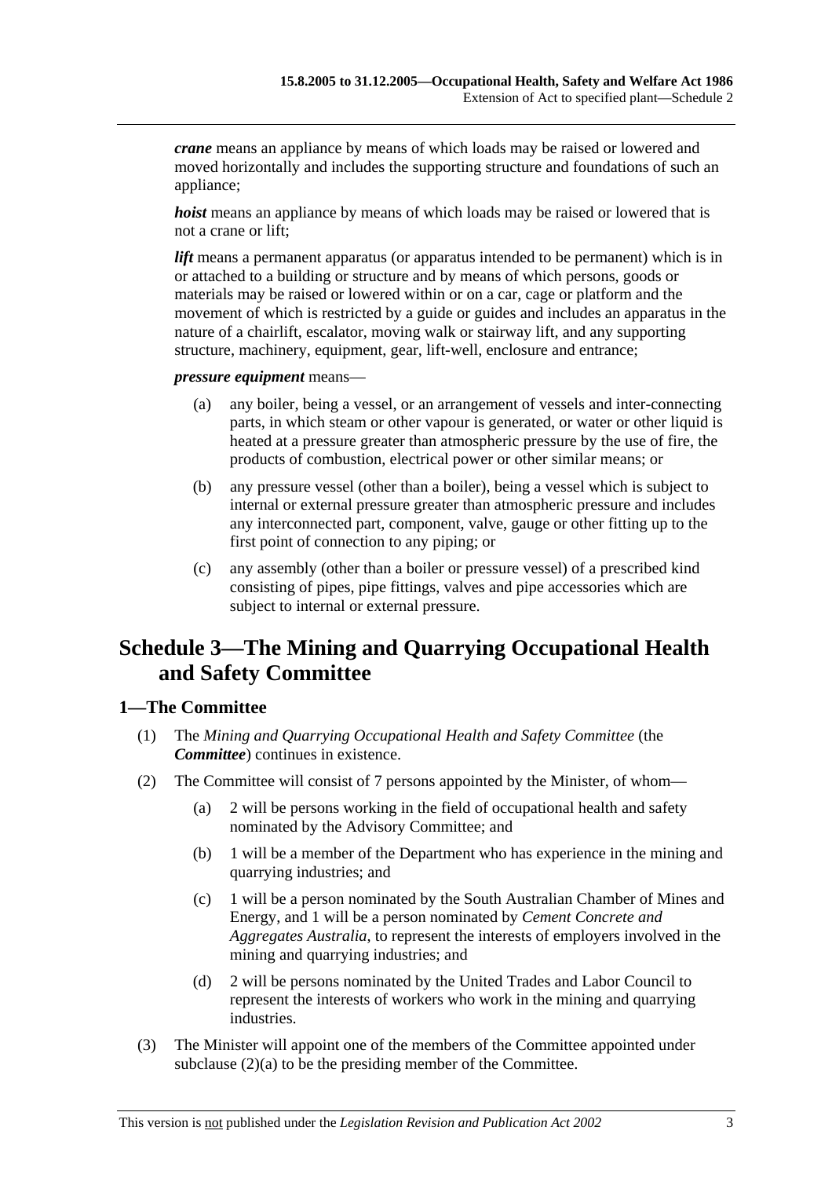***crane*** means an appliance by means of which loads may be raised or lowered and moved horizontally and includes the supporting structure and foundations of such an appliance;

***hoist*** means an appliance by means of which loads may be raised or lowered that is not a crane or lift;

***lift*** means a permanent apparatus (or apparatus intended to be permanent) which is in or attached to a building or structure and by means of which persons, goods or materials may be raised or lowered within or on a car, cage or platform and the movement of which is restricted by a guide or guides and includes an apparatus in the nature of a chairlift, escalator, moving walk or stairway lift, and any supporting structure, machinery, equipment, gear, lift-well, enclosure and entrance;

***pressure equipment*** means—

(a) any boiler, being a vessel, or an arrangement of vessels and inter-connecting parts, in which steam or other vapour is generated, or water or other liquid is heated at a pressure greater than atmospheric pressure by the use of fire, the products of combustion, electrical power or other similar means; or

(b) any pressure vessel (other than a boiler), being a vessel which is subject to internal or external pressure greater than atmospheric pressure and includes any interconnected part, component, valve, gauge or other fitting up to the first point of connection to any piping; or

(c) any assembly (other than a boiler or pressure vessel) of a prescribed kind consisting of pipes, pipe fittings, valves and pipe accessories which are subject to internal or external pressure.

# Schedule 3—The Mining and Quarrying Occupational Health and Safety Committee

## 1—The Committee

(1) The *Mining and Quarrying Occupational Health and Safety Committee* (the ***Committee***) continues in existence.

(2) The Committee will consist of 7 persons appointed by the Minister, of whom—

(a) 2 will be persons working in the field of occupational health and safety nominated by the Advisory Committee; and

(b) 1 will be a member of the Department who has experience in the mining and quarrying industries; and

(c) 1 will be a person nominated by the South Australian Chamber of Mines and Energy, and 1 will be a person nominated by *Cement Concrete and Aggregates Australia*, to represent the interests of employers involved in the mining and quarrying industries; and

(d) 2 will be persons nominated by the United Trades and Labor Council to represent the interests of workers who work in the mining and quarrying industries.

(3) The Minister will appoint one of the members of the Committee appointed under subclause (2)(a) to be the presiding member of the Committee.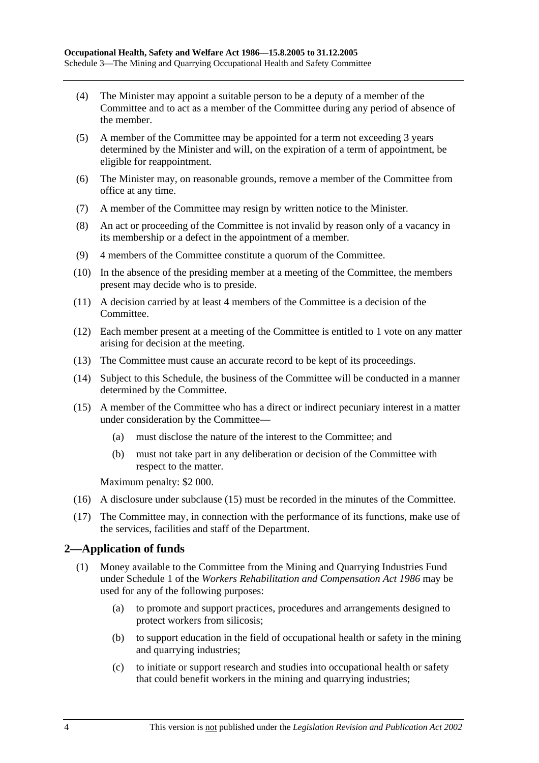(4) The Minister may appoint a suitable person to be a deputy of a member of the Committee and to act as a member of the Committee during any period of absence of the member.

(5) A member of the Committee may be appointed for a term not exceeding 3 years determined by the Minister and will, on the expiration of a term of appointment, be eligible for reappointment.

(6) The Minister may, on reasonable grounds, remove a member of the Committee from office at any time.

(7) A member of the Committee may resign by written notice to the Minister.

(8) An act or proceeding of the Committee is not invalid by reason only of a vacancy in its membership or a defect in the appointment of a member.

(9) 4 members of the Committee constitute a quorum of the Committee.

(10) In the absence of the presiding member at a meeting of the Committee, the members present may decide who is to preside.

(11) A decision carried by at least 4 members of the Committee is a decision of the Committee.

(12) Each member present at a meeting of the Committee is entitled to 1 vote on any matter arising for decision at the meeting.

(13) The Committee must cause an accurate record to be kept of its proceedings.

(14) Subject to this Schedule, the business of the Committee will be conducted in a manner determined by the Committee.

(15) A member of the Committee who has a direct or indirect pecuniary interest in a matter under consideration by the Committee—

(a) must disclose the nature of the interest to the Committee; and

(b) must not take part in any deliberation or decision of the Committee with respect to the matter.

Maximum penalty: $2 000.

(16) A disclosure under subclause (15) must be recorded in the minutes of the Committee.

(17) The Committee may, in connection with the performance of its functions, make use of the services, facilities and staff of the Department.

## 2—Application of funds

(1) Money available to the Committee from the Mining and Quarrying Industries Fund under Schedule 1 of the *Workers Rehabilitation and Compensation Act 1986* may be used for any of the following purposes:

(a) to promote and support practices, procedures and arrangements designed to protect workers from silicosis;

(b) to support education in the field of occupational health or safety in the mining and quarrying industries;

(c) to initiate or support research and studies into occupational health or safety that could benefit workers in the mining and quarrying industries;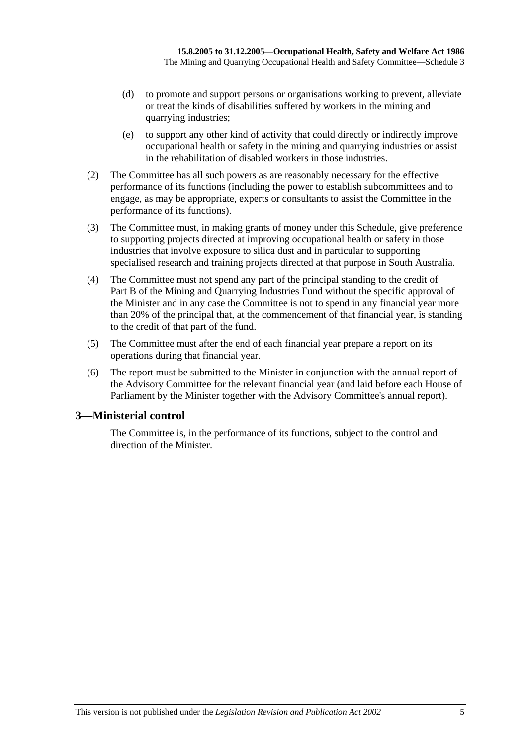(d) to promote and support persons or organisations working to prevent, alleviate or treat the kinds of disabilities suffered by workers in the mining and quarrying industries;

(e) to support any other kind of activity that could directly or indirectly improve occupational health or safety in the mining and quarrying industries or assist in the rehabilitation of disabled workers in those industries.

(2) The Committee has all such powers as are reasonably necessary for the effective performance of its functions (including the power to establish subcommittees and to engage, as may be appropriate, experts or consultants to assist the Committee in the performance of its functions).

(3) The Committee must, in making grants of money under this Schedule, give preference to supporting projects directed at improving occupational health or safety in those industries that involve exposure to silica dust and in particular to supporting specialised research and training projects directed at that purpose in South Australia.

(4) The Committee must not spend any part of the principal standing to the credit of Part B of the Mining and Quarrying Industries Fund without the specific approval of the Minister and in any case the Committee is not to spend in any financial year more than 20% of the principal that, at the commencement of that financial year, is standing to the credit of that part of the fund.

(5) The Committee must after the end of each financial year prepare a report on its operations during that financial year.

(6) The report must be submitted to the Minister in conjunction with the annual report of the Advisory Committee for the relevant financial year (and laid before each House of Parliament by the Minister together with the Advisory Committee's annual report).

## 3—Ministerial control

The Committee is, in the performance of its functions, subject to the control and direction of the Minister.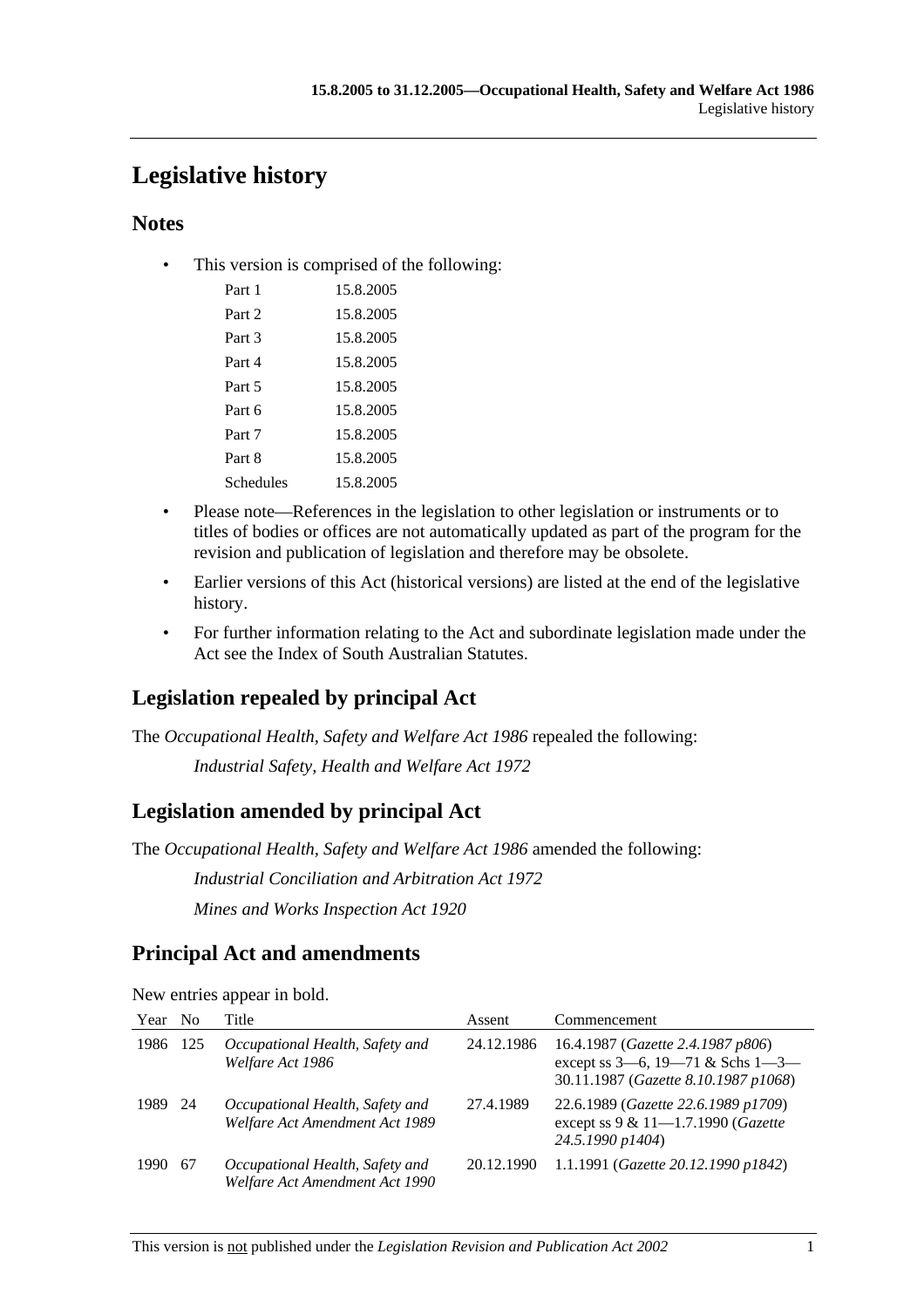# Legislative history

## Notes

- This version is comprised of the following:

| | |
|---|---|
| Part 1 | 15.8.2005 |
| Part 2 | 15.8.2005 |
| Part 3 | 15.8.2005 |
| Part 4 | 15.8.2005 |
| Part 5 | 15.8.2005 |
| Part 6 | 15.8.2005 |
| Part 7 | 15.8.2005 |
| Part 8 | 15.8.2005 |
| Schedules | 15.8.2005 |

- Please note—References in the legislation to other legislation or instruments or to titles of bodies or offices are not automatically updated as part of the program for the revision and publication of legislation and therefore may be obsolete.
- Earlier versions of this Act (historical versions) are listed at the end of the legislative history.
- For further information relating to the Act and subordinate legislation made under the Act see the Index of South Australian Statutes.

## Legislation repealed by principal Act

The *Occupational Health, Safety and Welfare Act 1986* repealed the following:

*Industrial Safety, Health and Welfare Act 1972*

## Legislation amended by principal Act

The *Occupational Health, Safety and Welfare Act 1986* amended the following:

*Industrial Conciliation and Arbitration Act 1972*

*Mines and Works Inspection Act 1920*

## Principal Act and amendments

New entries appear in bold.

| Year | No | Title | Assent | Commencement |
|---|---|---|---|---|
| 1986 | 125 | *Occupational Health, Safety and Welfare Act 1986* | 24.12.1986 | 16.4.1987 (*Gazette 2.4.1987 p806*) except ss 3—6, 19—71 & Schs 1—3—30.11.1987 (*Gazette 8.10.1987 p1068*) |
| 1989 | 24 | *Occupational Health, Safety and Welfare Act Amendment Act 1989* | 27.4.1989 | 22.6.1989 (*Gazette 22.6.1989 p1709*) except ss 9 & 11—1.7.1990 (*Gazette 24.5.1990 p1404*) |
| 1990 | 67 | *Occupational Health, Safety and Welfare Act Amendment Act 1990* | 20.12.1990 | 1.1.1991 (*Gazette 20.12.1990 p1842*) |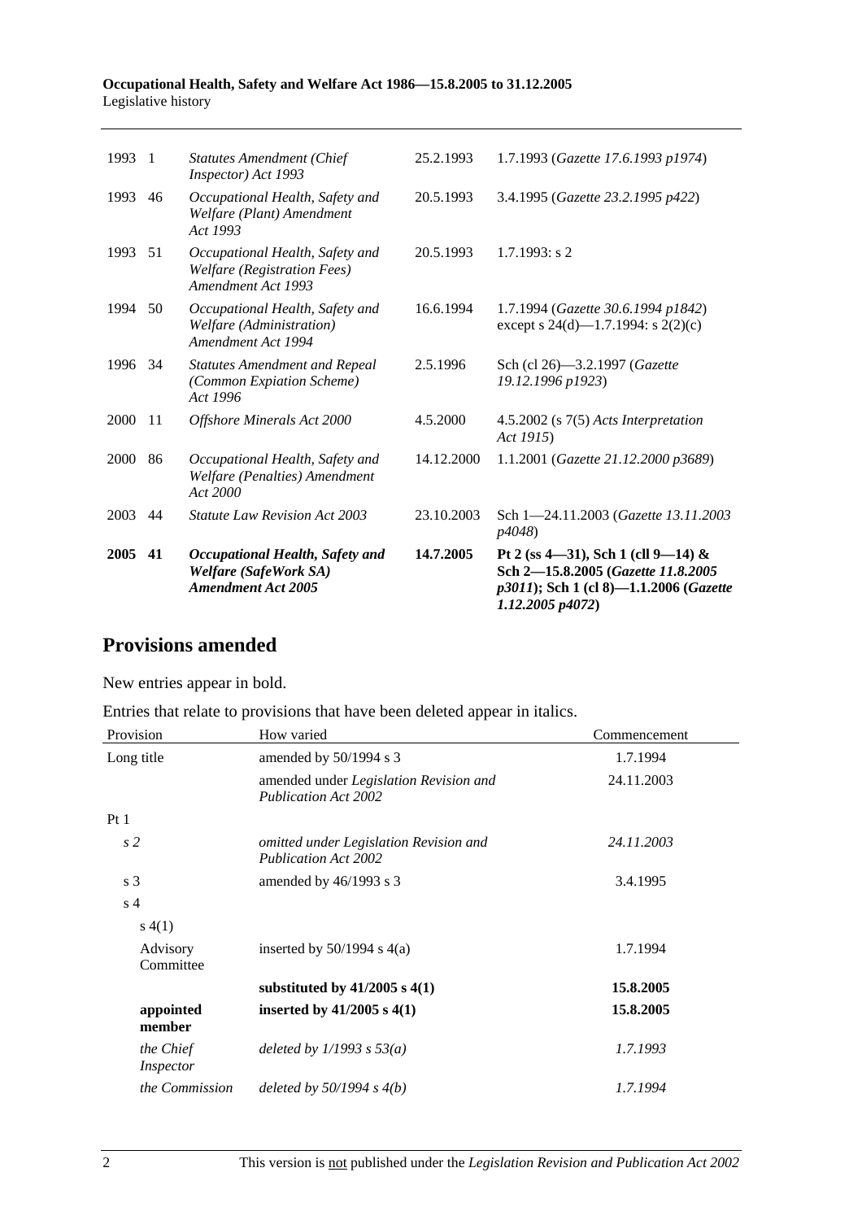| | | | | |
|---|---|---|---|---|
| 1993 | 1 | *Statutes Amendment (Chief Inspector) Act 1993* | 25.2.1993 | 1.7.1993 (*Gazette 17.6.1993 p1974*) |
| 1993 | 46 | *Occupational Health, Safety and Welfare (Plant) Amendment Act 1993* | 20.5.1993 | 3.4.1995 (*Gazette 23.2.1995 p422*) |
| 1993 | 51 | *Occupational Health, Safety and Welfare (Registration Fees) Amendment Act 1993* | 20.5.1993 | 1.7.1993: s 2 |
| 1994 | 50 | *Occupational Health, Safety and Welfare (Administration) Amendment Act 1994* | 16.6.1994 | 1.7.1994 (*Gazette 30.6.1994 p1842*) except s 24(d)—1.7.1994: s 2(2)(c) |
| 1996 | 34 | *Statutes Amendment and Repeal (Common Expiation Scheme) Act 1996* | 2.5.1996 | Sch (cl 26)—3.2.1997 (*Gazette 19.12.1996 p1923*) |
| 2000 | 11 | *Offshore Minerals Act 2000* | 4.5.2000 | 4.5.2002 (s 7(5) *Acts Interpretation Act 1915*) |
| 2000 | 86 | *Occupational Health, Safety and Welfare (Penalties) Amendment Act 2000* | 14.12.2000 | 1.1.2001 (*Gazette 21.12.2000 p3689*) |
| 2003 | 44 | *Statute Law Revision Act 2003* | 23.10.2003 | Sch 1—24.11.2003 (*Gazette 13.11.2003 p4048*) |
| **2005** | **41** | ***Occupational Health, Safety and Welfare (SafeWork SA) Amendment Act 2005*** | **14.7.2005** | **Pt 2 (ss 4—31), Sch 1 (cll 9—14) & Sch 2—15.8.2005 (*Gazette 11.8.2005 p3011*); Sch 1 (cl 8)—1.1.2006 (*Gazette 1.12.2005 p4072*)** |

## Provisions amended

New entries appear in bold.

Entries that relate to provisions that have been deleted appear in italics.

| Provision | How varied | Commencement |
|---|---|---|
| Long title | amended by 50/1994 s 3 | 1.7.1994 |
| | amended under *Legislation Revision and Publication Act 2002* | 24.11.2003 |
| Pt 1 | | |
| *s 2* | *omitted under Legislation Revision and Publication Act 2002* | *24.11.2003* |
| s 3 | amended by 46/1993 s 3 | 3.4.1995 |
| s 4 | | |
| s 4(1) | | |
| Advisory Committee | inserted by 50/1994 s 4(a) | 1.7.1994 |
| | **substituted by 41/2005 s 4(1)** | **15.8.2005** |
| **appointed member** | **inserted by 41/2005 s 4(1)** | **15.8.2005** |
| *the Chief Inspector* | *deleted by 1/1993 s 53(a)* | *1.7.1993* |
| *the Commission* | *deleted by 50/1994 s 4(b)* | *1.7.1994* |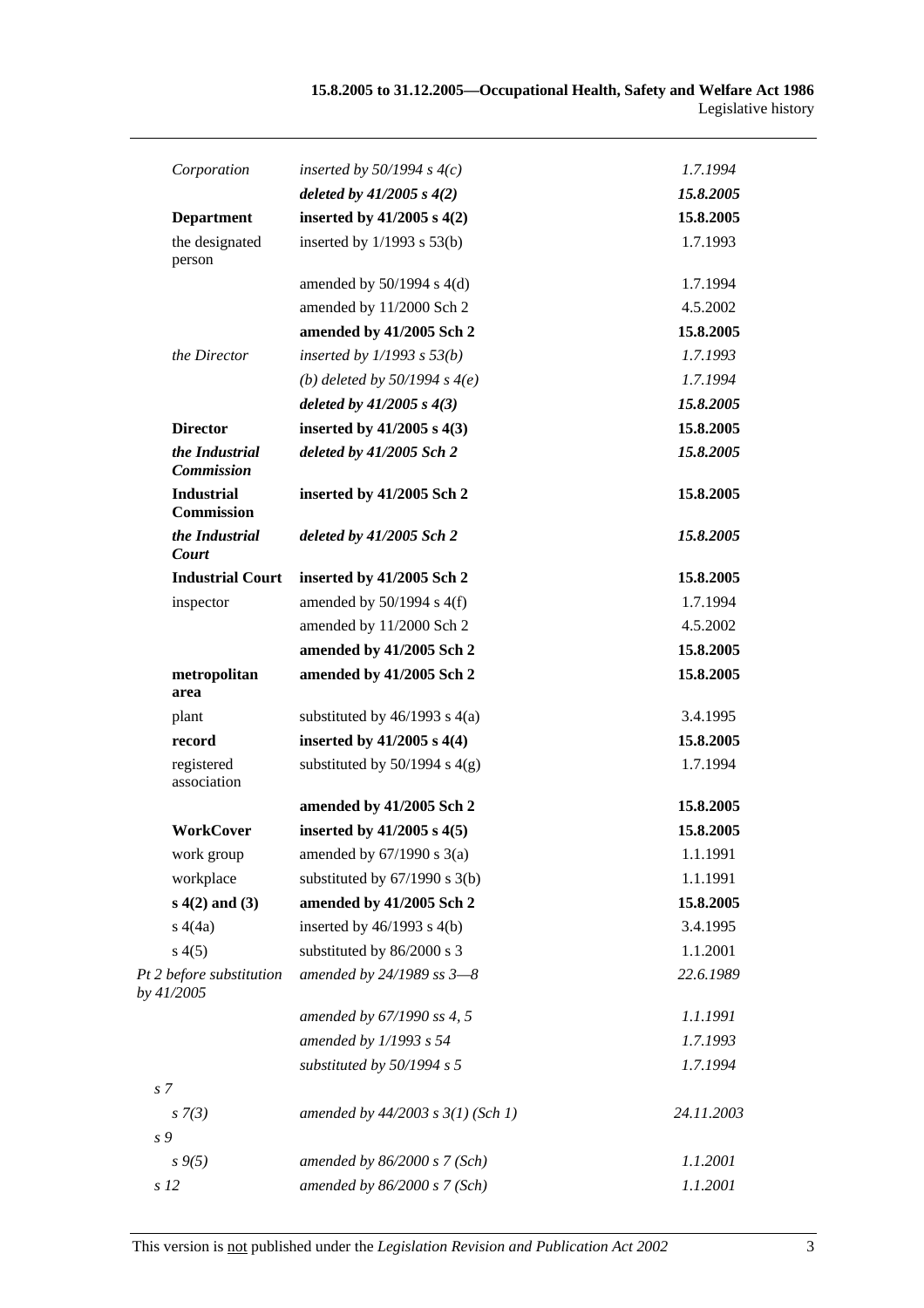| | | |
|---|---|---|
| *Corporation* | *inserted by 50/1994 s 4(c)* | *1.7.1994* |
| | ***deleted by 41/2005 s 4(2)*** | ***15.8.2005*** |
| **Department** | **inserted by 41/2005 s 4(2)** | **15.8.2005** |
| the designated person | inserted by 1/1993 s 53(b) | 1.7.1993 |
| | amended by 50/1994 s 4(d) | 1.7.1994 |
| | amended by 11/2000 Sch 2 | 4.5.2002 |
| | **amended by 41/2005 Sch 2** | **15.8.2005** |
| *the Director* | *inserted by 1/1993 s 53(b)* | *1.7.1993* |
| | *(b) deleted by 50/1994 s 4(e)* | *1.7.1994* |
| | ***deleted by 41/2005 s 4(3)*** | ***15.8.2005*** |
| **Director** | **inserted by 41/2005 s 4(3)** | **15.8.2005** |
| ***the Industrial Commission*** | ***deleted by 41/2005 Sch 2*** | ***15.8.2005*** |
| **Industrial Commission** | **inserted by 41/2005 Sch 2** | **15.8.2005** |
| ***the Industrial Court*** | ***deleted by 41/2005 Sch 2*** | ***15.8.2005*** |
| **Industrial Court** | **inserted by 41/2005 Sch 2** | **15.8.2005** |
| inspector | amended by 50/1994 s 4(f) | 1.7.1994 |
| | amended by 11/2000 Sch 2 | 4.5.2002 |
| | **amended by 41/2005 Sch 2** | **15.8.2005** |
| **metropolitan area** | **amended by 41/2005 Sch 2** | **15.8.2005** |
| plant | substituted by 46/1993 s 4(a) | 3.4.1995 |
| **record** | **inserted by 41/2005 s 4(4)** | **15.8.2005** |
| registered association | substituted by 50/1994 s 4(g) | 1.7.1994 |
| | **amended by 41/2005 Sch 2** | **15.8.2005** |
| **WorkCover** | **inserted by 41/2005 s 4(5)** | **15.8.2005** |
| work group | amended by 67/1990 s 3(a) | 1.1.1991 |
| workplace | substituted by 67/1990 s 3(b) | 1.1.1991 |
| **s 4(2) and (3)** | **amended by 41/2005 Sch 2** | **15.8.2005** |
| s 4(4a) | inserted by 46/1993 s 4(b) | 3.4.1995 |
| s 4(5) | substituted by 86/2000 s 3 | 1.1.2001 |
| *Pt 2 before substitution by 41/2005* | *amended by 24/1989 ss 3—8* | *22.6.1989* |
| | *amended by 67/1990 ss 4, 5* | *1.1.1991* |
| | *amended by 1/1993 s 54* | *1.7.1993* |
| | *substituted by 50/1994 s 5* | *1.7.1994* |
| *s 7* | | |
| *s 7(3)* | *amended by 44/2003 s 3(1) (Sch 1)* | *24.11.2003* |
| *s 9* | | |
| *s 9(5)* | *amended by 86/2000 s 7 (Sch)* | *1.1.2001* |
| *s 12* | *amended by 86/2000 s 7 (Sch)* | *1.1.2001* |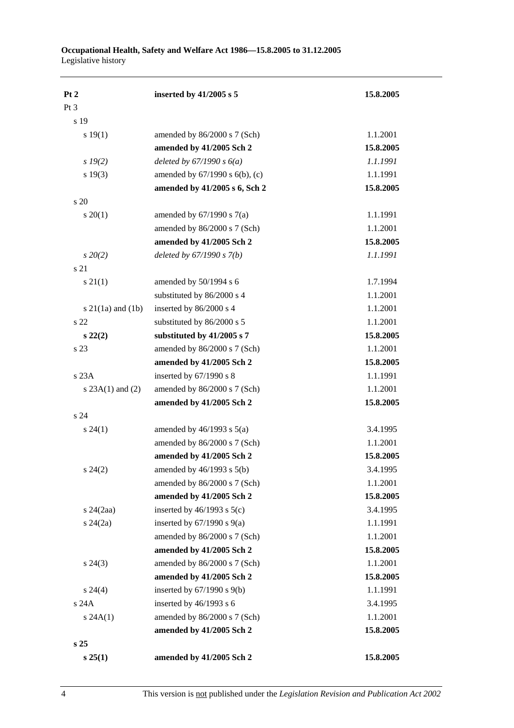| | | |
|---|---|---|
| **Pt 2** | **inserted by 41/2005 s 5** | **15.8.2005** |
| Pt 3 | | |
| s 19 | | |
| s 19(1) | amended by 86/2000 s 7 (Sch) | 1.1.2001 |
| | **amended by 41/2005 Sch 2** | **15.8.2005** |
| *s 19(2)* | *deleted by 67/1990 s 6(a)* | *1.1.1991* |
| s 19(3) | amended by 67/1990 s 6(b), (c) | 1.1.1991 |
| | **amended by 41/2005 s 6, Sch 2** | **15.8.2005** |
| s 20 | | |
| s 20(1) | amended by 67/1990 s 7(a) | 1.1.1991 |
| | amended by 86/2000 s 7 (Sch) | 1.1.2001 |
| | **amended by 41/2005 Sch 2** | **15.8.2005** |
| *s 20(2)* | *deleted by 67/1990 s 7(b)* | *1.1.1991* |
| s 21 | | |
| s 21(1) | amended by 50/1994 s 6 | 1.7.1994 |
| | substituted by 86/2000 s 4 | 1.1.2001 |
| s 21(1a) and (1b) | inserted by 86/2000 s 4 | 1.1.2001 |
| s 22 | substituted by 86/2000 s 5 | 1.1.2001 |
| **s 22(2)** | **substituted by 41/2005 s 7** | **15.8.2005** |
| s 23 | amended by 86/2000 s 7 (Sch) | 1.1.2001 |
| | **amended by 41/2005 Sch 2** | **15.8.2005** |
| s 23A | inserted by 67/1990 s 8 | 1.1.1991 |
| s 23A(1) and (2) | amended by 86/2000 s 7 (Sch) | 1.1.2001 |
| | **amended by 41/2005 Sch 2** | **15.8.2005** |
| s 24 | | |
| s 24(1) | amended by 46/1993 s 5(a) | 3.4.1995 |
| | amended by 86/2000 s 7 (Sch) | 1.1.2001 |
| | **amended by 41/2005 Sch 2** | **15.8.2005** |
| s 24(2) | amended by 46/1993 s 5(b) | 3.4.1995 |
| | amended by 86/2000 s 7 (Sch) | 1.1.2001 |
| | **amended by 41/2005 Sch 2** | **15.8.2005** |
| s 24(2aa) | inserted by 46/1993 s 5(c) | 3.4.1995 |
| s 24(2a) | inserted by 67/1990 s 9(a) | 1.1.1991 |
| | amended by 86/2000 s 7 (Sch) | 1.1.2001 |
| | **amended by 41/2005 Sch 2** | **15.8.2005** |
| s 24(3) | amended by 86/2000 s 7 (Sch) | 1.1.2001 |
| | **amended by 41/2005 Sch 2** | **15.8.2005** |
| s 24(4) | inserted by 67/1990 s 9(b) | 1.1.1991 |
| s 24A | inserted by 46/1993 s 6 | 3.4.1995 |
| s 24A(1) | amended by 86/2000 s 7 (Sch) | 1.1.2001 |
| | **amended by 41/2005 Sch 2** | **15.8.2005** |
| **s 25** | | |
| **s 25(1)** | **amended by 41/2005 Sch 2** | **15.8.2005** |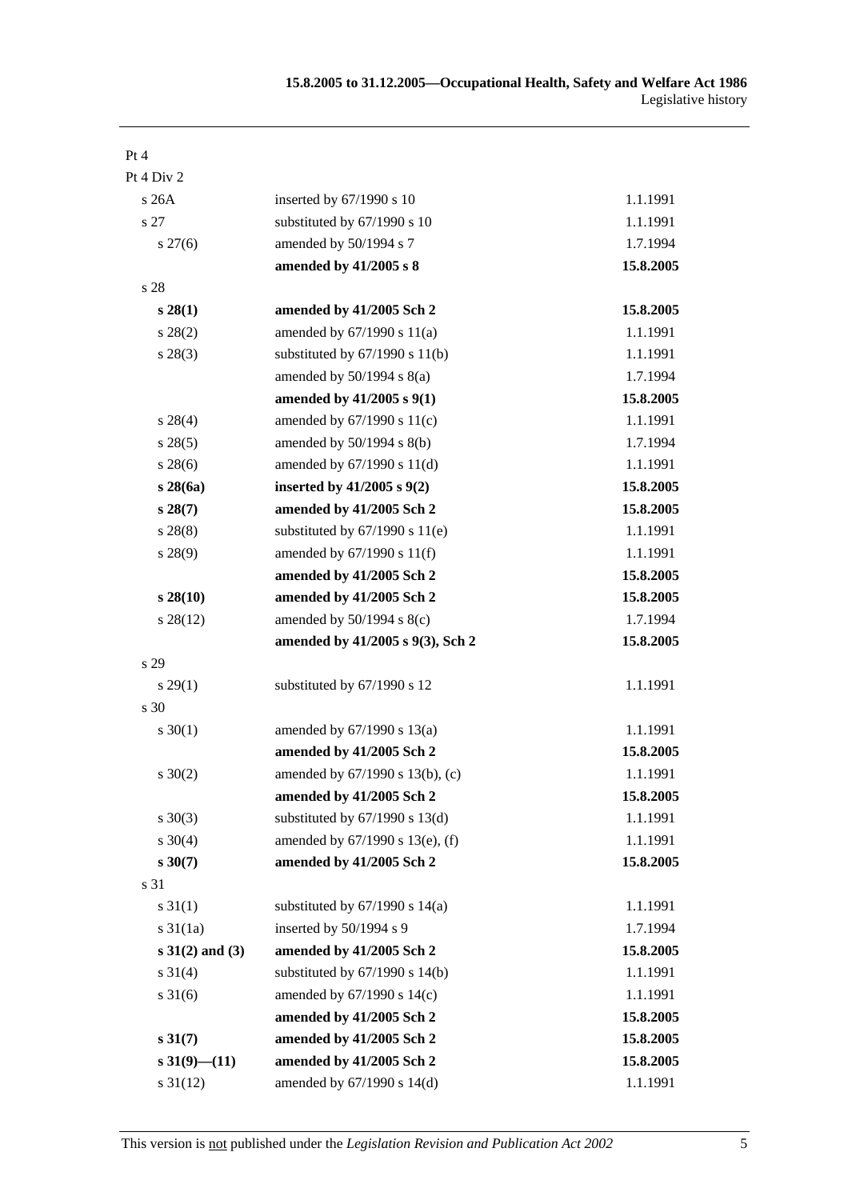| | | |
|---|---|---|
| Pt 4 | | |
| Pt 4 Div 2 | | |
| s 26A | inserted by 67/1990 s 10 | 1.1.1991 |
| s 27 | substituted by 67/1990 s 10 | 1.1.1991 |
| s 27(6) | amended by 50/1994 s 7 | 1.7.1994 |
| | **amended by 41/2005 s 8** | **15.8.2005** |
| s 28 | | |
| **s 28(1)** | **amended by 41/2005 Sch 2** | **15.8.2005** |
| s 28(2) | amended by 67/1990 s 11(a) | 1.1.1991 |
| s 28(3) | substituted by 67/1990 s 11(b) | 1.1.1991 |
| | amended by 50/1994 s 8(a) | 1.7.1994 |
| | **amended by 41/2005 s 9(1)** | **15.8.2005** |
| s 28(4) | amended by 67/1990 s 11(c) | 1.1.1991 |
| s 28(5) | amended by 50/1994 s 8(b) | 1.7.1994 |
| s 28(6) | amended by 67/1990 s 11(d) | 1.1.1991 |
| **s 28(6a)** | **inserted by 41/2005 s 9(2)** | **15.8.2005** |
| **s 28(7)** | **amended by 41/2005 Sch 2** | **15.8.2005** |
| s 28(8) | substituted by 67/1990 s 11(e) | 1.1.1991 |
| s 28(9) | amended by 67/1990 s 11(f) | 1.1.1991 |
| | **amended by 41/2005 Sch 2** | **15.8.2005** |
| **s 28(10)** | **amended by 41/2005 Sch 2** | **15.8.2005** |
| s 28(12) | amended by 50/1994 s 8(c) | 1.7.1994 |
| | **amended by 41/2005 s 9(3), Sch 2** | **15.8.2005** |
| s 29 | | |
| s 29(1) | substituted by 67/1990 s 12 | 1.1.1991 |
| s 30 | | |
| s 30(1) | amended by 67/1990 s 13(a) | 1.1.1991 |
| | **amended by 41/2005 Sch 2** | **15.8.2005** |
| s 30(2) | amended by 67/1990 s 13(b), (c) | 1.1.1991 |
| | **amended by 41/2005 Sch 2** | **15.8.2005** |
| s 30(3) | substituted by 67/1990 s 13(d) | 1.1.1991 |
| s 30(4) | amended by 67/1990 s 13(e), (f) | 1.1.1991 |
| **s 30(7)** | **amended by 41/2005 Sch 2** | **15.8.2005** |
| s 31 | | |
| s 31(1) | substituted by 67/1990 s 14(a) | 1.1.1991 |
| s 31(1a) | inserted by 50/1994 s 9 | 1.7.1994 |
| **s 31(2) and (3)** | **amended by 41/2005 Sch 2** | **15.8.2005** |
| s 31(4) | substituted by 67/1990 s 14(b) | 1.1.1991 |
| s 31(6) | amended by 67/1990 s 14(c) | 1.1.1991 |
| | **amended by 41/2005 Sch 2** | **15.8.2005** |
| **s 31(7)** | **amended by 41/2005 Sch 2** | **15.8.2005** |
| **s 31(9)—(11)** | **amended by 41/2005 Sch 2** | **15.8.2005** |
| s 31(12) | amended by 67/1990 s 14(d) | 1.1.1991 |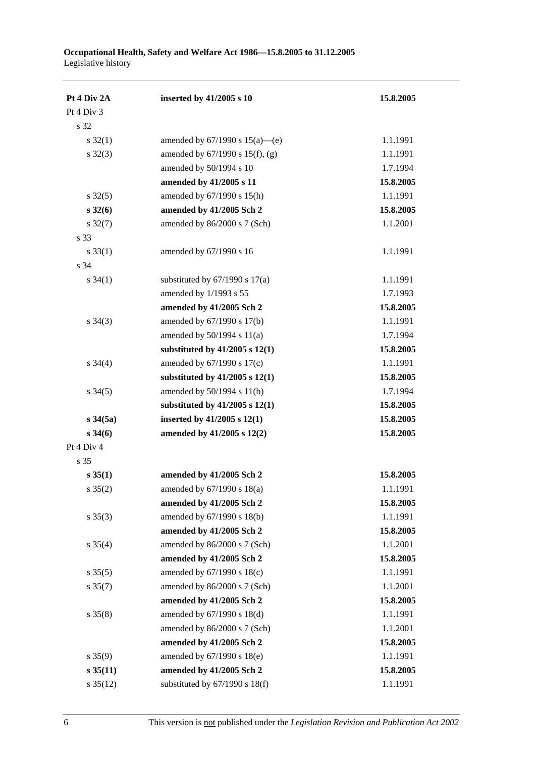| | | |
|---|---|---|
| **Pt 4 Div 2A** | **inserted by 41/2005 s 10** | **15.8.2005** |
| Pt 4 Div 3 | | |
| s 32 | | |
| s 32(1) | amended by 67/1990 s 15(a)—(e) | 1.1.1991 |
| s 32(3) | amended by 67/1990 s 15(f), (g) | 1.1.1991 |
| | amended by 50/1994 s 10 | 1.7.1994 |
| | **amended by 41/2005 s 11** | **15.8.2005** |
| s 32(5) | amended by 67/1990 s 15(h) | 1.1.1991 |
| **s 32(6)** | **amended by 41/2005 Sch 2** | **15.8.2005** |
| s 32(7) | amended by 86/2000 s 7 (Sch) | 1.1.2001 |
| s 33 | | |
| s 33(1) | amended by 67/1990 s 16 | 1.1.1991 |
| s 34 | | |
| s 34(1) | substituted by 67/1990 s 17(a) | 1.1.1991 |
| | amended by 1/1993 s 55 | 1.7.1993 |
| | **amended by 41/2005 Sch 2** | **15.8.2005** |
| s 34(3) | amended by 67/1990 s 17(b) | 1.1.1991 |
| | amended by 50/1994 s 11(a) | 1.7.1994 |
| | **substituted by 41/2005 s 12(1)** | **15.8.2005** |
| s 34(4) | amended by 67/1990 s 17(c) | 1.1.1991 |
| | **substituted by 41/2005 s 12(1)** | **15.8.2005** |
| s 34(5) | amended by 50/1994 s 11(b) | 1.7.1994 |
| | **substituted by 41/2005 s 12(1)** | **15.8.2005** |
| **s 34(5a)** | **inserted by 41/2005 s 12(1)** | **15.8.2005** |
| **s 34(6)** | **amended by 41/2005 s 12(2)** | **15.8.2005** |
| Pt 4 Div 4 | | |
| s 35 | | |
| **s 35(1)** | **amended by 41/2005 Sch 2** | **15.8.2005** |
| s 35(2) | amended by 67/1990 s 18(a) | 1.1.1991 |
| | **amended by 41/2005 Sch 2** | **15.8.2005** |
| s 35(3) | amended by 67/1990 s 18(b) | 1.1.1991 |
| | **amended by 41/2005 Sch 2** | **15.8.2005** |
| s 35(4) | amended by 86/2000 s 7 (Sch) | 1.1.2001 |
| | **amended by 41/2005 Sch 2** | **15.8.2005** |
| s 35(5) | amended by 67/1990 s 18(c) | 1.1.1991 |
| s 35(7) | amended by 86/2000 s 7 (Sch) | 1.1.2001 |
| | **amended by 41/2005 Sch 2** | **15.8.2005** |
| s 35(8) | amended by 67/1990 s 18(d) | 1.1.1991 |
| | amended by 86/2000 s 7 (Sch) | 1.1.2001 |
| | **amended by 41/2005 Sch 2** | **15.8.2005** |
| s 35(9) | amended by 67/1990 s 18(e) | 1.1.1991 |
| **s 35(11)** | **amended by 41/2005 Sch 2** | **15.8.2005** |
| s 35(12) | substituted by 67/1990 s 18(f) | 1.1.1991 |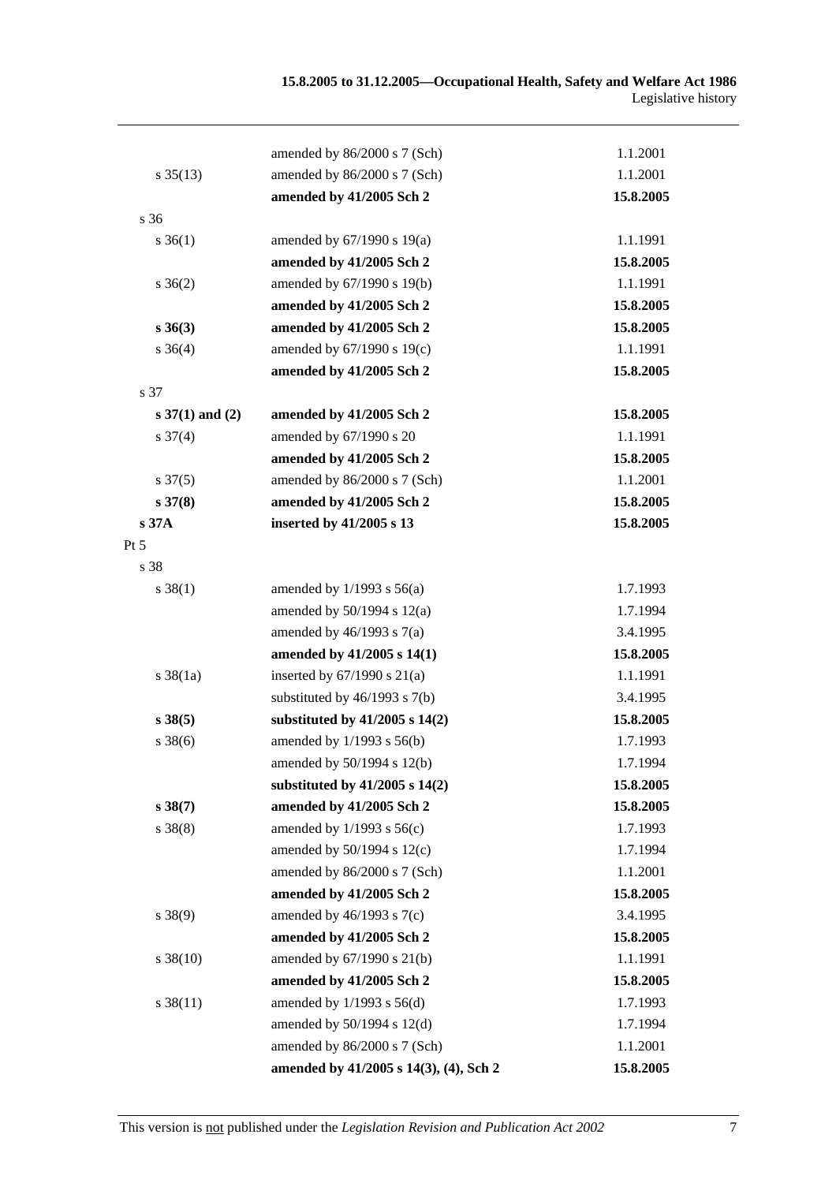| | | |
|---|---|---|
| | amended by 86/2000 s 7 (Sch) | 1.1.2001 |
| s 35(13) | amended by 86/2000 s 7 (Sch) | 1.1.2001 |
| | **amended by 41/2005 Sch 2** | **15.8.2005** |
| s 36 | | |
| s 36(1) | amended by 67/1990 s 19(a) | 1.1.1991 |
| | **amended by 41/2005 Sch 2** | **15.8.2005** |
| s 36(2) | amended by 67/1990 s 19(b) | 1.1.1991 |
| | **amended by 41/2005 Sch 2** | **15.8.2005** |
| **s 36(3)** | **amended by 41/2005 Sch 2** | **15.8.2005** |
| s 36(4) | amended by 67/1990 s 19(c) | 1.1.1991 |
| | **amended by 41/2005 Sch 2** | **15.8.2005** |
| s 37 | | |
| **s 37(1) and (2)** | **amended by 41/2005 Sch 2** | **15.8.2005** |
| s 37(4) | amended by 67/1990 s 20 | 1.1.1991 |
| | **amended by 41/2005 Sch 2** | **15.8.2005** |
| s 37(5) | amended by 86/2000 s 7 (Sch) | 1.1.2001 |
| **s 37(8)** | **amended by 41/2005 Sch 2** | **15.8.2005** |
| **s 37A** | **inserted by 41/2005 s 13** | **15.8.2005** |
| Pt 5 | | |
| s 38 | | |
| s 38(1) | amended by 1/1993 s 56(a) | 1.7.1993 |
| | amended by 50/1994 s 12(a) | 1.7.1994 |
| | amended by 46/1993 s 7(a) | 3.4.1995 |
| | **amended by 41/2005 s 14(1)** | **15.8.2005** |
| s 38(1a) | inserted by 67/1990 s 21(a) | 1.1.1991 |
| | substituted by 46/1993 s 7(b) | 3.4.1995 |
| **s 38(5)** | **substituted by 41/2005 s 14(2)** | **15.8.2005** |
| s 38(6) | amended by 1/1993 s 56(b) | 1.7.1993 |
| | amended by 50/1994 s 12(b) | 1.7.1994 |
| | **substituted by 41/2005 s 14(2)** | **15.8.2005** |
| **s 38(7)** | **amended by 41/2005 Sch 2** | **15.8.2005** |
| s 38(8) | amended by 1/1993 s 56(c) | 1.7.1993 |
| | amended by 50/1994 s 12(c) | 1.7.1994 |
| | amended by 86/2000 s 7 (Sch) | 1.1.2001 |
| | **amended by 41/2005 Sch 2** | **15.8.2005** |
| s 38(9) | amended by 46/1993 s 7(c) | 3.4.1995 |
| | **amended by 41/2005 Sch 2** | **15.8.2005** |
| s 38(10) | amended by 67/1990 s 21(b) | 1.1.1991 |
| | **amended by 41/2005 Sch 2** | **15.8.2005** |
| s 38(11) | amended by 1/1993 s 56(d) | 1.7.1993 |
| | amended by 50/1994 s 12(d) | 1.7.1994 |
| | amended by 86/2000 s 7 (Sch) | 1.1.2001 |
| | **amended by 41/2005 s 14(3), (4), Sch 2** | **15.8.2005** |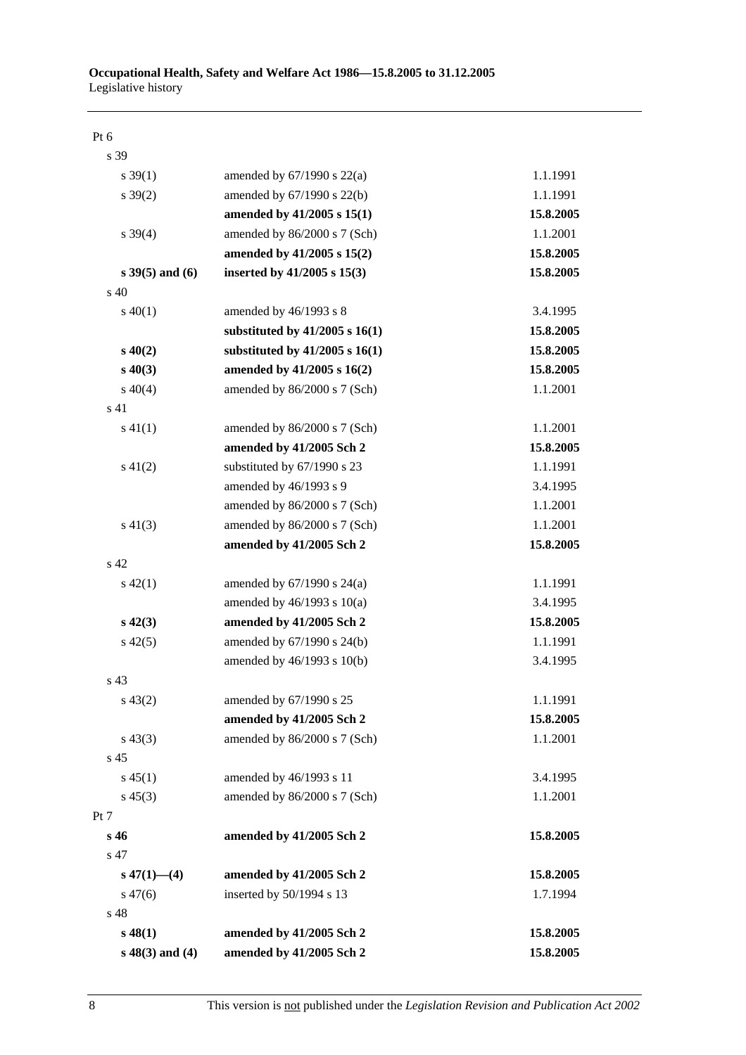| | | |
|---|---|---|
| Pt 6 | | |
| s 39 | | |
| s 39(1) | amended by 67/1990 s 22(a) | 1.1.1991 |
| s 39(2) | amended by 67/1990 s 22(b) | 1.1.1991 |
| | **amended by 41/2005 s 15(1)** | **15.8.2005** |
| s 39(4) | amended by 86/2000 s 7 (Sch) | 1.1.2001 |
| | **amended by 41/2005 s 15(2)** | **15.8.2005** |
| **s 39(5) and (6)** | **inserted by 41/2005 s 15(3)** | **15.8.2005** |
| s 40 | | |
| s 40(1) | amended by 46/1993 s 8 | 3.4.1995 |
| | **substituted by 41/2005 s 16(1)** | **15.8.2005** |
| **s 40(2)** | **substituted by 41/2005 s 16(1)** | **15.8.2005** |
| **s 40(3)** | **amended by 41/2005 s 16(2)** | **15.8.2005** |
| s 40(4) | amended by 86/2000 s 7 (Sch) | 1.1.2001 |
| s 41 | | |
| s 41(1) | amended by 86/2000 s 7 (Sch) | 1.1.2001 |
| | **amended by 41/2005 Sch 2** | **15.8.2005** |
| s 41(2) | substituted by 67/1990 s 23 | 1.1.1991 |
| | amended by 46/1993 s 9 | 3.4.1995 |
| | amended by 86/2000 s 7 (Sch) | 1.1.2001 |
| s 41(3) | amended by 86/2000 s 7 (Sch) | 1.1.2001 |
| | **amended by 41/2005 Sch 2** | **15.8.2005** |
| s 42 | | |
| s 42(1) | amended by 67/1990 s 24(a) | 1.1.1991 |
| | amended by 46/1993 s 10(a) | 3.4.1995 |
| **s 42(3)** | **amended by 41/2005 Sch 2** | **15.8.2005** |
| s 42(5) | amended by 67/1990 s 24(b) | 1.1.1991 |
| | amended by 46/1993 s 10(b) | 3.4.1995 |
| s 43 | | |
| s 43(2) | amended by 67/1990 s 25 | 1.1.1991 |
| | **amended by 41/2005 Sch 2** | **15.8.2005** |
| s 43(3) | amended by 86/2000 s 7 (Sch) | 1.1.2001 |
| s 45 | | |
| s 45(1) | amended by 46/1993 s 11 | 3.4.1995 |
| s 45(3) | amended by 86/2000 s 7 (Sch) | 1.1.2001 |
| Pt 7 | | |
| **s 46** | **amended by 41/2005 Sch 2** | **15.8.2005** |
| s 47 | | |
| **s 47(1)—(4)** | **amended by 41/2005 Sch 2** | **15.8.2005** |
| s 47(6) | inserted by 50/1994 s 13 | 1.7.1994 |
| s 48 | | |
| **s 48(1)** | **amended by 41/2005 Sch 2** | **15.8.2005** |
| **s 48(3) and (4)** | **amended by 41/2005 Sch 2** | **15.8.2005** |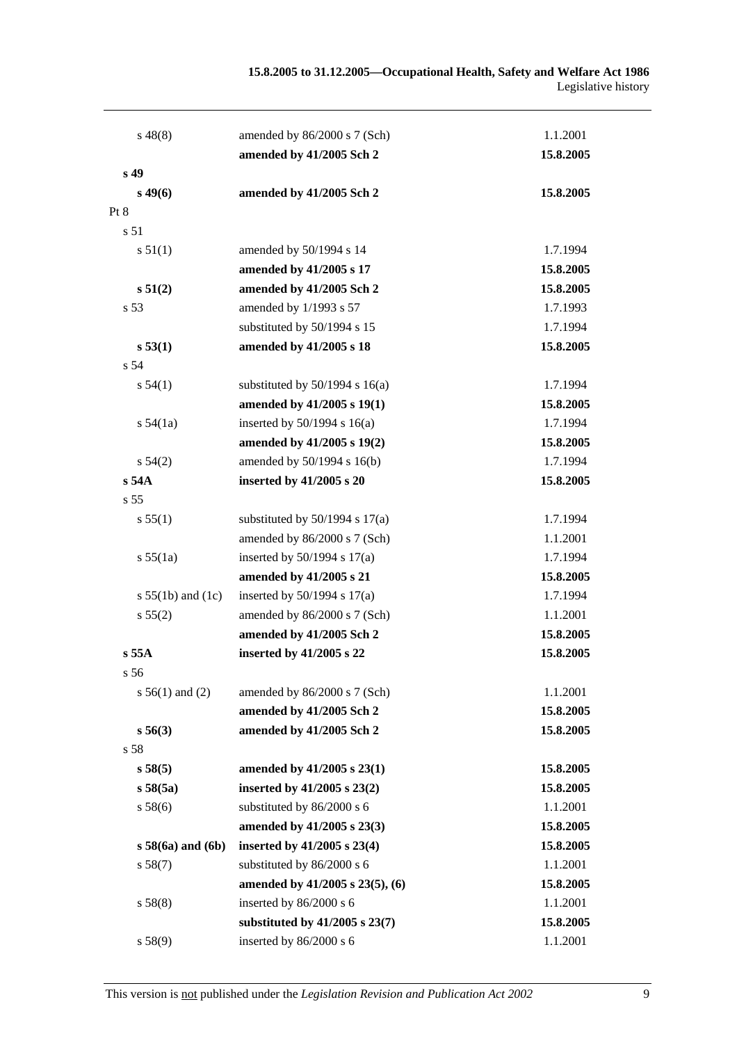| | | |
|---|---|---|
| s 48(8) | amended by 86/2000 s 7 (Sch) | 1.1.2001 |
| | **amended by 41/2005 Sch 2** | **15.8.2005** |
| **s 49** | | |
| **s 49(6)** | **amended by 41/2005 Sch 2** | **15.8.2005** |
| Pt 8 | | |
| s 51 | | |
| s 51(1) | amended by 50/1994 s 14 | 1.7.1994 |
| | **amended by 41/2005 s 17** | **15.8.2005** |
| **s 51(2)** | **amended by 41/2005 Sch 2** | **15.8.2005** |
| s 53 | amended by 1/1993 s 57 | 1.7.1993 |
| | substituted by 50/1994 s 15 | 1.7.1994 |
| **s 53(1)** | **amended by 41/2005 s 18** | **15.8.2005** |
| s 54 | | |
| s 54(1) | substituted by 50/1994 s 16(a) | 1.7.1994 |
| | **amended by 41/2005 s 19(1)** | **15.8.2005** |
| s 54(1a) | inserted by 50/1994 s 16(a) | 1.7.1994 |
| | **amended by 41/2005 s 19(2)** | **15.8.2005** |
| s 54(2) | amended by 50/1994 s 16(b) | 1.7.1994 |
| **s 54A** | **inserted by 41/2005 s 20** | **15.8.2005** |
| s 55 | | |
| s 55(1) | substituted by 50/1994 s 17(a) | 1.7.1994 |
| | amended by 86/2000 s 7 (Sch) | 1.1.2001 |
| s 55(1a) | inserted by 50/1994 s 17(a) | 1.7.1994 |
| | **amended by 41/2005 s 21** | **15.8.2005** |
| s 55(1b) and (1c) | inserted by 50/1994 s 17(a) | 1.7.1994 |
| s 55(2) | amended by 86/2000 s 7 (Sch) | 1.1.2001 |
| | **amended by 41/2005 Sch 2** | **15.8.2005** |
| **s 55A** | **inserted by 41/2005 s 22** | **15.8.2005** |
| s 56 | | |
| s 56(1) and (2) | amended by 86/2000 s 7 (Sch) | 1.1.2001 |
| | **amended by 41/2005 Sch 2** | **15.8.2005** |
| **s 56(3)** | **amended by 41/2005 Sch 2** | **15.8.2005** |
| s 58 | | |
| **s 58(5)** | **amended by 41/2005 s 23(1)** | **15.8.2005** |
| **s 58(5a)** | **inserted by 41/2005 s 23(2)** | **15.8.2005** |
| s 58(6) | substituted by 86/2000 s 6 | 1.1.2001 |
| | **amended by 41/2005 s 23(3)** | **15.8.2005** |
| **s 58(6a) and (6b)** | **inserted by 41/2005 s 23(4)** | **15.8.2005** |
| s 58(7) | substituted by 86/2000 s 6 | 1.1.2001 |
| | **amended by 41/2005 s 23(5), (6)** | **15.8.2005** |
| s 58(8) | inserted by 86/2000 s 6 | 1.1.2001 |
| | **substituted by 41/2005 s 23(7)** | **15.8.2005** |
| s 58(9) | inserted by 86/2000 s 6 | 1.1.2001 |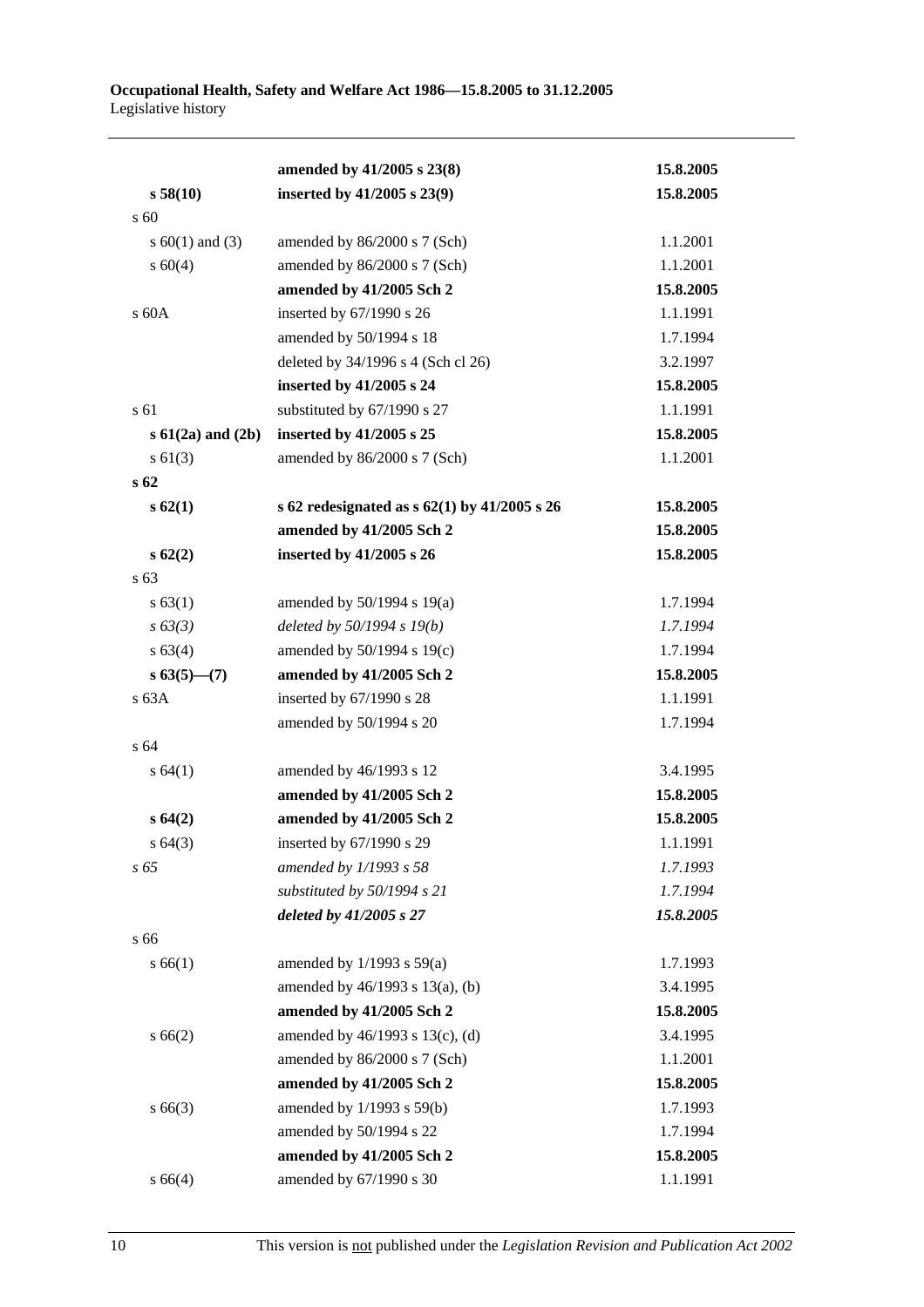| | | |
|---|---|---|
| | **amended by 41/2005 s 23(8)** | **15.8.2005** |
| **s 58(10)** | **inserted by 41/2005 s 23(9)** | **15.8.2005** |
| s 60 | | |
| s 60(1) and (3) | amended by 86/2000 s 7 (Sch) | 1.1.2001 |
| s 60(4) | amended by 86/2000 s 7 (Sch) | 1.1.2001 |
| | **amended by 41/2005 Sch 2** | **15.8.2005** |
| s 60A | inserted by 67/1990 s 26 | 1.1.1991 |
| | amended by 50/1994 s 18 | 1.7.1994 |
| | deleted by 34/1996 s 4 (Sch cl 26) | 3.2.1997 |
| | **inserted by 41/2005 s 24** | **15.8.2005** |
| s 61 | substituted by 67/1990 s 27 | 1.1.1991 |
| **s 61(2a) and (2b)** | **inserted by 41/2005 s 25** | **15.8.2005** |
| s 61(3) | amended by 86/2000 s 7 (Sch) | 1.1.2001 |
| **s 62** | | |
| **s 62(1)** | **s 62 redesignated as s 62(1) by 41/2005 s 26** | **15.8.2005** |
| | **amended by 41/2005 Sch 2** | **15.8.2005** |
| **s 62(2)** | **inserted by 41/2005 s 26** | **15.8.2005** |
| s 63 | | |
| s 63(1) | amended by 50/1994 s 19(a) | 1.7.1994 |
| *s 63(3)* | *deleted by 50/1994 s 19(b)* | *1.7.1994* |
| s 63(4) | amended by 50/1994 s 19(c) | 1.7.1994 |
| **s 63(5)—(7)** | **amended by 41/2005 Sch 2** | **15.8.2005** |
| s 63A | inserted by 67/1990 s 28 | 1.1.1991 |
| | amended by 50/1994 s 20 | 1.7.1994 |
| s 64 | | |
| s 64(1) | amended by 46/1993 s 12 | 3.4.1995 |
| | **amended by 41/2005 Sch 2** | **15.8.2005** |
| **s 64(2)** | **amended by 41/2005 Sch 2** | **15.8.2005** |
| s 64(3) | inserted by 67/1990 s 29 | 1.1.1991 |
| *s 65* | *amended by 1/1993 s 58* | *1.7.1993* |
| | *substituted by 50/1994 s 21* | *1.7.1994* |
| | ***deleted by 41/2005 s 27*** | ***15.8.2005*** |
| s 66 | | |
| s 66(1) | amended by 1/1993 s 59(a) | 1.7.1993 |
| | amended by 46/1993 s 13(a), (b) | 3.4.1995 |
| | **amended by 41/2005 Sch 2** | **15.8.2005** |
| s 66(2) | amended by 46/1993 s 13(c), (d) | 3.4.1995 |
| | amended by 86/2000 s 7 (Sch) | 1.1.2001 |
| | **amended by 41/2005 Sch 2** | **15.8.2005** |
| s 66(3) | amended by 1/1993 s 59(b) | 1.7.1993 |
| | amended by 50/1994 s 22 | 1.7.1994 |
| | **amended by 41/2005 Sch 2** | **15.8.2005** |
| s 66(4) | amended by 67/1990 s 30 | 1.1.1991 |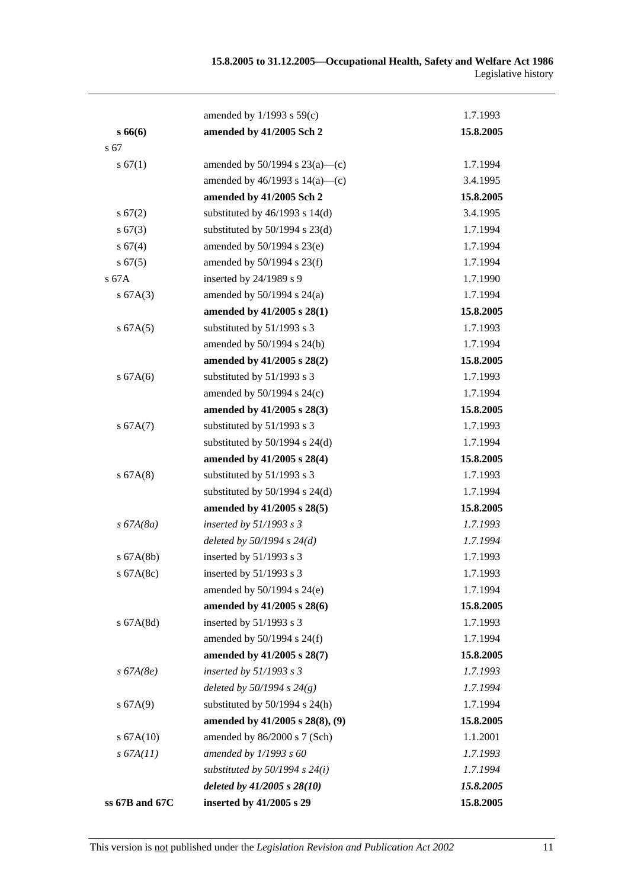| | | |
|---|---|---|
| | amended by 1/1993 s 59(c) | 1.7.1993 |
| **s 66(6)** | **amended by 41/2005 Sch 2** | **15.8.2005** |
| s 67 | | |
| s 67(1) | amended by 50/1994 s 23(a)—(c) | 1.7.1994 |
| | amended by 46/1993 s 14(a)—(c) | 3.4.1995 |
| | **amended by 41/2005 Sch 2** | **15.8.2005** |
| s 67(2) | substituted by 46/1993 s 14(d) | 3.4.1995 |
| s 67(3) | substituted by 50/1994 s 23(d) | 1.7.1994 |
| s 67(4) | amended by 50/1994 s 23(e) | 1.7.1994 |
| s 67(5) | amended by 50/1994 s 23(f) | 1.7.1994 |
| s 67A | inserted by 24/1989 s 9 | 1.7.1990 |
| s 67A(3) | amended by 50/1994 s 24(a) | 1.7.1994 |
| | **amended by 41/2005 s 28(1)** | **15.8.2005** |
| s 67A(5) | substituted by 51/1993 s 3 | 1.7.1993 |
| | amended by 50/1994 s 24(b) | 1.7.1994 |
| | **amended by 41/2005 s 28(2)** | **15.8.2005** |
| s 67A(6) | substituted by 51/1993 s 3 | 1.7.1993 |
| | amended by 50/1994 s 24(c) | 1.7.1994 |
| | **amended by 41/2005 s 28(3)** | **15.8.2005** |
| s 67A(7) | substituted by 51/1993 s 3 | 1.7.1993 |
| | substituted by 50/1994 s 24(d) | 1.7.1994 |
| | **amended by 41/2005 s 28(4)** | **15.8.2005** |
| s 67A(8) | substituted by 51/1993 s 3 | 1.7.1993 |
| | substituted by 50/1994 s 24(d) | 1.7.1994 |
| | **amended by 41/2005 s 28(5)** | **15.8.2005** |
| *s 67A(8a)* | *inserted by 51/1993 s 3* | *1.7.1993* |
| | *deleted by 50/1994 s 24(d)* | *1.7.1994* |
| s 67A(8b) | inserted by 51/1993 s 3 | 1.7.1993 |
| s 67A(8c) | inserted by 51/1993 s 3 | 1.7.1993 |
| | amended by 50/1994 s 24(e) | 1.7.1994 |
| | **amended by 41/2005 s 28(6)** | **15.8.2005** |
| s 67A(8d) | inserted by 51/1993 s 3 | 1.7.1993 |
| | amended by 50/1994 s 24(f) | 1.7.1994 |
| | **amended by 41/2005 s 28(7)** | **15.8.2005** |
| *s 67A(8e)* | *inserted by 51/1993 s 3* | *1.7.1993* |
| | *deleted by 50/1994 s 24(g)* | *1.7.1994* |
| s 67A(9) | substituted by 50/1994 s 24(h) | 1.7.1994 |
| | **amended by 41/2005 s 28(8), (9)** | **15.8.2005** |
| s 67A(10) | amended by 86/2000 s 7 (Sch) | 1.1.2001 |
| *s 67A(11)* | *amended by 1/1993 s 60* | *1.7.1993* |
| | *substituted by 50/1994 s 24(i)* | *1.7.1994* |
| | ***deleted by 41/2005 s 28(10)*** | ***15.8.2005*** |
| **ss 67B and 67C** | **inserted by 41/2005 s 29** | **15.8.2005** |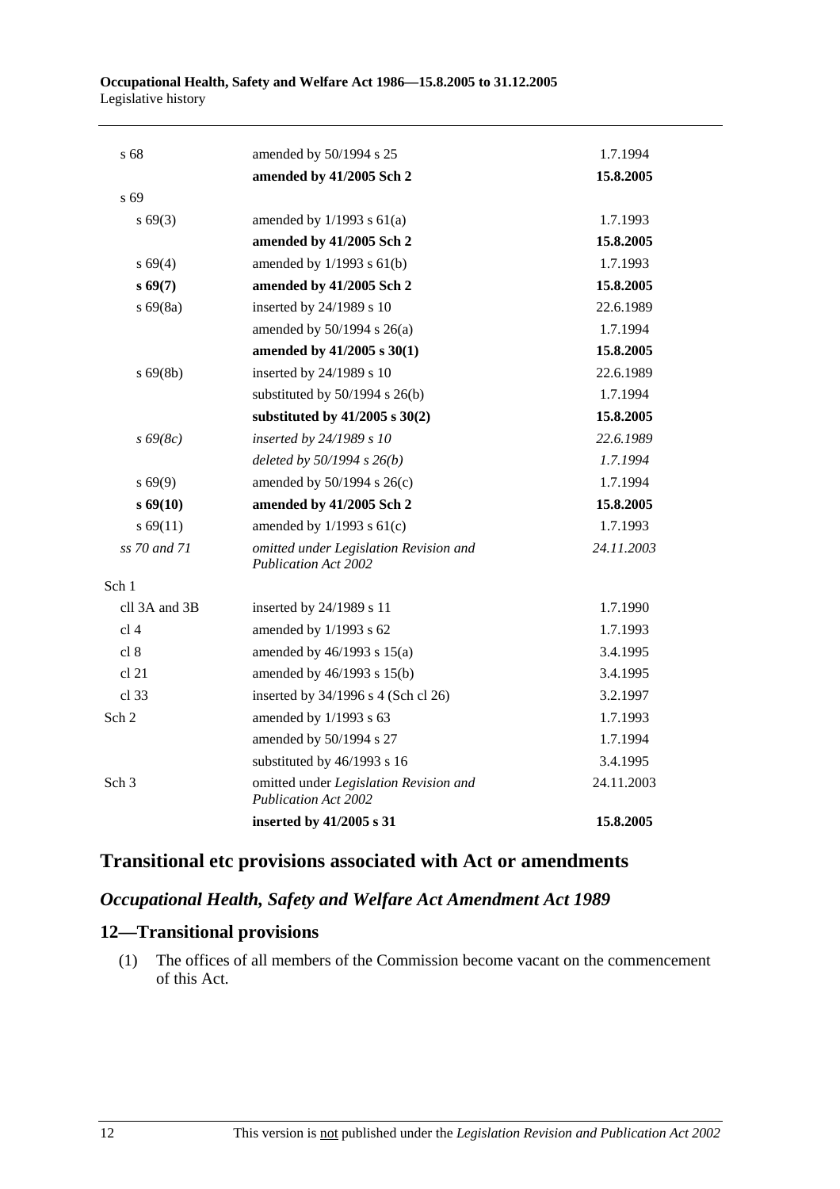| | | |
|---|---|---|
| s 68 | amended by 50/1994 s 25 | 1.7.1994 |
| | **amended by 41/2005 Sch 2** | **15.8.2005** |
| s 69 | | |
| s 69(3) | amended by 1/1993 s 61(a) | 1.7.1993 |
| | **amended by 41/2005 Sch 2** | **15.8.2005** |
| s 69(4) | amended by 1/1993 s 61(b) | 1.7.1993 |
| **s 69(7)** | **amended by 41/2005 Sch 2** | **15.8.2005** |
| s 69(8a) | inserted by 24/1989 s 10 | 22.6.1989 |
| | amended by 50/1994 s 26(a) | 1.7.1994 |
| | **amended by 41/2005 s 30(1)** | **15.8.2005** |
| s 69(8b) | inserted by 24/1989 s 10 | 22.6.1989 |
| | substituted by 50/1994 s 26(b) | 1.7.1994 |
| | **substituted by 41/2005 s 30(2)** | **15.8.2005** |
| *s 69(8c)* | *inserted by 24/1989 s 10* | *22.6.1989* |
| | *deleted by 50/1994 s 26(b)* | *1.7.1994* |
| s 69(9) | amended by 50/1994 s 26(c) | 1.7.1994 |
| **s 69(10)** | **amended by 41/2005 Sch 2** | **15.8.2005** |
| s 69(11) | amended by 1/1993 s 61(c) | 1.7.1993 |
| *ss 70 and 71* | *omitted under Legislation Revision and Publication Act 2002* | *24.11.2003* |
| Sch 1 | | |
| cll 3A and 3B | inserted by 24/1989 s 11 | 1.7.1990 |
| cl 4 | amended by 1/1993 s 62 | 1.7.1993 |
| cl 8 | amended by 46/1993 s 15(a) | 3.4.1995 |
| cl 21 | amended by 46/1993 s 15(b) | 3.4.1995 |
| cl 33 | inserted by 34/1996 s 4 (Sch cl 26) | 3.2.1997 |
| Sch 2 | amended by 1/1993 s 63 | 1.7.1993 |
| | amended by 50/1994 s 27 | 1.7.1994 |
| | substituted by 46/1993 s 16 | 3.4.1995 |
| Sch 3 | omitted under *Legislation Revision and Publication Act 2002* | 24.11.2003 |
| | **inserted by 41/2005 s 31** | **15.8.2005** |

## Transitional etc provisions associated with Act or amendments

### *Occupational Health, Safety and Welfare Act Amendment Act 1989*

### 12—Transitional provisions

(1) The offices of all members of the Commission become vacant on the commencement of this Act.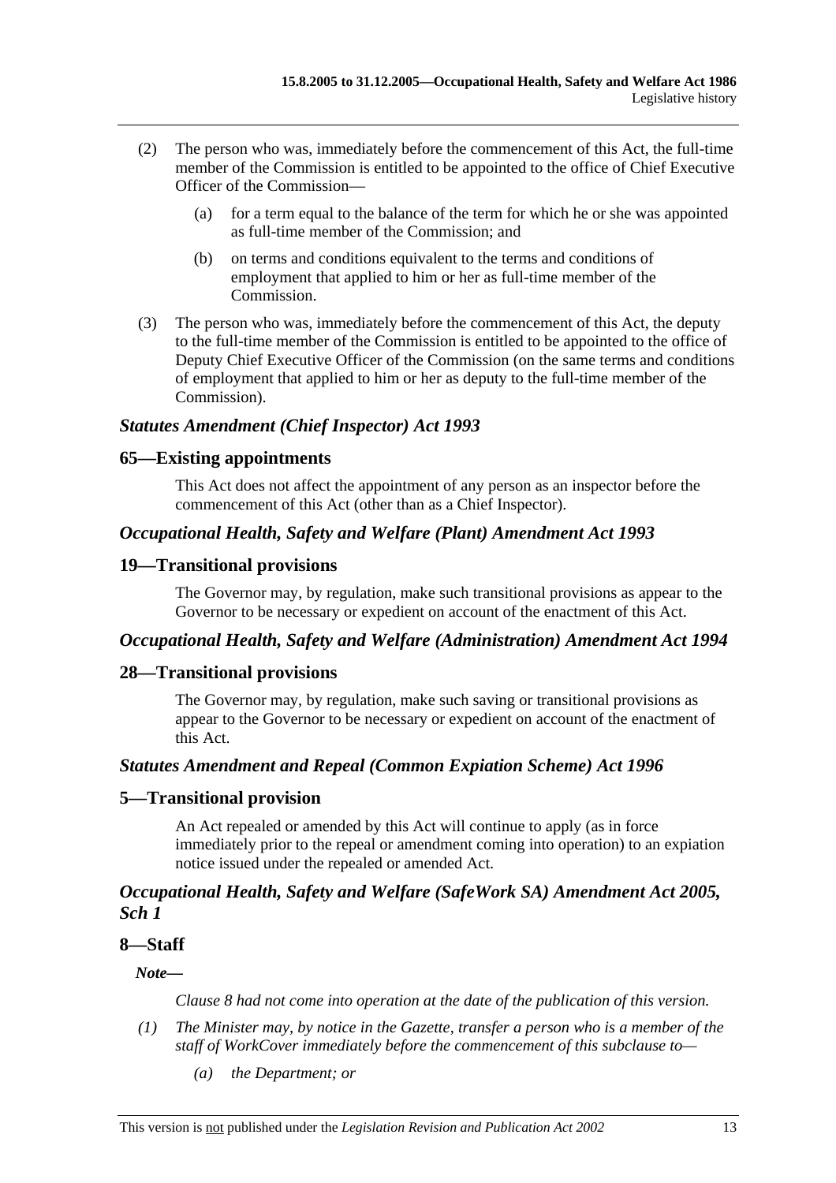(2) The person who was, immediately before the commencement of this Act, the full-time member of the Commission is entitled to be appointed to the office of Chief Executive Officer of the Commission—

(a) for a term equal to the balance of the term for which he or she was appointed as full-time member of the Commission; and

(b) on terms and conditions equivalent to the terms and conditions of employment that applied to him or her as full-time member of the Commission.

(3) The person who was, immediately before the commencement of this Act, the deputy to the full-time member of the Commission is entitled to be appointed to the office of Deputy Chief Executive Officer of the Commission (on the same terms and conditions of employment that applied to him or her as deputy to the full-time member of the Commission).

### *Statutes Amendment (Chief Inspector) Act 1993*

### 65—Existing appointments

This Act does not affect the appointment of any person as an inspector before the commencement of this Act (other than as a Chief Inspector).

### *Occupational Health, Safety and Welfare (Plant) Amendment Act 1993*

### 19—Transitional provisions

The Governor may, by regulation, make such transitional provisions as appear to the Governor to be necessary or expedient on account of the enactment of this Act.

### *Occupational Health, Safety and Welfare (Administration) Amendment Act 1994*

### 28—Transitional provisions

The Governor may, by regulation, make such saving or transitional provisions as appear to the Governor to be necessary or expedient on account of the enactment of this Act.

### *Statutes Amendment and Repeal (Common Expiation Scheme) Act 1996*

### 5—Transitional provision

An Act repealed or amended by this Act will continue to apply (as in force immediately prior to the repeal or amendment coming into operation) to an expiation notice issued under the repealed or amended Act.

### *Occupational Health, Safety and Welfare (SafeWork SA) Amendment Act 2005, Sch 1*

### 8—Staff

***Note—***

*Clause 8 had not come into operation at the date of the publication of this version.*

*(1) The Minister may, by notice in the Gazette, transfer a person who is a member of the staff of WorkCover immediately before the commencement of this subclause to—*

*(a) the Department; or*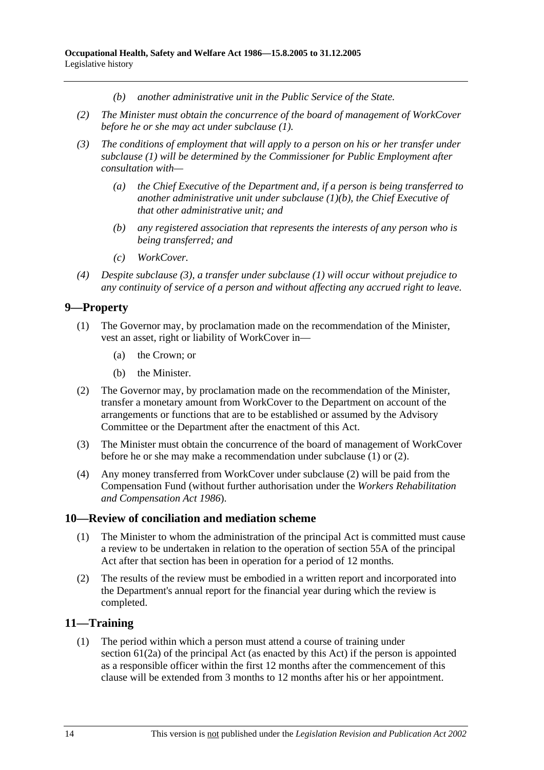*(b) another administrative unit in the Public Service of the State.*

*(2) The Minister must obtain the concurrence of the board of management of WorkCover before he or she may act under subclause (1).*

*(3) The conditions of employment that will apply to a person on his or her transfer under subclause (1) will be determined by the Commissioner for Public Employment after consultation with—*

*(a) the Chief Executive of the Department and, if a person is being transferred to another administrative unit under subclause (1)(b), the Chief Executive of that other administrative unit; and*

*(b) any registered association that represents the interests of any person who is being transferred; and*

*(c) WorkCover.*

*(4) Despite subclause (3), a transfer under subclause (1) will occur without prejudice to any continuity of service of a person and without affecting any accrued right to leave.*

## 9—Property

(1) The Governor may, by proclamation made on the recommendation of the Minister, vest an asset, right or liability of WorkCover in—

(a) the Crown; or

(b) the Minister.

(2) The Governor may, by proclamation made on the recommendation of the Minister, transfer a monetary amount from WorkCover to the Department on account of the arrangements or functions that are to be established or assumed by the Advisory Committee or the Department after the enactment of this Act.

(3) The Minister must obtain the concurrence of the board of management of WorkCover before he or she may make a recommendation under subclause (1) or (2).

(4) Any money transferred from WorkCover under subclause (2) will be paid from the Compensation Fund (without further authorisation under the *Workers Rehabilitation and Compensation Act 1986*).

## 10—Review of conciliation and mediation scheme

(1) The Minister to whom the administration of the principal Act is committed must cause a review to be undertaken in relation to the operation of section 55A of the principal Act after that section has been in operation for a period of 12 months.

(2) The results of the review must be embodied in a written report and incorporated into the Department's annual report for the financial year during which the review is completed.

## 11—Training

(1) The period within which a person must attend a course of training under section 61(2a) of the principal Act (as enacted by this Act) if the person is appointed as a responsible officer within the first 12 months after the commencement of this clause will be extended from 3 months to 12 months after his or her appointment.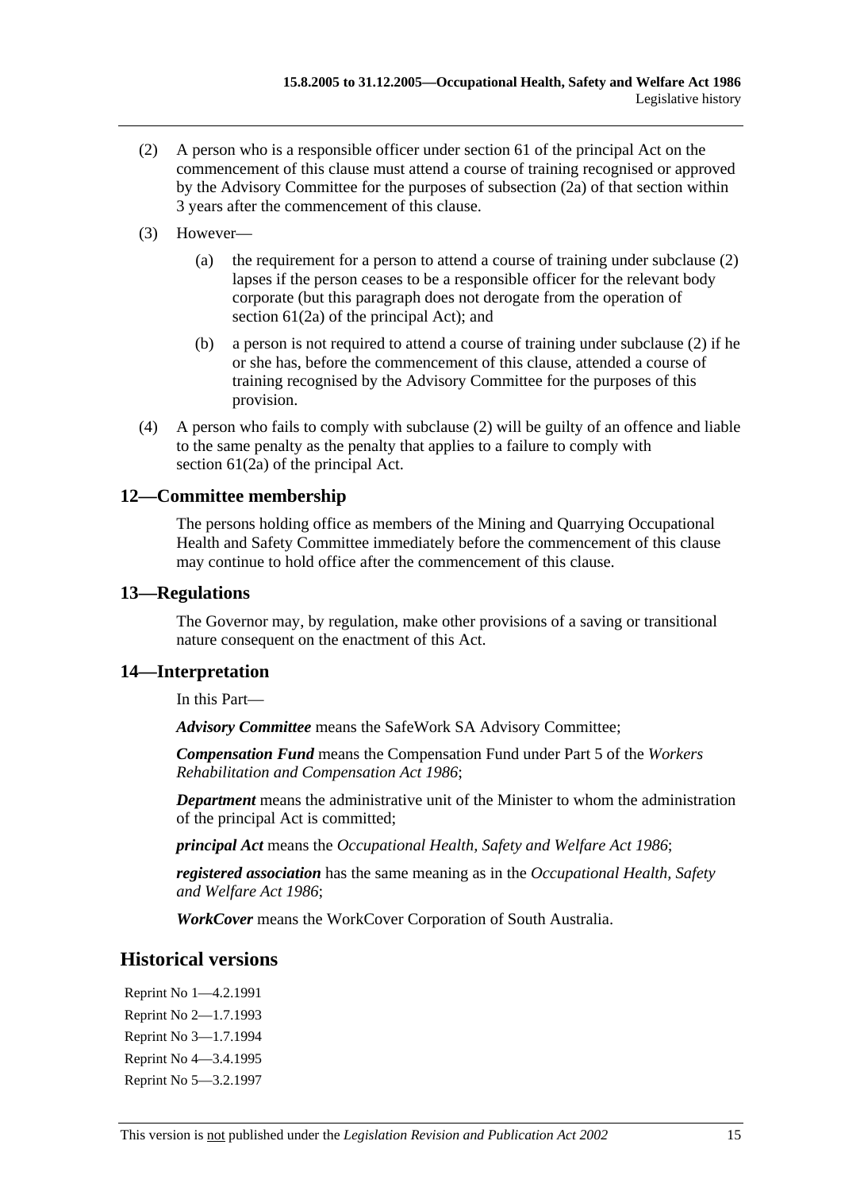(2) A person who is a responsible officer under section 61 of the principal Act on the commencement of this clause must attend a course of training recognised or approved by the Advisory Committee for the purposes of subsection (2a) of that section within 3 years after the commencement of this clause.

(3) However—

(a) the requirement for a person to attend a course of training under subclause (2) lapses if the person ceases to be a responsible officer for the relevant body corporate (but this paragraph does not derogate from the operation of section 61(2a) of the principal Act); and

(b) a person is not required to attend a course of training under subclause (2) if he or she has, before the commencement of this clause, attended a course of training recognised by the Advisory Committee for the purposes of this provision.

(4) A person who fails to comply with subclause (2) will be guilty of an offence and liable to the same penalty as the penalty that applies to a failure to comply with section 61(2a) of the principal Act.

### 12—Committee membership

The persons holding office as members of the Mining and Quarrying Occupational Health and Safety Committee immediately before the commencement of this clause may continue to hold office after the commencement of this clause.

### 13—Regulations

The Governor may, by regulation, make other provisions of a saving or transitional nature consequent on the enactment of this Act.

### 14—Interpretation

In this Part—

***Advisory Committee*** means the SafeWork SA Advisory Committee;

***Compensation Fund*** means the Compensation Fund under Part 5 of the *Workers Rehabilitation and Compensation Act 1986*;

***Department*** means the administrative unit of the Minister to whom the administration of the principal Act is committed;

***principal Act*** means the *Occupational Health, Safety and Welfare Act 1986*;

***registered association*** has the same meaning as in the *Occupational Health, Safety and Welfare Act 1986*;

***WorkCover*** means the WorkCover Corporation of South Australia.

## Historical versions

Reprint No 1—4.2.1991

Reprint No 2—1.7.1993

Reprint No 3—1.7.1994

Reprint No 4—3.4.1995

Reprint No 5—3.2.1997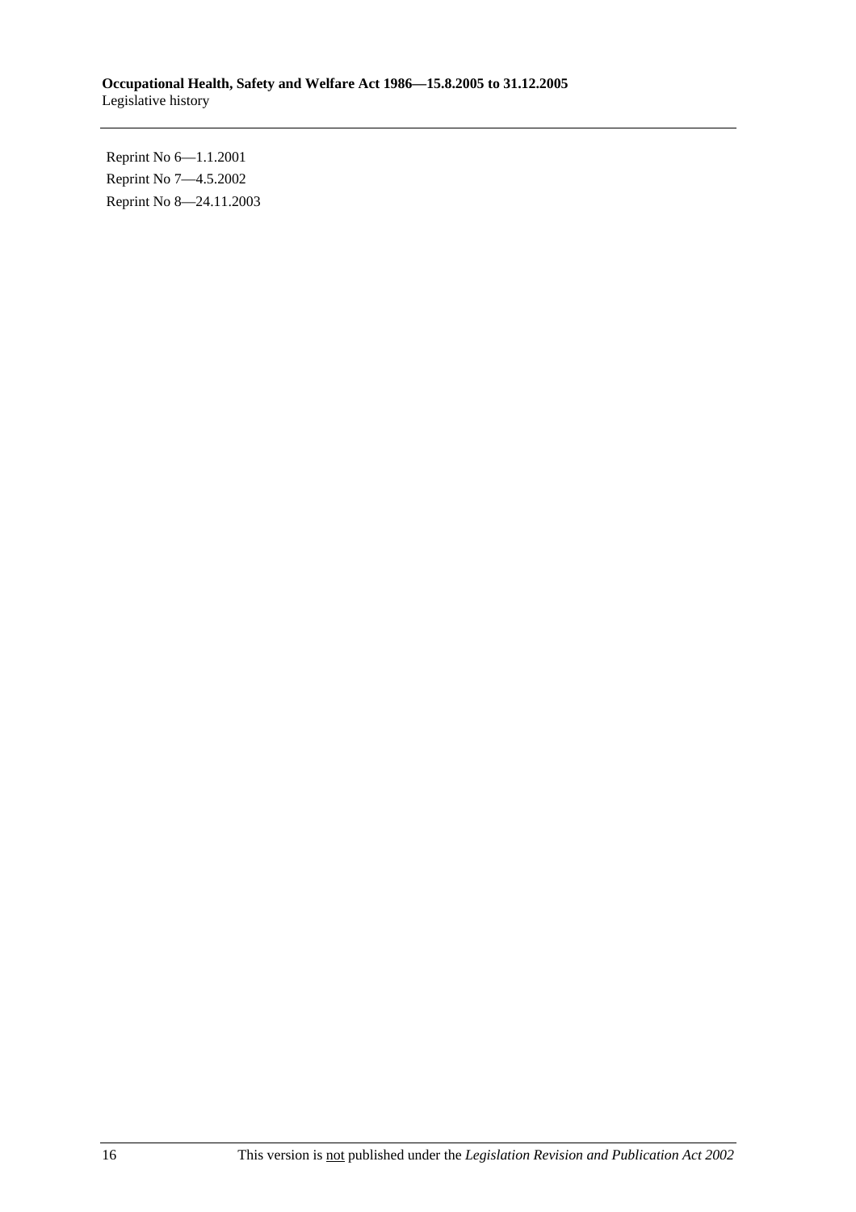Reprint No 6—1.1.2001

Reprint No 7—4.5.2002

Reprint No 8—24.11.2003